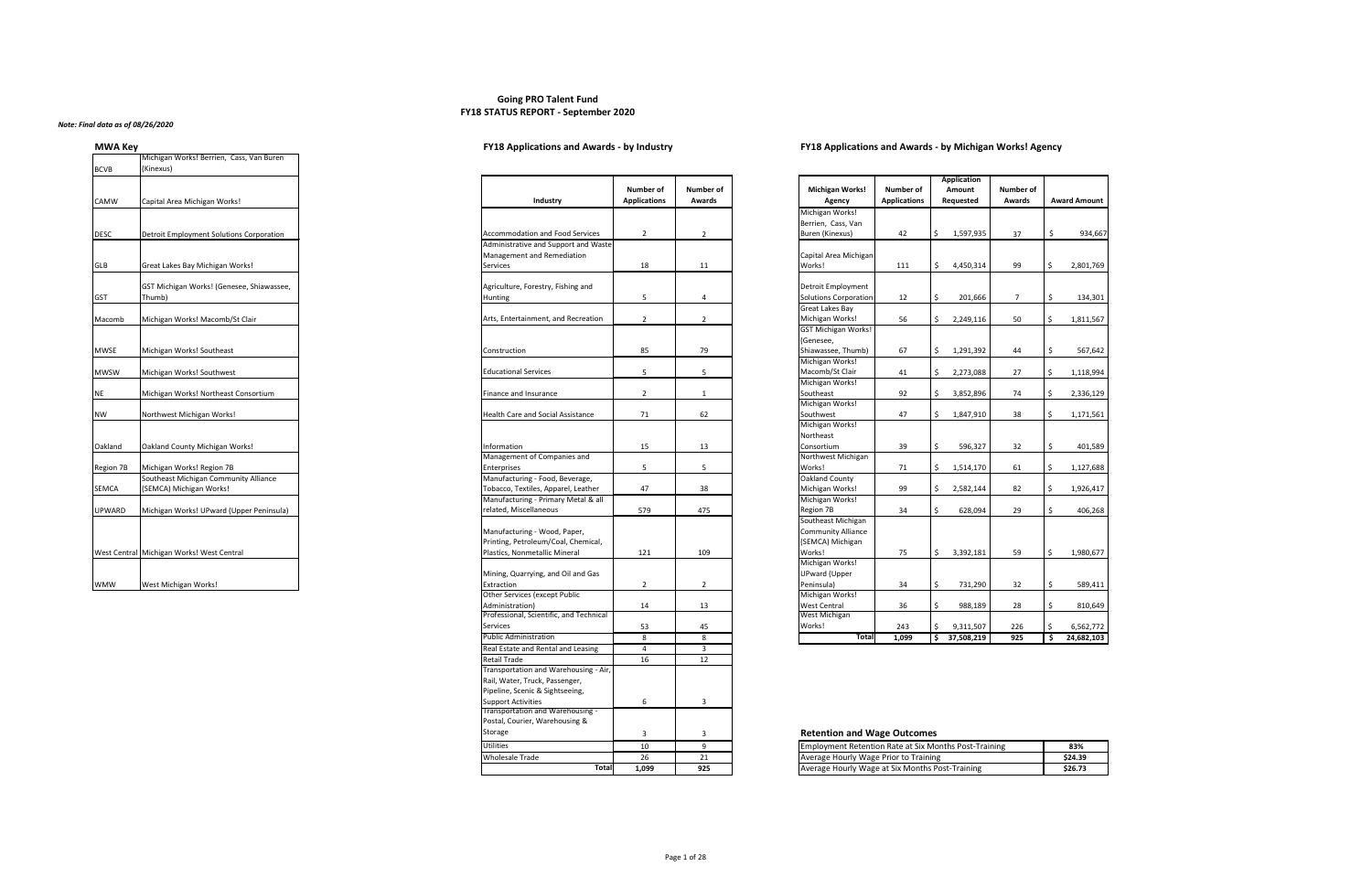# Going PRO Talent Fund
## FY18 STATUS REPORT - September 2020

*Note: Final data as of 08/26/2020*

### MWA Key

| | |
|---|---|
| BCVB | Michigan Works! Berrien, Cass, Van Buren (Kinexus) |
| CAMW | Capital Area Michigan Works! |
| DESC | Detroit Employment Solutions Corporation |
| GLB | Great Lakes Bay Michigan Works! |
| GST | GST Michigan Works! (Genesee, Shiawassee, Thumb) |
| Macomb | Michigan Works! Macomb/St Clair |
| MWSE | Michigan Works! Southeast |
| MWSW | Michigan Works! Southwest |
| NE | Michigan Works! Northeast Consortium |
| NW | Northwest Michigan Works! |
| Oakland | Oakland County Michigan Works! |
| Region 7B | Michigan Works! Region 7B |
| SEMCA | Southeast Michigan Community Alliance (SEMCA) Michigan Works! |
| UPWARD | Michigan Works! UPward (Upper Peninsula) |
| West Central | Michigan Works! West Central |
| WMW | West Michigan Works! |

### FY18 Applications and Awards - by Industry

| Industry | Number of Applications | Number of Awards |
|---|---|---|
| Accommodation and Food Services | 2 | 2 |
| Administrative and Support and Waste Management and Remediation Services | 18 | 11 |
| Agriculture, Forestry, Fishing and Hunting | 5 | 4 |
| Arts, Entertainment, and Recreation | 2 | 2 |
| Construction | 85 | 79 |
| Educational Services | 5 | 5 |
| Finance and Insurance | 2 | 1 |
| Health Care and Social Assistance | 71 | 62 |
| Information | 15 | 13 |
| Management of Companies and Enterprises | 5 | 5 |
| Manufacturing - Food, Beverage, Tobacco, Textiles, Apparel, Leather | 47 | 38 |
| Manufacturing - Primary Metal & all related, Miscellaneous | 579 | 475 |
| Manufacturing - Wood, Paper, Printing, Petroleum/Coal, Chemical, Plastics, Nonmetallic Mineral | 121 | 109 |
| Mining, Quarrying, and Oil and Gas Extraction | 2 | 2 |
| Other Services (except Public Administration) | 14 | 13 |
| Professional, Scientific, and Technical Services | 53 | 45 |
| Public Administration | 8 | 8 |
| Real Estate and Rental and Leasing | 4 | 3 |
| Retail Trade | 16 | 12 |
| Transportation and Warehousing - Air, Rail, Water, Truck, Passenger, Pipeline, Scenic & Sightseeing, Support Activities | 6 | 3 |
| Transportation and Warehousing - Postal, Courier, Warehousing & Storage | 3 | 3 |
| Utilities | 10 | 9 |
| Wholesale Trade | 26 | 21 |
| **Total** | **1,099** | **925** |

### FY18 Applications and Awards - by Michigan Works! Agency

| Michigan Works! Agency | Number of Applications | Application Amount Requested | Number of Awards | Award Amount |
|---|---|---|---|---|
| Michigan Works! Berrien, Cass, Van Buren (Kinexus) | 42 | $ 1,597,935 | 37 | $ 934,667 |
| Capital Area Michigan Works! | 111 | $ 4,450,314 | 99 | $ 2,801,769 |
| Detroit Employment Solutions Corporation | 12 | $ 201,666 | 7 | $ 134,301 |
| Great Lakes Bay Michigan Works! | 56 | $ 2,249,116 | 50 | $ 1,811,567 |
| GST Michigan Works! (Genesee, Shiawassee, Thumb) | 67 | $ 1,291,392 | 44 | $ 567,642 |
| Michigan Works! Macomb/St Clair | 41 | $ 2,273,088 | 27 | $ 1,118,994 |
| Michigan Works! Southeast | 92 | $ 3,852,896 | 74 | $ 2,336,129 |
| Michigan Works! Southwest | 47 | $ 1,847,910 | 38 | $ 1,171,561 |
| Michigan Works! Northeast Consortium | 39 | $ 596,327 | 32 | $ 401,589 |
| Northwest Michigan Works! | 71 | $ 1,514,170 | 61 | $ 1,127,688 |
| Oakland County Michigan Works! | 99 | $ 2,582,144 | 82 | $ 1,926,417 |
| Michigan Works! Region 7B | 34 | $ 628,094 | 29 | $ 406,268 |
| Southeast Michigan Community Alliance (SEMCA) Michigan Works! | 75 | $ 3,392,181 | 59 | $ 1,980,677 |
| Michigan Works! UPward (Upper Peninsula) | 34 | $ 731,290 | 32 | $ 589,411 |
| Michigan Works! West Central | 36 | $ 988,189 | 28 | $ 810,649 |
| West Michigan Works! | 243 | $ 9,311,507 | 226 | $ 6,562,772 |
| **Total** | **1,099** | **$ 37,508,219** | **925** | **$ 24,682,103** |

### Retention and Wage Outcomes

| | |
|---|---|
| Employment Retention Rate at Six Months Post-Training | **83%** |
| Average Hourly Wage Prior to Training | **$24.39** |
| Average Hourly Wage at Six Months Post-Training | **$26.73** |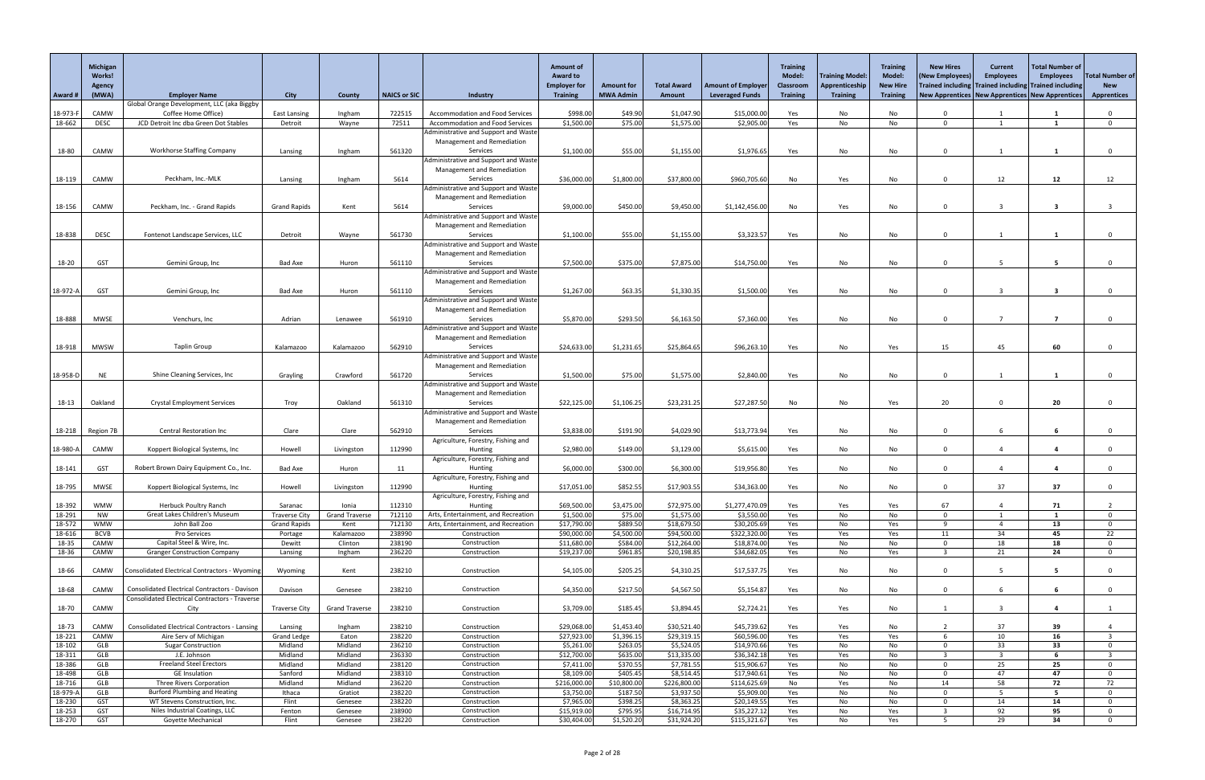| Award # | Michigan Works! Agency (MWA) | Employer Name | City | County | NAICS or SIC | Industry | Amount of Award to Employer for Training | Amount for MWA Admin | Total Award Amount | Amount of Employer Leveraged Funds | Training Model: Classroom Training | Training Model: Apprenticeship Training | Training Model: New Hire Training | New Hires (New Employees) Trained including New Apprentices | Current Employees Trained including New Apprentices | Total Number of Employees Trained including New Apprentices | Total Number of New Apprentices |
|---|---|---|---|---|---|---|---|---|---|---|---|---|---|---|---|---|---|
| 18-973-F | CAMW | Global Orange Development, LLC (aka Biggby Coffee Home Office) | East Lansing | Ingham | 722515 | Accommodation and Food Services | $998.00 | $49.90 | $1,047.90 | $15,000.00 | Yes | No | No | 0 | 1 | 1 | 0 |
| 18-662 | DESC | JCD Detroit Inc dba Green Dot Stables | Detroit | Wayne | 72511 | Accommodation and Food Services | $1,500.00 | $75.00 | $1,575.00 | $2,905.00 | Yes | No | No | 0 | 1 | 1 | 0 |
| 18-80 | CAMW | Workhorse Staffing Company | Lansing | Ingham | 561320 | Administrative and Support and Waste Management and Remediation Services | $1,100.00 | $55.00 | $1,155.00 | $1,976.65 | Yes | No | No | 0 | 1 | 1 | 0 |
| 18-119 | CAMW | Peckham, Inc.-MLK | Lansing | Ingham | 5614 | Administrative and Support and Waste Management and Remediation Services | $36,000.00 | $1,800.00 | $37,800.00 | $960,705.60 | No | Yes | No | 0 | 12 | 12 | 12 |
| 18-156 | CAMW | Peckham, Inc. - Grand Rapids | Grand Rapids | Kent | 5614 | Administrative and Support and Waste Management and Remediation Services | $9,000.00 | $450.00 | $9,450.00 | $1,142,456.00 | No | Yes | No | 0 | 3 | 3 | 3 |
| 18-838 | DESC | Fontenot Landscape Services, LLC | Detroit | Wayne | 561730 | Administrative and Support and Waste Management and Remediation Services | $1,100.00 | $55.00 | $1,155.00 | $3,323.57 | Yes | No | No | 0 | 1 | 1 | 0 |
| 18-20 | GST | Gemini Group, Inc | Bad Axe | Huron | 561110 | Administrative and Support and Waste Management and Remediation Services | $7,500.00 | $375.00 | $7,875.00 | $14,750.00 | Yes | No | No | 0 | 5 | 5 | 0 |
| 18-972-A | GST | Gemini Group, Inc | Bad Axe | Huron | 561110 | Administrative and Support and Waste Management and Remediation Services | $1,267.00 | $63.35 | $1,330.35 | $1,500.00 | Yes | No | No | 0 | 3 | 3 | 0 |
| 18-888 | MWSE | Venchurs, Inc | Adrian | Lenawee | 561910 | Administrative and Support and Waste Management and Remediation Services | $5,870.00 | $293.50 | $6,163.50 | $7,360.00 | Yes | No | No | 0 | 7 | 7 | 0 |
| 18-918 | MWSW | Taplin Group | Kalamazoo | Kalamazoo | 562910 | Administrative and Support and Waste Management and Remediation Services | $24,633.00 | $1,231.65 | $25,864.65 | $96,263.10 | Yes | No | Yes | 15 | 45 | 60 | 0 |
| 18-958-D | NE | Shine Cleaning Services, Inc | Grayling | Crawford | 561720 | Administrative and Support and Waste Management and Remediation Services | $1,500.00 | $75.00 | $1,575.00 | $2,840.00 | Yes | No | No | 0 | 1 | 1 | 0 |
| 18-13 | Oakland | Crystal Employment Services | Troy | Oakland | 561310 | Administrative and Support and Waste Management and Remediation Services | $22,125.00 | $1,106.25 | $23,231.25 | $27,287.50 | No | No | Yes | 20 | 0 | 20 | 0 |
| 18-218 | Region 7B | Central Restoration Inc | Clare | Clare | 562910 | Administrative and Support and Waste Management and Remediation Services | $3,838.00 | $191.90 | $4,029.90 | $13,773.94 | Yes | No | No | 0 | 6 | 6 | 0 |
| 18-980-A | CAMW | Koppert Biological Systems, Inc | Howell | Livingston | 112990 | Agriculture, Forestry, Fishing and Hunting | $2,980.00 | $149.00 | $3,129.00 | $5,615.00 | Yes | No | No | 0 | 4 | 4 | 0 |
| 18-141 | GST | Robert Brown Dairy Equipment Co., Inc. | Bad Axe | Huron | 11 | Agriculture, Forestry, Fishing and Hunting | $6,000.00 | $300.00 | $6,300.00 | $19,956.80 | Yes | No | No | 0 | 4 | 4 | 0 |
| 18-795 | MWSE | Koppert Biological Systems, Inc | Howell | Livingston | 112990 | Agriculture, Forestry, Fishing and Hunting | $17,051.00 | $852.55 | $17,903.55 | $34,363.00 | Yes | No | No | 0 | 37 | 37 | 0 |
| 18-392 | WMW | Herbuck Poultry Ranch | Saranac | Ionia | 112310 | Agriculture, Forestry, Fishing and Hunting | $69,500.00 | $3,475.00 | $72,975.00 | $1,277,470.09 | Yes | Yes | Yes | 67 | 4 | 71 | 2 |
| 18-291 | NW | Great Lakes Children's Museum | Traverse City | Grand Traverse | 712110 | Arts, Entertainment, and Recreation | $1,500.00 | $75.00 | $1,575.00 | $3,550.00 | Yes | No | No | 0 | 1 | 1 | 0 |
| 18-572 | WMW | John Ball Zoo | Grand Rapids | Kent | 712130 | Arts, Entertainment, and Recreation | $17,790.00 | $889.50 | $18,679.50 | $30,205.69 | Yes | No | Yes | 9 | 4 | 13 | 0 |
| 18-616 | BCVB | Pro Services | Portage | Kalamazoo | 238990 | Construction | $90,000.00 | $4,500.00 | $94,500.00 | $322,320.00 | Yes | Yes | Yes | 11 | 34 | 45 | 22 |
| 18-35 | CAMW | Capital Steel & Wire, Inc. | Dewitt | Clinton | 238190 | Construction | $11,680.00 | $584.00 | $12,264.00 | $18,874.00 | Yes | No | No | 0 | 18 | 18 | 0 |
| 18-36 | CAMW | Granger Construction Company | Lansing | Ingham | 236220 | Construction | $19,237.00 | $961.85 | $20,198.85 | $34,682.05 | Yes | No | Yes | 3 | 21 | 24 | 0 |
| 18-66 | CAMW | Consolidated Electrical Contractors - Wyoming | Wyoming | Kent | 238210 | Construction | $4,105.00 | $205.25 | $4,310.25 | $17,537.75 | Yes | No | No | 0 | 5 | 5 | 0 |
| 18-68 | CAMW | Consolidated Electrical Contractors - Davison | Davison | Genesee | 238210 | Construction | $4,350.00 | $217.50 | $4,567.50 | $5,154.87 | Yes | No | No | 0 | 6 | 6 | 0 |
| 18-70 | CAMW | Consolidated Electrical Contractors - Traverse City | Traverse City | Grand Traverse | 238210 | Construction | $3,709.00 | $185.45 | $3,894.45 | $2,724.21 | Yes | Yes | No | 1 | 3 | 4 | 1 |
| 18-73 | CAMW | Consolidated Electrical Contractors - Lansing | Lansing | Ingham | 238210 | Construction | $29,068.00 | $1,453.40 | $30,521.40 | $45,739.62 | Yes | Yes | No | 2 | 37 | 39 | 4 |
| 18-221 | CAMW | Aire Serv of Michigan | Grand Ledge | Eaton | 238220 | Construction | $27,923.00 | $1,396.15 | $29,319.15 | $60,596.00 | Yes | Yes | Yes | 6 | 10 | 16 | 3 |
| 18-102 | GLB | Sugar Construction | Midland | Midland | 236210 | Construction | $5,261.00 | $263.05 | $5,524.05 | $14,970.66 | Yes | No | No | 0 | 33 | 33 | 0 |
| 18-311 | GLB | J.E. Johnson | Midland | Midland | 236330 | Construction | $12,700.00 | $635.00 | $13,335.00 | $36,342.18 | Yes | Yes | No | 3 | 3 | 6 | 3 |
| 18-386 | GLB | Freeland Steel Erectors | Midland | Midland | 238120 | Construction | $7,411.00 | $370.55 | $7,781.55 | $15,906.67 | Yes | No | No | 0 | 25 | 25 | 0 |
| 18-498 | GLB | GE Insulation | Sanford | Midland | 238310 | Construction | $8,109.00 | $405.45 | $8,514.45 | $17,940.61 | Yes | No | No | 0 | 47 | 47 | 0 |
| 18-716 | GLB | Three Rivers Corporation | Midland | Midland | 236220 | Construction | $216,000.00 | $10,800.00 | $226,800.00 | $114,625.69 | No | Yes | No | 14 | 58 | 72 | 72 |
| 18-979-A | GLB | Burford Plumbing and Heating | Ithaca | Gratiot | 238220 | Construction | $3,750.00 | $187.50 | $3,937.50 | $5,909.00 | Yes | No | No | 0 | 5 | 5 | 0 |
| 18-230 | GST | WT Stevens Construction, Inc. | Flint | Genesee | 238220 | Construction | $7,965.00 | $398.25 | $8,363.25 | $20,149.55 | Yes | No | No | 0 | 14 | 14 | 0 |
| 18-253 | GST | Niles Industrial Coatings, LLC | Fenton | Genesee | 238900 | Construction | $15,919.00 | $795.95 | $16,714.95 | $35,227.12 | Yes | No | Yes | 3 | 92 | 95 | 0 |
| 18-270 | GST | Goyette Mechanical | Flint | Genesee | 238220 | Construction | $30,404.00 | $1,520.20 | $31,924.20 | $115,321.67 | Yes | No | Yes | 5 | 29 | 34 | 0 |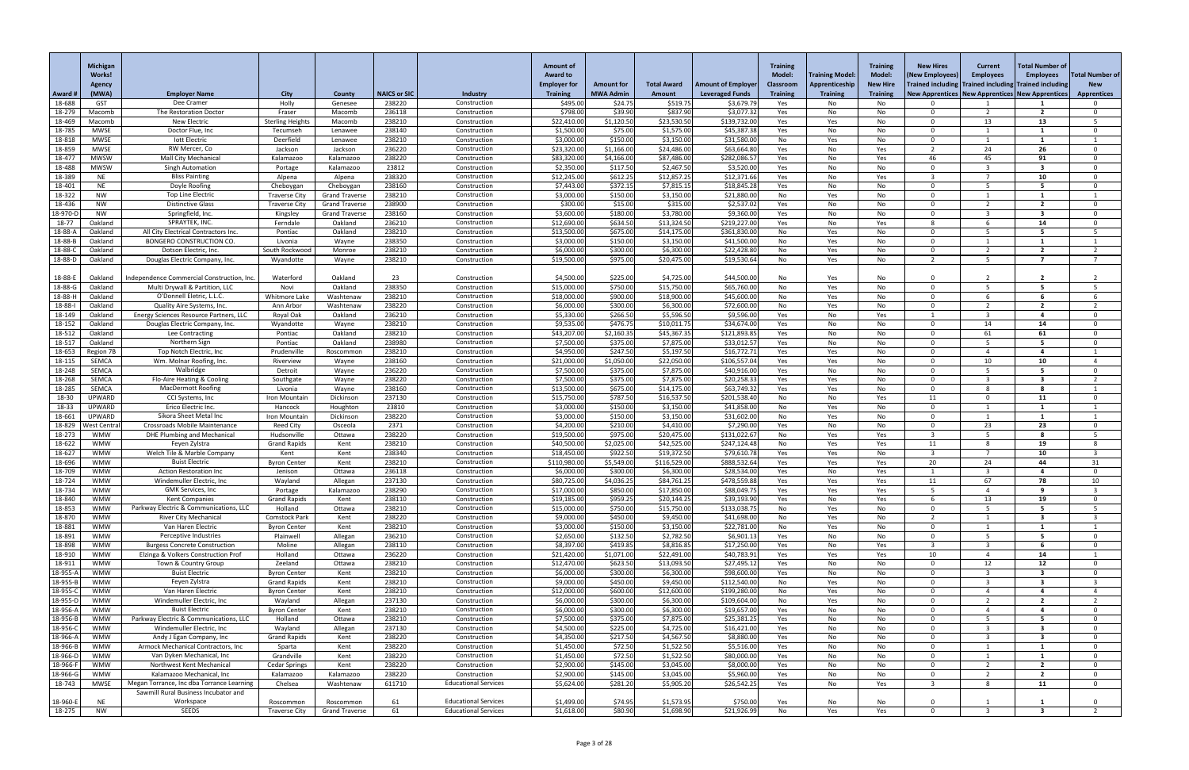| Award # | Michigan Works! Agency (MWA) | Employer Name | City | County | NAICS or SIC | Industry | Amount of Award to Employer for Training | Amount for MWA Admin | Total Award Amount | Amount of Employer Leveraged Funds | Training Model: Classroom Training | Training Model: Apprenticeship Training | Training Model: New Hire Training | New Hires (New Employees) Trained including New Apprentices | Current Employees Trained including New Apprentices | Total Number of Employees Trained including New Apprentices | Total Number of New Apprentices |
|---|---|---|---|---|---|---|---|---|---|---|---|---|---|---|---|---|---|
| 18-688 | GST | Dee Cramer | Holly | Genesee | 238220 | Construction | $495.00 | $24.75 | $519.75 | $3,679.79 | Yes | No | No | 0 | 1 | 1 | 0 |
| 18-279 | Macomb | The Restoration Doctor | Fraser | Macomb | 236118 | Construction | $798.00 | $39.90 | $837.90 | $3,077.32 | Yes | No | No | 0 | 2 | 2 | 0 |
| 18-469 | Macomb | New Electric | Sterling Heights | Macomb | 238210 | Construction | $22,410.00 | $1,120.50 | $23,530.50 | $139,732.00 | Yes | Yes | No | 0 | 13 | 13 | 5 |
| 18-785 | MWSE | Doctor Flue, Inc | Tecumseh | Lenawee | 238140 | Construction | $1,500.00 | $75.00 | $1,575.00 | $45,387.38 | Yes | No | No | 0 | 1 | 1 | 0 |
| 18-818 | MWSE | Iott Electric | Deerfield | Lenawee | 238210 | Construction | $3,000.00 | $150.00 | $3,150.00 | $31,580.00 | No | Yes | No | 0 | 1 | 1 | 1 |
| 18-859 | MWSE | RW Mercer, Co | Jackson | Jackson | 236220 | Construction | $23,320.00 | $1,166.00 | $24,486.00 | $63,664.80 | Yes | No | Yes | 2 | 24 | 26 | 0 |
| 18-477 | MWSW | Mall City Mechanical | Kalamazoo | Kalamazoo | 238220 | Construction | $83,320.00 | $4,166.00 | $87,486.00 | $282,086.57 | Yes | No | Yes | 46 | 45 | 91 | 0 |
| 18-488 | MWSW | Singh Automation | Portage | Kalamazoo | 23812 | Construction | $2,350.00 | $117.50 | $2,467.50 | $3,520.00 | Yes | No | No | 0 | 3 | 3 | 0 |
| 18-389 | NE | Bliss Painting | Alpena | Alpena | 238320 | Construction | $12,245.00 | $612.25 | $12,857.25 | $12,371.66 | Yes | No | Yes | 3 | 7 | 10 | 0 |
| 18-401 | NE | Doyle Roofing | Cheboygan | Cheboygan | 238160 | Construction | $7,443.00 | $372.15 | $7,815.15 | $18,845.28 | Yes | No | No | 0 | 5 | 5 | 0 |
| 18-322 | NW | Top Line Electric | Traverse City | Grand Traverse | 238210 | Construction | $3,000.00 | $150.00 | $3,150.00 | $21,880.00 | No | Yes | No | 0 | 1 | 1 | 1 |
| 18-436 | NW | Distinctive Glass | Traverse City | Grand Traverse | 238900 | Construction | $300.00 | $15.00 | $315.00 | $2,537.02 | Yes | No | No | 0 | 2 | 2 | 0 |
| 18-970-D | NW | Springfield, Inc. | Kingsley | Grand Traverse | 238160 | Construction | $3,600.00 | $180.00 | $3,780.00 | $9,360.00 | Yes | No | No | 0 | 3 | 3 | 0 |
| 18-77 | Oakland | SPRAYTEK, INC. | Ferndale | Oakland | 236210 | Construction | $12,690.00 | $634.50 | $13,324.50 | $219,227.00 | Yes | No | Yes | 8 | 6 | 14 | 0 |
| 18-88-A | Oakland | All City Electrical Contractors Inc. | Pontiac | Oakland | 238210 | Construction | $13,500.00 | $675.00 | $14,175.00 | $361,830.00 | No | Yes | No | 0 | 5 | 5 | 5 |
| 18-88-B | Oakland | BONGERO CONSTRUCTION CO. | Livonia | Wayne | 238350 | Construction | $3,000.00 | $150.00 | $3,150.00 | $41,500.00 | No | Yes | No | 0 | 1 | 1 | 1 |
| 18-88-C | Oakland | Dotson Electric, Inc. | South Rockwood | Monroe | 238210 | Construction | $6,000.00 | $300.00 | $6,300.00 | $22,428.80 | No | Yes | No | 0 | 2 | 2 | 2 |
| 18-88-D | Oakland | Douglas Electric Company, Inc. | Wyandotte | Wayne | 238210 | Construction | $19,500.00 | $975.00 | $20,475.00 | $19,530.64 | No | Yes | No | 2 | 5 | 7 | 7 |
| 18-88-E | Oakland | Independence Commercial Construction, Inc. | Waterford | Oakland | 23 | Construction | $4,500.00 | $225.00 | $4,725.00 | $44,500.00 | No | Yes | No | 0 | 2 | 2 | 2 |
| 18-88-G | Oakland | Multi Drywall & Partition, LLC | Novi | Oakland | 238350 | Construction | $15,000.00 | $750.00 | $15,750.00 | $65,760.00 | No | Yes | No | 0 | 5 | 5 | 5 |
| 18-88-H | Oakland | O'Donnell Eletric, L.L.C. | Whitmore Lake | Washtenaw | 238210 | Construction | $18,000.00 | $900.00 | $18,900.00 | $45,600.00 | No | Yes | No | 0 | 6 | 6 | 6 |
| 18-88-I | Oakland | Quality Aire Systems, Inc. | Ann Arbor | Washtenaw | 238220 | Construction | $6,000.00 | $300.00 | $6,300.00 | $72,600.00 | No | Yes | No | 0 | 2 | 2 | 2 |
| 18-149 | Oakland | Energy Sciences Resource Partners, LLC | Royal Oak | Oakland | 236210 | Construction | $5,330.00 | $266.50 | $5,596.50 | $9,596.00 | Yes | No | Yes | 1 | 3 | 4 | 0 |
| 18-152 | Oakland | Douglas Electric Company, Inc. | Wyandotte | Wayne | 238210 | Construction | $9,535.00 | $476.75 | $10,011.75 | $34,674.00 | Yes | No | No | 0 | 14 | 14 | 0 |
| 18-512 | Oakland | Lee Contracting | Pontiac | Oakland | 238210 | Construction | $43,207.00 | $2,160.35 | $45,367.35 | $121,893.85 | Yes | No | No | 0 | 61 | 61 | 0 |
| 18-517 | Oakland | Northern Sign | Pontiac | Oakland | 238980 | Construction | $7,500.00 | $375.00 | $7,875.00 | $33,012.57 | Yes | No | No | 0 | 5 | 5 | 0 |
| 18-653 | Region 7B | Top Notch Electric, Inc | Prudenville | Roscommon | 238210 | Construction | $4,950.00 | $247.50 | $5,197.50 | $16,772.71 | Yes | Yes | No | 0 | 4 | 4 | 1 |
| 18-115 | SEMCA | Wm. Molnar Roofing, Inc. | Riverview | Wayne | 238160 | Construction | $21,000.00 | $1,050.00 | $22,050.00 | $106,557.04 | Yes | Yes | No | 0 | 10 | 10 | 4 |
| 18-248 | SEMCA | Walbridge | Detroit | Wayne | 236220 | Construction | $7,500.00 | $375.00 | $7,875.00 | $40,916.00 | Yes | No | No | 0 | 5 | 5 | 0 |
| 18-268 | SEMCA | Flo-Aire Heating & Cooling | Southgate | Wayne | 238220 | Construction | $7,500.00 | $375.00 | $7,875.00 | $20,258.33 | Yes | Yes | No | 0 | 3 | 3 | 2 |
| 18-285 | SEMCA | MacDermott Roofing | Livonia | Wayne | 238160 | Construction | $13,500.00 | $675.00 | $14,175.00 | $63,749.32 | Yes | Yes | No | 0 | 8 | 8 | 1 |
| 18-30 | UPWARD | CCI Systems, Inc | Iron Mountain | Dickinson | 237130 | Construction | $15,750.00 | $787.50 | $16,537.50 | $16,538.40 | No | No | Yes | 11 | 0 | 11 | 0 |
| 18-33 | UPWARD | Erico Electric Inc. | Hancock | Houghton | 23810 | Construction | $3,000.00 | $150.00 | $3,150.00 | $41,858.00 | No | Yes | No | 0 | 1 | 1 | 1 |
| 18-661 | UPWARD | Sikora Sheet Metal Inc | Iron Mountain | Dickinson | 238220 | Construction | $3,000.00 | $150.00 | $3,150.00 | $31,602.00 | No | Yes | No | 0 | 1 | 1 | 1 |
| 18-829 | West Central | Crossroads Mobile Maintenance | Reed City | Osceola | 2371 | Construction | $4,200.00 | $210.00 | $4,410.00 | $7,290.00 | Yes | No | No | 0 | 23 | 23 | 0 |
| 18-273 | WMW | DHE Plumbing and Mechanical | Hudsonville | Ottawa | 238220 | Construction | $19,500.00 | $975.00 | $20,475.00 | $131,022.67 | No | Yes | Yes | 3 | 5 | 8 | 5 |
| 18-622 | WMW | Feyen Zylstra | Grand Rapids | Kent | 238210 | Construction | $40,500.00 | $2,025.00 | $42,525.00 | $247,124.48 | No | Yes | Yes | 11 | 8 | 19 | 8 |
| 18-627 | WMW | Welch Tile & Marble Company | Kent | Kent | 238340 | Construction | $18,450.00 | $922.50 | $19,372.50 | $79,610.78 | Yes | Yes | No | 3 | 7 | 10 | 3 |
| 18-696 | WMW | Buist Electric | Byron Center | Kent | 238210 | Construction | $110,980.00 | $5,549.00 | $116,529.00 | $888,532.64 | Yes | Yes | Yes | 20 | 24 | 44 | 31 |
| 18-709 | WMW | Action Restoration Inc | Jenison | Ottawa | 236118 | Construction | $6,000.00 | $300.00 | $6,300.00 | $28,534.00 | Yes | No | Yes | 1 | 3 | 4 | 0 |
| 18-724 | WMW | Windemuller Electric, Inc | Wayland | Allegan | 237130 | Construction | $80,725.00 | $4,036.25 | $84,761.25 | $478,559.88 | Yes | Yes | Yes | 11 | 67 | 78 | 10 |
| 18-734 | WMW | GMK Services, Inc | Portage | Kalamazoo | 238290 | Construction | $17,000.00 | $850.00 | $17,850.00 | $88,049.75 | Yes | Yes | Yes | 5 | 4 | 9 | 3 |
| 18-840 | WMW | Kent Companies | Grand Rapids | Kent | 238110 | Construction | $19,185.00 | $959.25 | $20,144.25 | $39,193.90 | Yes | No | Yes | 6 | 13 | 19 | 0 |
| 18-853 | WMW | Parkway Electric & Communications, LLC | Holland | Ottawa | 238210 | Construction | $15,000.00 | $750.00 | $15,750.00 | $133,038.75 | No | Yes | No | 0 | 5 | 5 | 5 |
| 18-870 | WMW | River City Mechanical | Comstock Park | Kent | 238220 | Construction | $9,000.00 | $450.00 | $9,450.00 | $41,698.00 | No | Yes | No | 2 | 1 | 3 | 3 |
| 18-881 | WMW | Van Haren Electric | Byron Center | Kent | 238210 | Construction | $3,000.00 | $150.00 | $3,150.00 | $22,781.00 | No | Yes | No | 0 | 1 | 1 | 1 |
| 18-891 | WMW | Perceptive Industries | Plainwell | Allegan | 236210 | Construction | $2,650.00 | $132.50 | $2,782.50 | $6,901.13 | Yes | No | No | 0 | 5 | 5 | 0 |
| 18-898 | WMW | Burgess Concrete Construction | Moline | Allegan | 238110 | Construction | $8,397.00 | $419.85 | $8,816.85 | $17,250.00 | Yes | No | Yes | 3 | 3 | 6 | 0 |
| 18-910 | WMW | Elzinga & Volkers Construction Prof | Holland | Ottawa | 236220 | Construction | $21,420.00 | $1,071.00 | $22,491.00 | $40,783.91 | Yes | Yes | Yes | 10 | 4 | 14 | 1 |
| 18-911 | WMW | Town & Country Group | Zeeland | Ottawa | 238210 | Construction | $12,470.00 | $623.50 | $13,093.50 | $27,495.12 | Yes | No | No | 0 | 12 | 12 | 0 |
| 18-955-A | WMW | Buist Electric | Byron Center | Kent | 238210 | Construction | $6,000.00 | $300.00 | $6,300.00 | $98,600.00 | Yes | No | No | 0 | 3 | 3 | 0 |
| 18-955-B | WMW | Feyen Zylstra | Grand Rapids | Kent | 238210 | Construction | $9,000.00 | $450.00 | $9,450.00 | $112,540.00 | No | Yes | No | 0 | 3 | 3 | 3 |
| 18-955-C | WMW | Van Haren Electric | Byron Center | Kent | 238210 | Construction | $12,000.00 | $600.00 | $12,600.00 | $199,280.00 | No | Yes | No | 0 | 4 | 4 | 4 |
| 18-955-D | WMW | Windemuller Electric, Inc | Wayland | Allegan | 237130 | Construction | $6,000.00 | $300.00 | $6,300.00 | $109,604.00 | No | Yes | No | 0 | 2 | 2 | 2 |
| 18-956-A | WMW | Buist Electric | Byron Center | Kent | 238210 | Construction | $6,000.00 | $300.00 | $6,300.00 | $19,657.00 | Yes | No | No | 0 | 4 | 4 | 0 |
| 18-956-B | WMW | Parkway Electric & Communications, LLC | Holland | Ottawa | 238210 | Construction | $7,500.00 | $375.00 | $7,875.00 | $25,381.25 | Yes | No | No | 0 | 5 | 5 | 0 |
| 18-956-C | WMW | Windemuller Electric, Inc | Wayland | Allegan | 237130 | Construction | $4,500.00 | $225.00 | $4,725.00 | $16,421.00 | Yes | No | No | 0 | 3 | 3 | 0 |
| 18-966-A | WMW | Andy J Egan Company, Inc | Grand Rapids | Kent | 238220 | Construction | $4,350.00 | $217.50 | $4,567.50 | $8,880.00 | Yes | No | No | 0 | 3 | 3 | 0 |
| 18-966-B | WMW | Armock Mechanical Contractors, Inc | Sparta | Kent | 238220 | Construction | $1,450.00 | $72.50 | $1,522.50 | $5,516.00 | Yes | No | No | 0 | 1 | 1 | 0 |
| 18-966-D | WMW | Van Dyken Mechanical, Inc | Grandville | Kent | 238220 | Construction | $1,450.00 | $72.50 | $1,522.50 | $80,000.00 | Yes | No | No | 0 | 1 | 1 | 0 |
| 18-966-F | WMW | Northwest Kent Mechanical | Cedar Springs | Kent | 238220 | Construction | $2,900.00 | $145.00 | $3,045.00 | $8,000.00 | Yes | No | No | 0 | 2 | 2 | 0 |
| 18-966-G | WMW | Kalamazoo Mechanical, Inc | Kalamazoo | Kalamazoo | 238220 | Construction | $2,900.00 | $145.00 | $3,045.00 | $5,960.00 | Yes | No | No | 0 | 2 | 2 | 0 |
| 18-743 | MWSE | Megan Torrance, Inc dba Torrance Learning | Chelsea | Washtenaw | 611710 | Educational Services | $5,624.00 | $281.20 | $5,905.20 | $26,542.25 | Yes | No | Yes | 3 | 8 | 11 | 0 |
| 18-960-E | NE | Sawmill Rural Business Incubator and Workspace | Roscommon | Roscommon | 61 | Educational Services | $1,499.00 | $74.95 | $1,573.95 | $750.00 | Yes | No | No | 0 | 1 | 1 | 0 |
| 18-275 | NW | SEEDS | Traverse City | Grand Traverse | 61 | Educational Services | $1,618.00 | $80.90 | $1,698.90 | $21,926.99 | No | Yes | Yes | 0 | 3 | 3 | 2 |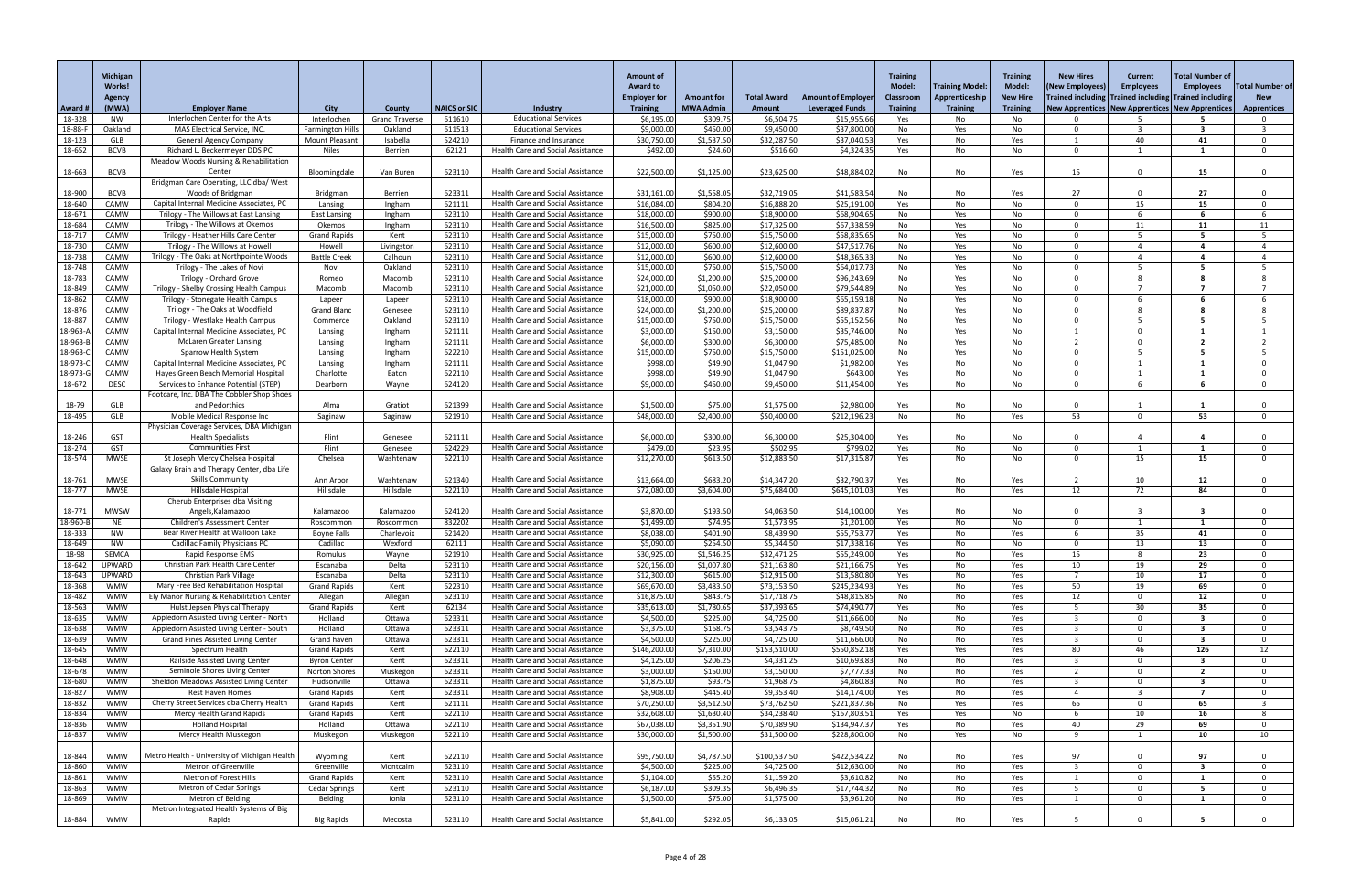| Award # | Michigan Works! Agency (MWA) | Employer Name | City | County | NAICS or SIC | Industry | Amount of Award to Employer for Training | Amount for MWA Admin | Total Award Amount | Amount of Employer Leveraged Funds | Training Model: Classroom Training | Training Model: Apprenticeship Training | Training Model: New Hire Training | New Hires (New Employees) Trained including New Apprentices | Current Employees Trained including New Apprentices | Total Number of Employees Trained including New Apprentices | Total Number of New Apprentices |
|---|---|---|---|---|---|---|---|---|---|---|---|---|---|---|---|---|---|
| 18-328 | NW | Interlochen Center for the Arts | Interlochen | Grand Traverse | 611610 | Educational Services | $6,195.00 | $309.75 | $6,504.75 | $15,955.66 | Yes | No | No | 0 | 5 | 5 | 0 |
| 18-88-F | Oakland | MAS Electrical Service, INC. | Farmington Hills | Oakland | 611513 | Educational Services | $9,000.00 | $450.00 | $9,450.00 | $37,800.00 | No | Yes | No | 0 | 3 | 3 | 3 |
| 18-123 | GLB | General Agency Company | Mount Pleasant | Isabella | 524210 | Finance and Insurance | $30,750.00 | $1,537.50 | $32,287.50 | $37,040.53 | Yes | No | Yes | 1 | 40 | 41 | 0 |
| 18-652 | BCVB | Richard L. Beckermeyer DDS PC | Niles | Berrien | 62121 | Health Care and Social Assistance | $492.00 | $24.60 | $516.60 | $4,324.35 | Yes | No | No | 0 | 1 | 1 | 0 |
| 18-663 | BCVB | Meadow Woods Nursing & Rehabilitation Center | Bloomingdale | Van Buren | 623110 | Health Care and Social Assistance | $22,500.00 | $1,125.00 | $23,625.00 | $48,884.02 | No | No | Yes | 15 | 0 | 15 | 0 |
| 18-900 | BCVB | Bridgman Care Operating, LLC dba/ West Woods of Bridgman | Bridgman | Berrien | 623311 | Health Care and Social Assistance | $31,161.00 | $1,558.05 | $32,719.05 | $41,583.54 | No | No | Yes | 27 | 0 | 27 | 0 |
| 18-640 | CAMW | Capital Internal Medicine Associates, PC | Lansing | Ingham | 621111 | Health Care and Social Assistance | $16,084.00 | $804.20 | $16,888.20 | $25,191.00 | Yes | No | No | 0 | 15 | 15 | 0 |
| 18-671 | CAMW | Trilogy - The Willows at East Lansing | East Lansing | Ingham | 623110 | Health Care and Social Assistance | $18,000.00 | $900.00 | $18,900.00 | $68,904.65 | No | Yes | No | 0 | 6 | 6 | 6 |
| 18-684 | CAMW | Trilogy - The Willows at Okemos | Okemos | Ingham | 623110 | Health Care and Social Assistance | $16,500.00 | $825.00 | $17,325.00 | $67,338.59 | No | Yes | No | 0 | 11 | 11 | 11 |
| 18-717 | CAMW | Trilogy - Heather Hills Care Center | Grand Rapids | Kent | 623110 | Health Care and Social Assistance | $15,000.00 | $750.00 | $15,750.00 | $58,835.65 | No | Yes | No | 0 | 5 | 5 | 5 |
| 18-730 | CAMW | Trilogy - The Willows at Howell | Howell | Livingston | 623110 | Health Care and Social Assistance | $12,000.00 | $600.00 | $12,600.00 | $47,517.76 | No | Yes | No | 0 | 4 | 4 | 4 |
| 18-738 | CAMW | Trilogy - The Oaks at Northpointe Woods | Battle Creek | Calhoun | 623110 | Health Care and Social Assistance | $12,000.00 | $600.00 | $12,600.00 | $48,365.33 | No | Yes | No | 0 | 4 | 4 | 4 |
| 18-748 | CAMW | Trilogy - The Lakes of Novi | Novi | Oakland | 623110 | Health Care and Social Assistance | $15,000.00 | $750.00 | $15,750.00 | $64,017.73 | No | Yes | No | 0 | 5 | 5 | 5 |
| 18-783 | CAMW | Trilogy - Orchard Grove | Romeo | Macomb | 623110 | Health Care and Social Assistance | $24,000.00 | $1,200.00 | $25,200.00 | $96,243.69 | No | Yes | No | 0 | 8 | 8 | 8 |
| 18-849 | CAMW | Trilogy - Shelby Crossing Health Campus | Macomb | Macomb | 623110 | Health Care and Social Assistance | $21,000.00 | $1,050.00 | $22,050.00 | $79,544.89 | No | Yes | No | 0 | 7 | 7 | 7 |
| 18-862 | CAMW | Trilogy - Stonegate Health Campus | Lapeer | Lapeer | 623110 | Health Care and Social Assistance | $18,000.00 | $900.00 | $18,900.00 | $65,159.18 | No | Yes | No | 0 | 6 | 6 | 6 |
| 18-876 | CAMW | Trilogy - The Oaks at Woodfield | Grand Blanc | Genesee | 623110 | Health Care and Social Assistance | $24,000.00 | $1,200.00 | $25,200.00 | $89,837.87 | No | Yes | No | 0 | 8 | 8 | 8 |
| 18-887 | CAMW | Trilogy - Westlake Health Campus | Commerce | Oakland | 623110 | Health Care and Social Assistance | $15,000.00 | $750.00 | $15,750.00 | $55,152.56 | No | Yes | No | 0 | 5 | 5 | 5 |
| 18-963-A | CAMW | Capital Internal Medicine Associates, PC | Lansing | Ingham | 621111 | Health Care and Social Assistance | $3,000.00 | $150.00 | $3,150.00 | $35,746.00 | No | Yes | No | 1 | 0 | 1 | 1 |
| 18-963-B | CAMW | McLaren Greater Lansing | Lansing | Ingham | 621111 | Health Care and Social Assistance | $6,000.00 | $300.00 | $6,300.00 | $75,485.00 | No | Yes | No | 2 | 0 | 2 | 2 |
| 18-963-C | CAMW | Sparrow Health System | Lansing | Ingham | 622210 | Health Care and Social Assistance | $15,000.00 | $750.00 | $15,750.00 | $151,025.00 | No | Yes | No | 0 | 5 | 5 | 5 |
| 18-973-C | CAMW | Capital Internal Medicine Associates, PC | Lansing | Ingham | 621111 | Health Care and Social Assistance | $998.00 | $49.90 | $1,047.90 | $1,982.00 | Yes | No | No | 0 | 1 | 1 | 0 |
| 18-973-G | CAMW | Hayes Green Beach Memorial Hospital | Charlotte | Eaton | 622110 | Health Care and Social Assistance | $998.00 | $49.90 | $1,047.90 | $643.00 | Yes | No | No | 0 | 1 | 1 | 0 |
| 18-672 | DESC | Services to Enhance Potential (STEP) | Dearborn | Wayne | 624120 | Health Care and Social Assistance | $9,000.00 | $450.00 | $9,450.00 | $11,454.00 | Yes | No | No | 0 | 6 | 6 | 0 |
| 18-79 | GLB | Footcare, Inc. DBA The Cobbler Shop Shoes and Pedorthics | Alma | Gratiot | 621399 | Health Care and Social Assistance | $1,500.00 | $75.00 | $1,575.00 | $2,980.00 | Yes | No | No | 0 | 1 | 1 | 0 |
| 18-495 | GLB | Mobile Medical Response Inc | Saginaw | Saginaw | 621910 | Health Care and Social Assistance | $48,000.00 | $2,400.00 | $50,400.00 | $212,196.23 | No | No | Yes | 53 | 0 | 53 | 0 |
| 18-246 | GST | Physician Coverage Services, DBA Michigan Health Specialists | Flint | Genesee | 621111 | Health Care and Social Assistance | $6,000.00 | $300.00 | $6,300.00 | $25,304.00 | Yes | No | No | 0 | 4 | 4 | 0 |
| 18-274 | GST | Communities First | Flint | Genesee | 624229 | Health Care and Social Assistance | $479.00 | $23.95 | $502.95 | $799.02 | Yes | No | No | 0 | 1 | 1 | 0 |
| 18-574 | MWSE | St Joseph Mercy Chelsea Hospital | Chelsea | Washtenaw | 622110 | Health Care and Social Assistance | $12,270.00 | $613.50 | $12,883.50 | $17,315.87 | Yes | No | No | 0 | 15 | 15 | 0 |
| 18-761 | MWSE | Galaxy Brain and Therapy Center, dba Life Skills Community | Ann Arbor | Washtenaw | 621340 | Health Care and Social Assistance | $13,664.00 | $683.20 | $14,347.20 | $32,790.37 | Yes | No | Yes | 2 | 10 | 12 | 0 |
| 18-777 | MWSE | Hillsdale Hospital | Hillsdale | Hillsdale | 622110 | Health Care and Social Assistance | $72,080.00 | $3,604.00 | $75,684.00 | $645,101.03 | Yes | No | Yes | 12 | 72 | 84 | 0 |
| 18-771 | MWSW | Cherub Enterprises dba Visiting Angels,Kalamazoo | Kalamazoo | Kalamazoo | 624120 | Health Care and Social Assistance | $3,870.00 | $193.50 | $4,063.50 | $14,100.00 | Yes | No | No | 0 | 3 | 3 | 0 |
| 18-960-B | NE | Children's Assessment Center | Roscommon | Roscommon | 832202 | Health Care and Social Assistance | $1,499.00 | $74.95 | $1,573.95 | $1,201.00 | Yes | No | No | 0 | 1 | 1 | 0 |
| 18-333 | NW | Bear River Health at Walloon Lake | Boyne Falls | Charlevoix | 621420 | Health Care and Social Assistance | $8,038.00 | $401.90 | $8,439.90 | $55,753.77 | Yes | No | Yes | 6 | 35 | 41 | 0 |
| 18-649 | NW | Cadillac Family Physicians PC | Cadillac | Wexford | 62111 | Health Care and Social Assistance | $5,090.00 | $254.50 | $5,344.50 | $17,338.16 | Yes | No | No | 0 | 13 | 13 | 0 |
| 18-98 | SEMCA | Rapid Response EMS | Romulus | Wayne | 621910 | Health Care and Social Assistance | $30,925.00 | $1,546.25 | $32,471.25 | $55,249.00 | Yes | No | Yes | 15 | 8 | 23 | 0 |
| 18-642 | UPWARD | Christian Park Health Care Center | Escanaba | Delta | 623110 | Health Care and Social Assistance | $20,156.00 | $1,007.80 | $21,163.80 | $21,166.75 | Yes | No | Yes | 10 | 19 | 29 | 0 |
| 18-643 | UPWARD | Christian Park Village | Escanaba | Delta | 623110 | Health Care and Social Assistance | $12,300.00 | $615.00 | $12,915.00 | $13,580.80 | Yes | No | Yes | 7 | 10 | 17 | 0 |
| 18-368 | WMW | Mary Free Bed Rehabilitation Hospital | Grand Rapids | Kent | 622310 | Health Care and Social Assistance | $69,670.00 | $3,483.50 | $73,153.50 | $245,234.93 | Yes | No | Yes | 50 | 19 | 69 | 0 |
| 18-482 | WMW | Ely Manor Nursing & Rehabilitation Center | Allegan | Allegan | 623110 | Health Care and Social Assistance | $16,875.00 | $843.75 | $17,718.75 | $48,815.85 | No | No | Yes | 12 | 0 | 12 | 0 |
| 18-563 | WMW | Hulst Jepsen Physical Therapy | Grand Rapids | Kent | 62134 | Health Care and Social Assistance | $35,613.00 | $1,780.65 | $37,393.65 | $74,490.77 | Yes | No | Yes | 5 | 30 | 35 | 0 |
| 18-635 | WMW | Appledorn Assisted Living Center - North | Holland | Ottawa | 623311 | Health Care and Social Assistance | $4,500.00 | $225.00 | $4,725.00 | $11,666.00 | No | No | Yes | 3 | 0 | 3 | 0 |
| 18-638 | WMW | Appledorn Assisted Living Center - South | Holland | Ottawa | 623311 | Health Care and Social Assistance | $3,375.00 | $168.75 | $3,543.75 | $8,749.50 | No | No | Yes | 3 | 0 | 3 | 0 |
| 18-639 | WMW | Grand Pines Assisted Living Center | Grand haven | Ottawa | 623311 | Health Care and Social Assistance | $4,500.00 | $225.00 | $4,725.00 | $11,666.00 | No | No | Yes | 3 | 0 | 3 | 0 |
| 18-645 | WMW | Spectrum Health | Grand Rapids | Kent | 622110 | Health Care and Social Assistance | $146,200.00 | $7,310.00 | $153,510.00 | $550,852.18 | Yes | Yes | Yes | 80 | 46 | 126 | 12 |
| 18-648 | WMW | Railside Assisted Living Center | Byron Center | Kent | 623311 | Health Care and Social Assistance | $4,125.00 | $206.25 | $4,331.25 | $10,693.83 | No | No | Yes | 3 | 0 | 3 | 0 |
| 18-678 | WMW | Seminole Shores Living Center | Norton Shores | Muskegon | 623311 | Health Care and Social Assistance | $3,000.00 | $150.00 | $3,150.00 | $7,777.33 | No | No | Yes | 2 | 0 | 2 | 0 |
| 18-680 | WMW | Sheldon Meadows Assisted Living Center | Hudsonville | Ottawa | 623311 | Health Care and Social Assistance | $1,875.00 | $93.75 | $1,968.75 | $4,860.83 | No | No | Yes | 3 | 0 | 3 | 0 |
| 18-827 | WMW | Rest Haven Homes | Grand Rapids | Kent | 623311 | Health Care and Social Assistance | $8,908.00 | $445.40 | $9,353.40 | $14,174.00 | Yes | No | Yes | 4 | 3 | 7 | 0 |
| 18-832 | WMW | Cherry Street Services dba Cherry Health | Grand Rapids | Kent | 621111 | Health Care and Social Assistance | $70,250.00 | $3,512.50 | $73,762.50 | $221,837.36 | No | Yes | Yes | 65 | 0 | 65 | 3 |
| 18-834 | WMW | Mercy Health Grand Rapids | Grand Rapids | Kent | 622110 | Health Care and Social Assistance | $32,608.00 | $1,630.40 | $34,238.40 | $167,803.51 | Yes | Yes | No | 6 | 10 | 16 | 8 |
| 18-836 | WMW | Holland Hospital | Holland | Ottawa | 622110 | Health Care and Social Assistance | $67,038.00 | $3,351.90 | $70,389.90 | $134,947.37 | Yes | No | Yes | 40 | 29 | 69 | 0 |
| 18-837 | WMW | Mercy Health Muskegon | Muskegon | Muskegon | 622110 | Health Care and Social Assistance | $30,000.00 | $1,500.00 | $31,500.00 | $228,800.00 | No | Yes | No | 9 | 1 | 10 | 10 |
| 18-844 | WMW | Metro Health - University of Michigan Health | Wyoming | Kent | 622110 | Health Care and Social Assistance | $95,750.00 | $4,787.50 | $100,537.50 | $422,534.22 | No | No | Yes | 97 | 0 | 97 | 0 |
| 18-860 | WMW | Metron of Greenville | Greenville | Montcalm | 623110 | Health Care and Social Assistance | $4,500.00 | $225.00 | $4,725.00 | $12,630.00 | No | No | Yes | 3 | 0 | 3 | 0 |
| 18-861 | WMW | Metron of Forest Hills | Grand Rapids | Kent | 623110 | Health Care and Social Assistance | $1,104.00 | $55.20 | $1,159.20 | $3,610.82 | No | No | Yes | 1 | 0 | 1 | 0 |
| 18-863 | WMW | Metron of Cedar Springs | Cedar Springs | Kent | 623110 | Health Care and Social Assistance | $6,187.00 | $309.35 | $6,496.35 | $17,744.32 | No | No | Yes | 5 | 0 | 5 | 0 |
| 18-869 | WMW | Metron of Belding | Belding | Ionia | 623110 | Health Care and Social Assistance | $1,500.00 | $75.00 | $1,575.00 | $3,961.20 | No | No | Yes | 1 | 0 | 1 | 0 |
| 18-884 | WMW | Metron Integrated Health Systems of Big Rapids | Big Rapids | Mecosta | 623110 | Health Care and Social Assistance | $5,841.00 | $292.05 | $6,133.05 | $15,061.21 | No | No | Yes | 5 | 0 | 5 | 0 |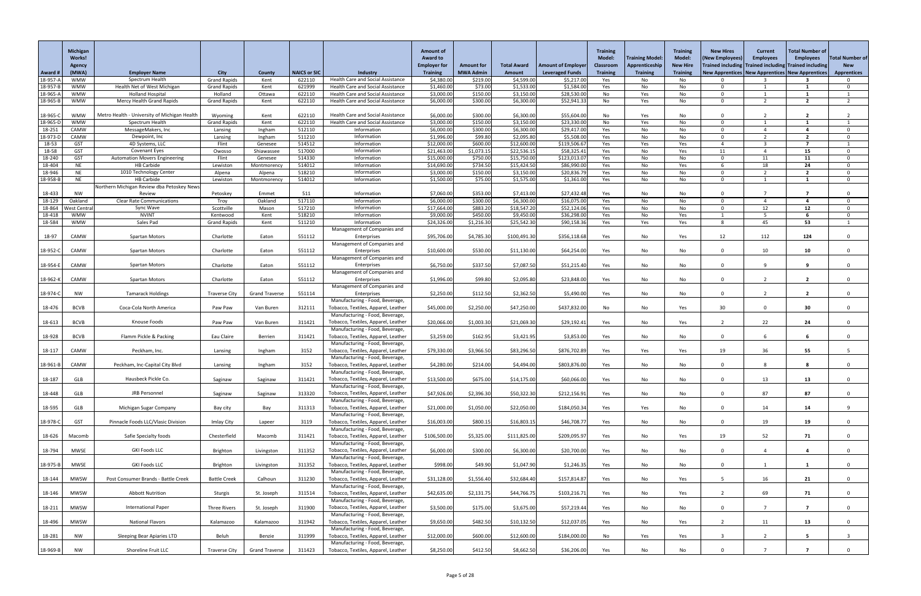| Award # | Michigan Works! Agency (MWA) | Employer Name | City | County | NAICS or SIC | Industry | Amount of Award to Employer for Training | Amount for MWA Admin | Total Award Amount | Amount of Employer Leveraged Funds | Training Model: Classroom Training | Training Model: Apprenticeship Training | Training Model: New Hire Training | New Hires (New Employees) Trained including New Apprentices | Current Employees Trained including New Apprentices | Total Number of Employees Trained including New Apprentices | Total Number of New Apprentices |
|---|---|---|---|---|---|---|---|---|---|---|---|---|---|---|---|---|---|
| 18-957-A | WMW | Spectrum Health | Grand Rapids | Kent | 622110 | Health Care and Social Assistance | $4,380.00 | $219.00 | $4,599.00 | $5,217.00 | Yes | No | No | 0 | 3 | 3 | 0 |
| 18-957-B | WMW | Health Net of West Michigan | Grand Rapids | Kent | 621999 | Health Care and Social Assistance | $1,460.00 | $73.00 | $1,533.00 | $1,584.00 | Yes | No | No | 0 | 1 | 1 | 0 |
| 18-965-A | WMW | Holland Hospital | Holland | Ottawa | 622110 | Health Care and Social Assistance | $3,000.00 | $150.00 | $3,150.00 | $28,530.00 | No | Yes | No | 0 | 1 | 1 | 1 |
| 18-965-B | WMW | Mercy Health Grand Rapids | Grand Rapids | Kent | 622110 | Health Care and Social Assistance | $6,000.00 | $300.00 | $6,300.00 | $52,941.33 | No | Yes | No | 0 | 2 | 2 | 2 |
| 18-965-C | WMW | Metro Health - University of Michigan Health | Wyoming | Kent | 622110 | Health Care and Social Assistance | $6,000.00 | $300.00 | $6,300.00 | $55,604.00 | No | Yes | No | 0 | 2 | 2 | 2 |
| 18-965-D | WMW | Spectrum Health | Grand Rapids | Kent | 622110 | Health Care and Social Assistance | $3,000.00 | $150.00 | $3,150.00 | $23,330.00 | No | Yes | No | 0 | 1 | 1 | 1 |
| 18-251 | CAMW | MessageMakers, Inc | Lansing | Ingham | 512110 | Information | $6,000.00 | $300.00 | $6,300.00 | $29,417.00 | Yes | No | No | 0 | 4 | 4 | 0 |
| 18-973-D | CAMW | Dewpoint, Inc | Lansing | Ingham | 511210 | Information | $1,996.00 | $99.80 | $2,095.80 | $5,508.00 | Yes | No | No | 0 | 2 | 2 | 0 |
| 18-53 | GST | 4D Systems, LLC | Flint | Genesee | 514512 | Information | $12,000.00 | $600.00 | $12,600.00 | $119,506.67 | Yes | Yes | Yes | 4 | 3 | 7 | 1 |
| 18-58 | GST | Covenant Eyes | Owosso | Shiawassee | 517000 | Information | $21,463.00 | $1,073.15 | $22,536.15 | $58,325.41 | Yes | No | Yes | 11 | 4 | 15 | 0 |
| 18-240 | GST | Automation Movers Engineering | Flint | Genesee | 514330 | Information | $15,000.00 | $750.00 | $15,750.00 | $123,013.07 | Yes | No | No | 0 | 11 | 11 | 0 |
| 18-404 | NE | HB Carbide | Lewiston | Montmorency | 514012 | Information | $14,690.00 | $734.50 | $15,424.50 | $86,990.00 | Yes | No | Yes | 6 | 18 | 24 | 0 |
| 18-946 | NE | 1010 Technology Center | Alpena | Alpena | 518210 | Information | $3,000.00 | $150.00 | $3,150.00 | $20,836.79 | Yes | No | No | 0 | 2 | 2 | 0 |
| 18-958-B | NE | HB Carbide | Lewiston | Montmorency | 514012 | Information | $1,500.00 | $75.00 | $1,575.00 | $1,361.00 | Yes | No | No | 0 | 1 | 1 | 0 |
| 18-433 | NW | Northern Michigan Review dba Petoskey News Review | Petoskey | Emmet | 511 | Information | $7,060.00 | $353.00 | $7,413.00 | $27,432.48 | Yes | No | No | 0 | 7 | 7 | 0 |
| 18-129 | Oakland | Clear Rate Communications | Troy | Oakland | 517110 | Information | $6,000.00 | $300.00 | $6,300.00 | $16,075.00 | Yes | No | No | 0 | 4 | 4 | 0 |
| 18-864 | West Central | Sync Wave | Scottville | Mason | 517210 | Information | $17,664.00 | $883.20 | $18,547.20 | $52,124.06 | Yes | No | No | 0 | 12 | 12 | 0 |
| 18-418 | WMW | NVINT | Kentwood | Kent | 518210 | Information | $9,000.00 | $450.00 | $9,450.00 | $36,298.00 | Yes | No | Yes | 1 | 5 | 6 | 0 |
| 18-584 | WMW | Sales Pad | Grand Rapids | Kent | 511210 | Information | $24,326.00 | $1,216.30 | $25,542.30 | $90,158.36 | Yes | Yes | Yes | 8 | 45 | 53 | 1 |
| 18-97 | CAMW | Spartan Motors | Charlotte | Eaton | 551112 | Management of Companies and Enterprises | $95,706.00 | $4,785.30 | $100,491.30 | $356,118.68 | Yes | No | Yes | 12 | 112 | 124 | 0 |
| 18-952-C | CAMW | Spartan Motors | Charlotte | Eaton | 551112 | Management of Companies and Enterprises | $10,600.00 | $530.00 | $11,130.00 | $64,254.00 | Yes | No | No | 0 | 10 | 10 | 0 |
| 18-954-E | CAMW | Spartan Motors | Charlotte | Eaton | 551112 | Management of Companies and Enterprises | $6,750.00 | $337.50 | $7,087.50 | $51,215.40 | Yes | No | No | 0 | 9 | 9 | 0 |
| 18-962-K | CAMW | Spartan Motors | Charlotte | Eaton | 551112 | Management of Companies and Enterprises | $1,996.00 | $99.80 | $2,095.80 | $23,848.00 | Yes | No | No | 0 | 2 | 2 | 0 |
| 18-974-C | NW | Tamarack Holdings | Traverse City | Grand Traverse | 551114 | Management of Companies and Enterprises | $2,250.00 | $112.50 | $2,362.50 | $5,490.00 | Yes | No | No | 0 | 2 | 2 | 0 |
| 18-476 | BCVB | Coca-Cola North America | Paw Paw | Van Buren | 312111 | Manufacturing - Food, Beverage, Tobacco, Textiles, Apparel, Leather | $45,000.00 | $2,250.00 | $47,250.00 | $437,832.00 | No | No | Yes | 30 | 0 | 30 | 0 |
| 18-613 | BCVB | Knouse Foods | Paw Paw | Van Buren | 311421 | Manufacturing - Food, Beverage, Tobacco, Textiles, Apparel, Leather | $20,066.00 | $1,003.30 | $21,069.30 | $29,192.41 | Yes | No | Yes | 2 | 22 | 24 | 0 |
| 18-928 | BCVB | Flamm Pickle & Packing | Eau Claire | Berrien | 311421 | Manufacturing - Food, Beverage, Tobacco, Textiles, Apparel, Leather | $3,259.00 | $162.95 | $3,421.95 | $3,853.00 | Yes | No | No | 0 | 6 | 6 | 0 |
| 18-117 | CAMW | Peckham, Inc. | Lansing | Ingham | 3152 | Manufacturing - Food, Beverage, Tobacco, Textiles, Apparel, Leather | $79,330.00 | $3,966.50 | $83,296.50 | $876,702.89 | Yes | Yes | Yes | 19 | 36 | 55 | 5 |
| 18-961-B | CAMW | Peckham, Inc-Capital City Blvd | Lansing | Ingham | 3152 | Manufacturing - Food, Beverage, Tobacco, Textiles, Apparel, Leather | $4,280.00 | $214.00 | $4,494.00 | $803,876.00 | Yes | No | No | 0 | 8 | 8 | 0 |
| 18-187 | GLB | Hausbeck Pickle Co. | Saginaw | Saginaw | 311421 | Manufacturing - Food, Beverage, Tobacco, Textiles, Apparel, Leather | $13,500.00 | $675.00 | $14,175.00 | $60,066.00 | Yes | No | No | 0 | 13 | 13 | 0 |
| 18-448 | GLB | JRB Personnel | Saginaw | Saginaw | 313320 | Manufacturing - Food, Beverage, Tobacco, Textiles, Apparel, Leather | $47,926.00 | $2,396.30 | $50,322.30 | $212,156.91 | Yes | No | No | 0 | 87 | 87 | 0 |
| 18-595 | GLB | Michigan Sugar Company | Bay city | Bay | 311313 | Manufacturing - Food, Beverage, Tobacco, Textiles, Apparel, Leather | $21,000.00 | $1,050.00 | $22,050.00 | $184,050.34 | Yes | Yes | No | 0 | 14 | 14 | 9 |
| 18-978-C | GST | Pinnacle Foods LLC/Vlasic Division | Imlay City | Lapeer | 3119 | Manufacturing - Food, Beverage, Tobacco, Textiles, Apparel, Leather | $16,003.00 | $800.15 | $16,803.15 | $46,708.77 | Yes | No | No | 0 | 19 | 19 | 0 |
| 18-626 | Macomb | Safie Specialty foods | Chesterfield | Macomb | 311421 | Manufacturing - Food, Beverage, Tobacco, Textiles, Apparel, Leather | $106,500.00 | $5,325.00 | $111,825.00 | $209,095.97 | Yes | No | Yes | 19 | 52 | 71 | 0 |
| 18-794 | MWSE | GKI Foods LLC | Brighton | Livingston | 311352 | Manufacturing - Food, Beverage, Tobacco, Textiles, Apparel, Leather | $6,000.00 | $300.00 | $6,300.00 | $20,700.00 | Yes | No | No | 0 | 4 | 4 | 0 |
| 18-975-B | MWSE | GKI Foods LLC | Brighton | Livingston | 311352 | Manufacturing - Food, Beverage, Tobacco, Textiles, Apparel, Leather | $998.00 | $49.90 | $1,047.90 | $1,246.35 | Yes | No | No | 0 | 1 | 1 | 0 |
| 18-144 | MWSW | Post Consumer Brands - Battle Creek | Battle Creek | Calhoun | 311230 | Manufacturing - Food, Beverage, Tobacco, Textiles, Apparel, Leather | $31,128.00 | $1,556.40 | $32,684.40 | $157,814.87 | Yes | No | Yes | 5 | 16 | 21 | 0 |
| 18-146 | MWSW | Abbott Nutrition | Sturgis | St. Joseph | 311514 | Manufacturing - Food, Beverage, Tobacco, Textiles, Apparel, Leather | $42,635.00 | $2,131.75 | $44,766.75 | $103,216.71 | Yes | No | Yes | 2 | 69 | 71 | 0 |
| 18-211 | MWSW | International Paper | Three Rivers | St. Joseph | 311900 | Manufacturing - Food, Beverage, Tobacco, Textiles, Apparel, Leather | $3,500.00 | $175.00 | $3,675.00 | $57,219.44 | Yes | No | No | 0 | 7 | 7 | 0 |
| 18-496 | MWSW | National Flavors | Kalamazoo | Kalamazoo | 311942 | Manufacturing - Food, Beverage, Tobacco, Textiles, Apparel, Leather | $9,650.00 | $482.50 | $10,132.50 | $12,037.05 | Yes | No | Yes | 2 | 11 | 13 | 0 |
| 18-281 | NW | Sleeping Bear Apiaries LTD | Beluh | Benzie | 311999 | Manufacturing - Food, Beverage, Tobacco, Textiles, Apparel, Leather | $12,000.00 | $600.00 | $12,600.00 | $184,000.00 | No | Yes | Yes | 3 | 2 | 5 | 3 |
| 18-969-B | NW | Shoreline Fruit LLC | Traverse City | Grand Traverse | 311423 | Manufacturing - Food, Beverage, Tobacco, Textiles, Apparel, Leather | $8,250.00 | $412.50 | $8,662.50 | $36,206.00 | Yes | No | No | 0 | 7 | 7 | 0 |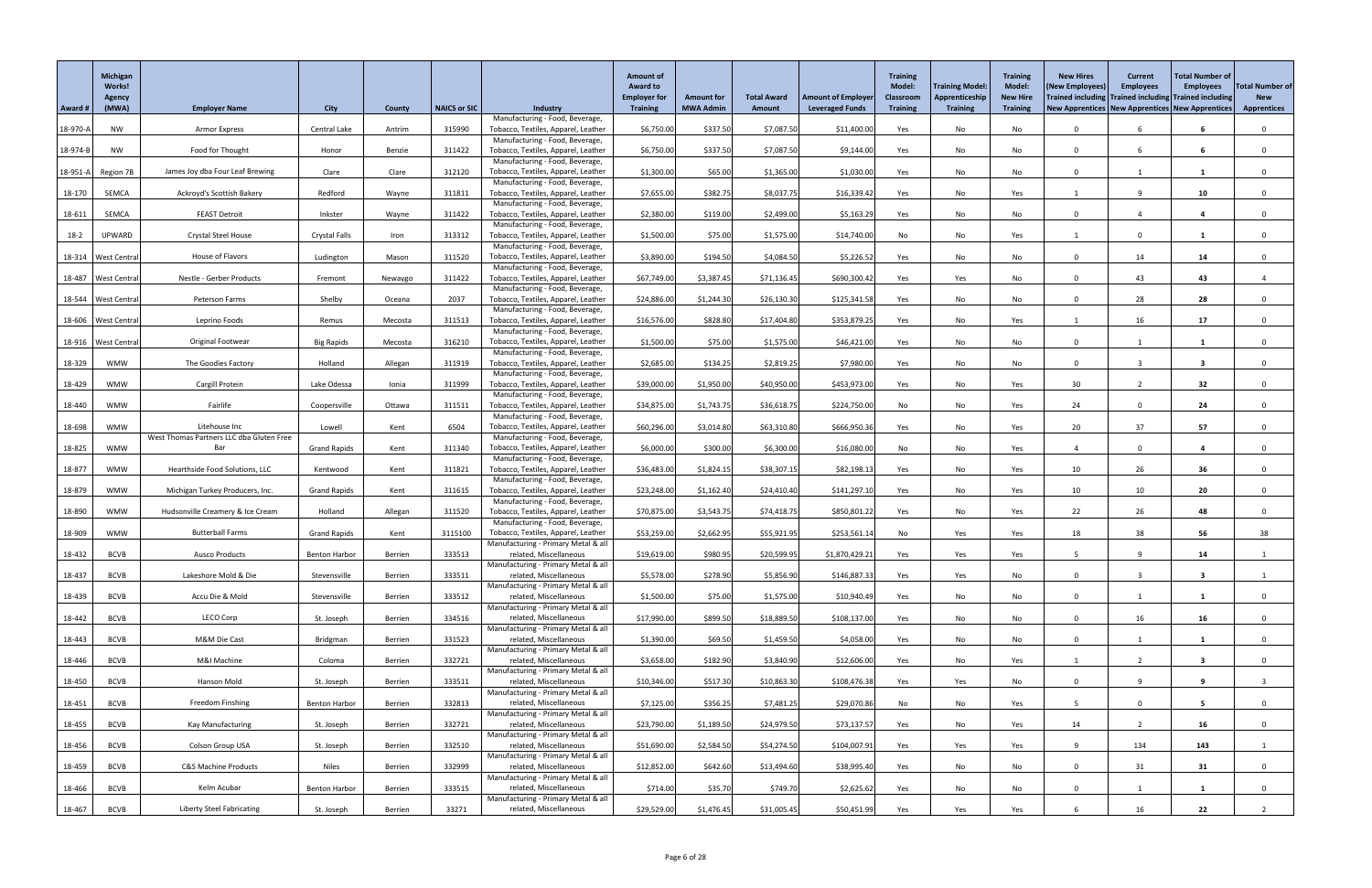| Award # | Michigan Works! Agency (MWA) | Employer Name | City | County | NAICS or SIC | Industry | Amount of Award to Employer for Training | Amount for MWA Admin | Total Award Amount | Amount of Employer Leveraged Funds | Training Model: Classroom Training | Training Model: Apprenticeship Training | Training Model: New Hire Training | New Hires (New Employees) Trained including New Apprentices | Current Employees Trained including New Apprentices | Total Number of Employees Trained including New Apprentices | Total Number of New Apprentices |
|---|---|---|---|---|---|---|---|---|---|---|---|---|---|---|---|---|---|
| 18-970-A | NW | Armor Express | Central Lake | Antrim | 315990 | Manufacturing - Food, Beverage, Tobacco, Textiles, Apparel, Leather | $6,750.00 | $337.50 | $7,087.50 | $11,400.00 | Yes | No | No | 0 | 6 | 6 | 0 |
| 18-974-B | NW | Food for Thought | Honor | Benzie | 311422 | Manufacturing - Food, Beverage, Tobacco, Textiles, Apparel, Leather | $6,750.00 | $337.50 | $7,087.50 | $9,144.00 | Yes | No | No | 0 | 6 | 6 | 0 |
| 18-951-A | Region 7B | James Joy dba Four Leaf Brewing | Clare | Clare | 312120 | Manufacturing - Food, Beverage, Tobacco, Textiles, Apparel, Leather | $1,300.00 | $65.00 | $1,365.00 | $1,030.00 | Yes | No | No | 0 | 1 | 1 | 0 |
| 18-170 | SEMCA | Ackroyd's Scottish Bakery | Redford | Wayne | 311811 | Manufacturing - Food, Beverage, Tobacco, Textiles, Apparel, Leather | $7,655.00 | $382.75 | $8,037.75 | $16,339.42 | Yes | No | Yes | 1 | 9 | 10 | 0 |
| 18-611 | SEMCA | FEAST Detroit | Inkster | Wayne | 311422 | Manufacturing - Food, Beverage, Tobacco, Textiles, Apparel, Leather | $2,380.00 | $119.00 | $2,499.00 | $5,163.29 | Yes | No | No | 0 | 4 | 4 | 0 |
| 18-2 | UPWARD | Crystal Steel House | Crystal Falls | Iron | 313312 | Manufacturing - Food, Beverage, Tobacco, Textiles, Apparel, Leather | $1,500.00 | $75.00 | $1,575.00 | $14,740.00 | No | No | Yes | 1 | 0 | 1 | 0 |
| 18-314 | West Central | House of Flavors | Ludington | Mason | 311520 | Manufacturing - Food, Beverage, Tobacco, Textiles, Apparel, Leather | $3,890.00 | $194.50 | $4,084.50 | $5,226.52 | Yes | No | No | 0 | 14 | 14 | 0 |
| 18-487 | West Central | Nestle - Gerber Products | Fremont | Newaygo | 311422 | Manufacturing - Food, Beverage, Tobacco, Textiles, Apparel, Leather | $67,749.00 | $3,387.45 | $71,136.45 | $690,300.42 | Yes | Yes | No | 0 | 43 | 43 | 4 |
| 18-544 | West Central | Peterson Farms | Shelby | Oceana | 2037 | Manufacturing - Food, Beverage, Tobacco, Textiles, Apparel, Leather | $24,886.00 | $1,244.30 | $26,130.30 | $125,341.58 | Yes | No | No | 0 | 28 | 28 | 0 |
| 18-606 | West Central | Leprino Foods | Remus | Mecosta | 311513 | Manufacturing - Food, Beverage, Tobacco, Textiles, Apparel, Leather | $16,576.00 | $828.80 | $17,404.80 | $353,879.25 | Yes | No | Yes | 1 | 16 | 17 | 0 |
| 18-916 | West Central | Original Footwear | Big Rapids | Mecosta | 316210 | Manufacturing - Food, Beverage, Tobacco, Textiles, Apparel, Leather | $1,500.00 | $75.00 | $1,575.00 | $46,421.00 | Yes | No | No | 0 | 1 | 1 | 0 |
| 18-329 | WMW | The Goodies Factory | Holland | Allegan | 311919 | Manufacturing - Food, Beverage, Tobacco, Textiles, Apparel, Leather | $2,685.00 | $134.25 | $2,819.25 | $7,980.00 | Yes | No | No | 0 | 3 | 3 | 0 |
| 18-429 | WMW | Cargill Protein | Lake Odessa | Ionia | 311999 | Manufacturing - Food, Beverage, Tobacco, Textiles, Apparel, Leather | $39,000.00 | $1,950.00 | $40,950.00 | $453,973.00 | Yes | No | Yes | 30 | 2 | 32 | 0 |
| 18-440 | WMW | Fairlife | Coopersville | Ottawa | 311511 | Manufacturing - Food, Beverage, Tobacco, Textiles, Apparel, Leather | $34,875.00 | $1,743.75 | $36,618.75 | $224,750.00 | No | No | Yes | 24 | 0 | 24 | 0 |
| 18-698 | WMW | Litehouse Inc | Lowell | Kent | 6504 | Manufacturing - Food, Beverage, Tobacco, Textiles, Apparel, Leather | $60,296.00 | $3,014.80 | $63,310.80 | $666,950.36 | Yes | No | Yes | 20 | 37 | 57 | 0 |
| 18-825 | WMW | West Thomas Partners LLC dba Gluten Free Bar | Grand Rapids | Kent | 311340 | Manufacturing - Food, Beverage, Tobacco, Textiles, Apparel, Leather | $6,000.00 | $300.00 | $6,300.00 | $16,080.00 | No | No | Yes | 4 | 0 | 4 | 0 |
| 18-877 | WMW | Hearthside Food Solutions, LLC | Kentwood | Kent | 311821 | Manufacturing - Food, Beverage, Tobacco, Textiles, Apparel, Leather | $36,483.00 | $1,824.15 | $38,307.15 | $82,198.13 | Yes | No | Yes | 10 | 26 | 36 | 0 |
| 18-879 | WMW | Michigan Turkey Producers, Inc. | Grand Rapids | Kent | 311615 | Manufacturing - Food, Beverage, Tobacco, Textiles, Apparel, Leather | $23,248.00 | $1,162.40 | $24,410.40 | $141,297.10 | Yes | No | Yes | 10 | 10 | 20 | 0 |
| 18-890 | WMW | Hudsonville Creamery & Ice Cream | Holland | Allegan | 311520 | Manufacturing - Food, Beverage, Tobacco, Textiles, Apparel, Leather | $70,875.00 | $3,543.75 | $74,418.75 | $850,801.22 | Yes | No | Yes | 22 | 26 | 48 | 0 |
| 18-909 | WMW | Butterball Farms | Grand Rapids | Kent | 3115100 | Manufacturing - Food, Beverage, Tobacco, Textiles, Apparel, Leather | $53,259.00 | $2,662.95 | $55,921.95 | $253,561.14 | No | Yes | Yes | 18 | 38 | 56 | 38 |
| 18-432 | BCVB | Ausco Products | Benton Harbor | Berrien | 333513 | Manufacturing - Primary Metal & all related, Miscellaneous | $19,619.00 | $980.95 | $20,599.95 | $1,870,429.21 | Yes | Yes | Yes | 5 | 9 | 14 | 1 |
| 18-437 | BCVB | Lakeshore Mold & Die | Stevensville | Berrien | 333511 | Manufacturing - Primary Metal & all related, Miscellaneous | $5,578.00 | $278.90 | $5,856.90 | $146,887.33 | Yes | Yes | No | 0 | 3 | 3 | 1 |
| 18-439 | BCVB | Accu Die & Mold | Stevensville | Berrien | 333512 | Manufacturing - Primary Metal & all related, Miscellaneous | $1,500.00 | $75.00 | $1,575.00 | $10,940.49 | Yes | No | No | 0 | 1 | 1 | 0 |
| 18-442 | BCVB | LECO Corp | St. Joseph | Berrien | 334516 | Manufacturing - Primary Metal & all related, Miscellaneous | $17,990.00 | $899.50 | $18,889.50 | $108,137.00 | Yes | No | No | 0 | 16 | 16 | 0 |
| 18-443 | BCVB | M&M Die Cast | Bridgman | Berrien | 331523 | Manufacturing - Primary Metal & all related, Miscellaneous | $1,390.00 | $69.50 | $1,459.50 | $4,058.00 | Yes | No | No | 0 | 1 | 1 | 0 |
| 18-446 | BCVB | M&I Machine | Coloma | Berrien | 332721 | Manufacturing - Primary Metal & all related, Miscellaneous | $3,658.00 | $182.90 | $3,840.90 | $12,606.00 | Yes | No | Yes | 1 | 2 | 3 | 0 |
| 18-450 | BCVB | Hanson Mold | St. Joseph | Berrien | 333511 | Manufacturing - Primary Metal & all related, Miscellaneous | $10,346.00 | $517.30 | $10,863.30 | $108,476.38 | Yes | Yes | No | 0 | 9 | 9 | 3 |
| 18-451 | BCVB | Freedom Finshing | Benton Harbor | Berrien | 332813 | Manufacturing - Primary Metal & all related, Miscellaneous | $7,125.00 | $356.25 | $7,481.25 | $29,070.86 | No | No | Yes | 5 | 0 | 5 | 0 |
| 18-455 | BCVB | Kay Manufacturing | St. Joseph | Berrien | 332721 | Manufacturing - Primary Metal & all related, Miscellaneous | $23,790.00 | $1,189.50 | $24,979.50 | $73,137.57 | Yes | No | Yes | 14 | 2 | 16 | 0 |
| 18-456 | BCVB | Colson Group USA | St. Joseph | Berrien | 332510 | Manufacturing - Primary Metal & all related, Miscellaneous | $51,690.00 | $2,584.50 | $54,274.50 | $104,007.91 | Yes | Yes | Yes | 9 | 134 | 143 | 1 |
| 18-459 | BCVB | C&S Machine Products | Niles | Berrien | 332999 | Manufacturing - Primary Metal & all related, Miscellaneous | $12,852.00 | $642.60 | $13,494.60 | $38,995.40 | Yes | No | No | 0 | 31 | 31 | 0 |
| 18-466 | BCVB | Kelm Acubar | Benton Harbor | Berrien | 333515 | Manufacturing - Primary Metal & all related, Miscellaneous | $714.00 | $35.70 | $749.70 | $2,625.62 | Yes | No | No | 0 | 1 | 1 | 0 |
| 18-467 | BCVB | Liberty Steel Fabricating | St. Joseph | Berrien | 33271 | Manufacturing - Primary Metal & all related, Miscellaneous | $29,529.00 | $1,476.45 | $31,005.45 | $50,451.99 | Yes | Yes | Yes | 6 | 16 | 22 | 2 |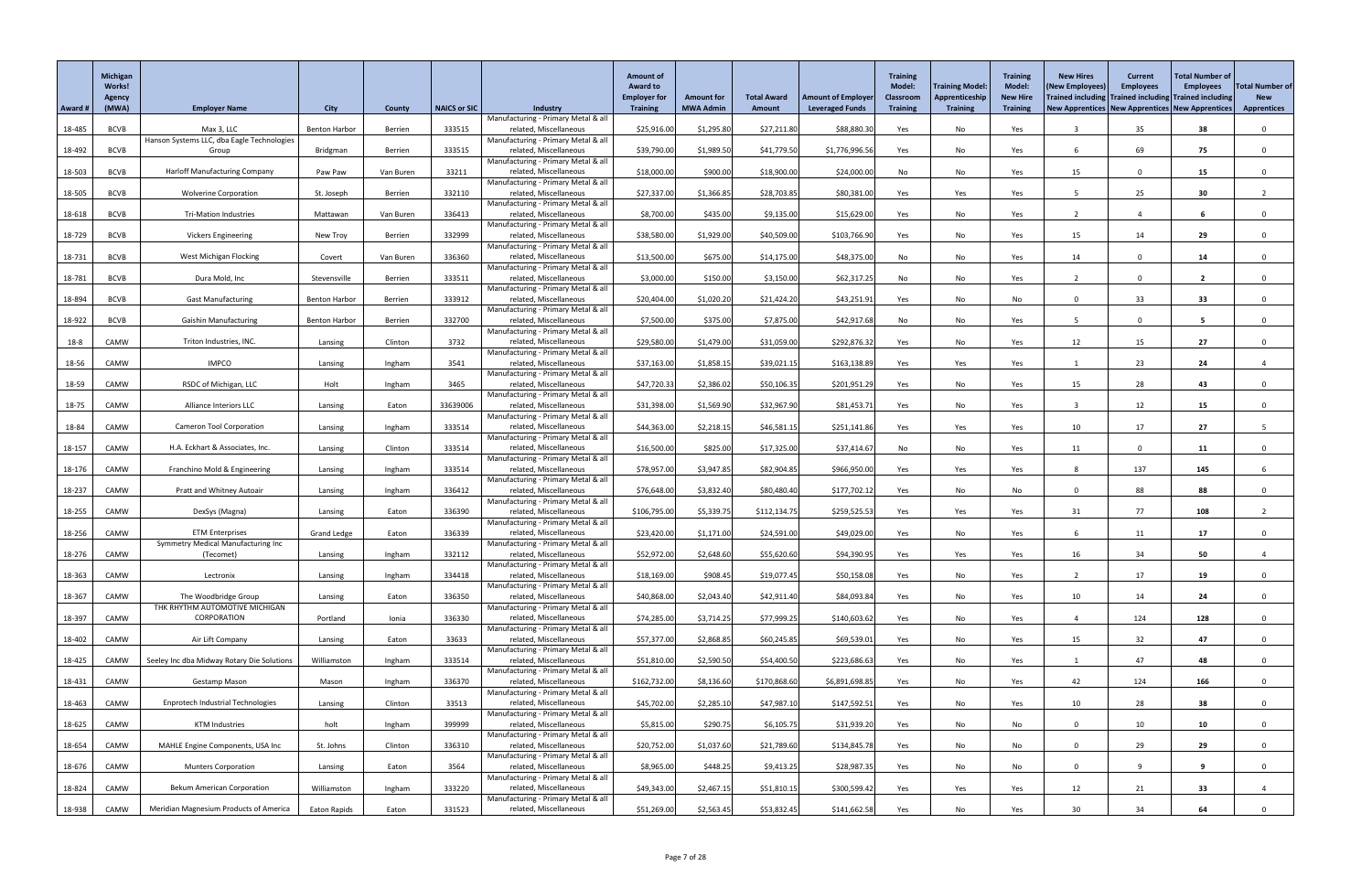| Award # | Michigan Works! Agency (MWA) | Employer Name | City | County | NAICS or SIC | Industry | Amount of Award to Employer for Training | Amount for MWA Admin | Total Award Amount | Amount of Employer Leveraged Funds | Training Model: Classroom Training | Training Model: Apprenticeship Training | Training Model: New Hire Training | New Hires (New Employees) Trained including New Apprentices | Current Employees Trained including New Apprentices | Total Number of Employees Trained including New Apprentices | Total Number of New Apprentices |
|---|---|---|---|---|---|---|---|---|---|---|---|---|---|---|---|---|---|
| 18-485 | BCVB | Max 3, LLC | Benton Harbor | Berrien | 333515 | Manufacturing - Primary Metal & all related, Miscellaneous | $25,916.00 | $1,295.80 | $27,211.80 | $88,880.30 | Yes | No | Yes | 3 | 35 | 38 | 0 |
| 18-492 | BCVB | Hanson Systems LLC, dba Eagle Technologies Group | Bridgman | Berrien | 333515 | Manufacturing - Primary Metal & all related, Miscellaneous | $39,790.00 | $1,989.50 | $41,779.50 | $1,776,996.56 | Yes | No | Yes | 6 | 69 | 75 | 0 |
| 18-503 | BCVB | Harloff Manufacturing Company | Paw Paw | Van Buren | 33211 | Manufacturing - Primary Metal & all related, Miscellaneous | $18,000.00 | $900.00 | $18,900.00 | $24,000.00 | No | No | Yes | 15 | 0 | 15 | 0 |
| 18-505 | BCVB | Wolverine Corporation | St. Joseph | Berrien | 332110 | Manufacturing - Primary Metal & all related, Miscellaneous | $27,337.00 | $1,366.85 | $28,703.85 | $80,381.00 | Yes | Yes | Yes | 5 | 25 | 30 | 2 |
| 18-618 | BCVB | Tri-Mation Industries | Mattawan | Van Buren | 336413 | Manufacturing - Primary Metal & all related, Miscellaneous | $8,700.00 | $435.00 | $9,135.00 | $15,629.00 | Yes | No | Yes | 2 | 4 | 6 | 0 |
| 18-729 | BCVB | Vickers Engineering | New Troy | Berrien | 332999 | Manufacturing - Primary Metal & all related, Miscellaneous | $38,580.00 | $1,929.00 | $40,509.00 | $103,766.90 | Yes | No | Yes | 15 | 14 | 29 | 0 |
| 18-731 | BCVB | West Michigan Flocking | Covert | Van Buren | 336360 | Manufacturing - Primary Metal & all related, Miscellaneous | $13,500.00 | $675.00 | $14,175.00 | $48,375.00 | No | No | Yes | 14 | 0 | 14 | 0 |
| 18-781 | BCVB | Dura Mold, Inc | Stevensville | Berrien | 333511 | Manufacturing - Primary Metal & all related, Miscellaneous | $3,000.00 | $150.00 | $3,150.00 | $62,317.25 | No | No | Yes | 2 | 0 | 2 | 0 |
| 18-894 | BCVB | Gast Manufacturing | Benton Harbor | Berrien | 333912 | Manufacturing - Primary Metal & all related, Miscellaneous | $20,404.00 | $1,020.20 | $21,424.20 | $43,251.91 | Yes | No | No | 0 | 33 | 33 | 0 |
| 18-922 | BCVB | Gaishin Manufacturing | Benton Harbor | Berrien | 332700 | Manufacturing - Primary Metal & all related, Miscellaneous | $7,500.00 | $375.00 | $7,875.00 | $42,917.68 | No | No | Yes | 5 | 0 | 5 | 0 |
| 18-8 | CAMW | Triton Industries, INC. | Lansing | Clinton | 3732 | Manufacturing - Primary Metal & all related, Miscellaneous | $29,580.00 | $1,479.00 | $31,059.00 | $292,876.32 | Yes | No | Yes | 12 | 15 | 27 | 0 |
| 18-56 | CAMW | IMPCO | Lansing | Ingham | 3541 | Manufacturing - Primary Metal & all related, Miscellaneous | $37,163.00 | $1,858.15 | $39,021.15 | $163,138.89 | Yes | Yes | Yes | 1 | 23 | 24 | 4 |
| 18-59 | CAMW | RSDC of Michigan, LLC | Holt | Ingham | 3465 | Manufacturing - Primary Metal & all related, Miscellaneous | $47,720.33 | $2,386.02 | $50,106.35 | $201,951.29 | Yes | No | Yes | 15 | 28 | 43 | 0 |
| 18-75 | CAMW | Alliance Interiors LLC | Lansing | Eaton | 33639006 | Manufacturing - Primary Metal & all related, Miscellaneous | $31,398.00 | $1,569.90 | $32,967.90 | $81,453.71 | Yes | No | Yes | 3 | 12 | 15 | 0 |
| 18-84 | CAMW | Cameron Tool Corporation | Lansing | Ingham | 333514 | Manufacturing - Primary Metal & all related, Miscellaneous | $44,363.00 | $2,218.15 | $46,581.15 | $251,141.86 | Yes | Yes | Yes | 10 | 17 | 27 | 5 |
| 18-157 | CAMW | H.A. Eckhart & Associates, Inc. | Lansing | Clinton | 333514 | Manufacturing - Primary Metal & all related, Miscellaneous | $16,500.00 | $825.00 | $17,325.00 | $37,414.67 | No | No | Yes | 11 | 0 | 11 | 0 |
| 18-176 | CAMW | Franchino Mold & Engineering | Lansing | Ingham | 333514 | Manufacturing - Primary Metal & all related, Miscellaneous | $78,957.00 | $3,947.85 | $82,904.85 | $966,950.00 | Yes | Yes | Yes | 8 | 137 | 145 | 6 |
| 18-237 | CAMW | Pratt and Whitney Autoair | Lansing | Ingham | 336412 | Manufacturing - Primary Metal & all related, Miscellaneous | $76,648.00 | $3,832.40 | $80,480.40 | $177,702.12 | Yes | No | No | 0 | 88 | 88 | 0 |
| 18-255 | CAMW | DexSys (Magna) | Lansing | Eaton | 336390 | Manufacturing - Primary Metal & all related, Miscellaneous | $106,795.00 | $5,339.75 | $112,134.75 | $259,525.53 | Yes | Yes | Yes | 31 | 77 | 108 | 2 |
| 18-256 | CAMW | ETM Enterprises | Grand Ledge | Eaton | 336339 | Manufacturing - Primary Metal & all related, Miscellaneous | $23,420.00 | $1,171.00 | $24,591.00 | $49,029.00 | Yes | No | Yes | 6 | 11 | 17 | 0 |
| 18-276 | CAMW | Symmetry Medical Manufacturing Inc (Tecomet) | Lansing | Ingham | 332112 | Manufacturing - Primary Metal & all related, Miscellaneous | $52,972.00 | $2,648.60 | $55,620.60 | $94,390.95 | Yes | Yes | Yes | 16 | 34 | 50 | 4 |
| 18-363 | CAMW | Lectronix | Lansing | Ingham | 334418 | Manufacturing - Primary Metal & all related, Miscellaneous | $18,169.00 | $908.45 | $19,077.45 | $50,158.08 | Yes | No | Yes | 2 | 17 | 19 | 0 |
| 18-367 | CAMW | The Woodbridge Group | Lansing | Eaton | 336350 | Manufacturing - Primary Metal & all related, Miscellaneous | $40,868.00 | $2,043.40 | $42,911.40 | $84,093.84 | Yes | No | Yes | 10 | 14 | 24 | 0 |
| 18-397 | CAMW | THK RHYTHM AUTOMOTIVE MICHIGAN CORPORATION | Portland | Ionia | 336330 | Manufacturing - Primary Metal & all related, Miscellaneous | $74,285.00 | $3,714.25 | $77,999.25 | $140,603.62 | Yes | No | Yes | 4 | 124 | 128 | 0 |
| 18-402 | CAMW | Air Lift Company | Lansing | Eaton | 33633 | Manufacturing - Primary Metal & all related, Miscellaneous | $57,377.00 | $2,868.85 | $60,245.85 | $69,539.01 | Yes | No | Yes | 15 | 32 | 47 | 0 |
| 18-425 | CAMW | Seeley Inc dba Midway Rotary Die Solutions | Williamston | Ingham | 333514 | Manufacturing - Primary Metal & all related, Miscellaneous | $51,810.00 | $2,590.50 | $54,400.50 | $223,686.63 | Yes | No | Yes | 1 | 47 | 48 | 0 |
| 18-431 | CAMW | Gestamp Mason | Mason | Ingham | 336370 | Manufacturing - Primary Metal & all related, Miscellaneous | $162,732.00 | $8,136.60 | $170,868.60 | $6,891,698.85 | Yes | No | Yes | 42 | 124 | 166 | 0 |
| 18-463 | CAMW | Enprotech Industrial Technologies | Lansing | Clinton | 33513 | Manufacturing - Primary Metal & all related, Miscellaneous | $45,702.00 | $2,285.10 | $47,987.10 | $147,592.51 | Yes | No | Yes | 10 | 28 | 38 | 0 |
| 18-625 | CAMW | KTM Industries | holt | Ingham | 399999 | Manufacturing - Primary Metal & all related, Miscellaneous | $5,815.00 | $290.75 | $6,105.75 | $31,939.20 | Yes | No | No | 0 | 10 | 10 | 0 |
| 18-654 | CAMW | MAHLE Engine Components, USA Inc | St. Johns | Clinton | 336310 | Manufacturing - Primary Metal & all related, Miscellaneous | $20,752.00 | $1,037.60 | $21,789.60 | $134,845.78 | Yes | No | No | 0 | 29 | 29 | 0 |
| 18-676 | CAMW | Munters Corporation | Lansing | Eaton | 3564 | Manufacturing - Primary Metal & all related, Miscellaneous | $8,965.00 | $448.25 | $9,413.25 | $28,987.35 | Yes | No | No | 0 | 9 | 9 | 0 |
| 18-824 | CAMW | Bekum American Corporation | Williamston | Ingham | 333220 | Manufacturing - Primary Metal & all related, Miscellaneous | $49,343.00 | $2,467.15 | $51,810.15 | $300,599.42 | Yes | Yes | Yes | 12 | 21 | 33 | 4 |
| 18-938 | CAMW | Meridian Magnesium Products of America | Eaton Rapids | Eaton | 331523 | Manufacturing - Primary Metal & all related, Miscellaneous | $51,269.00 | $2,563.45 | $53,832.45 | $141,662.58 | Yes | No | Yes | 30 | 34 | 64 | 0 |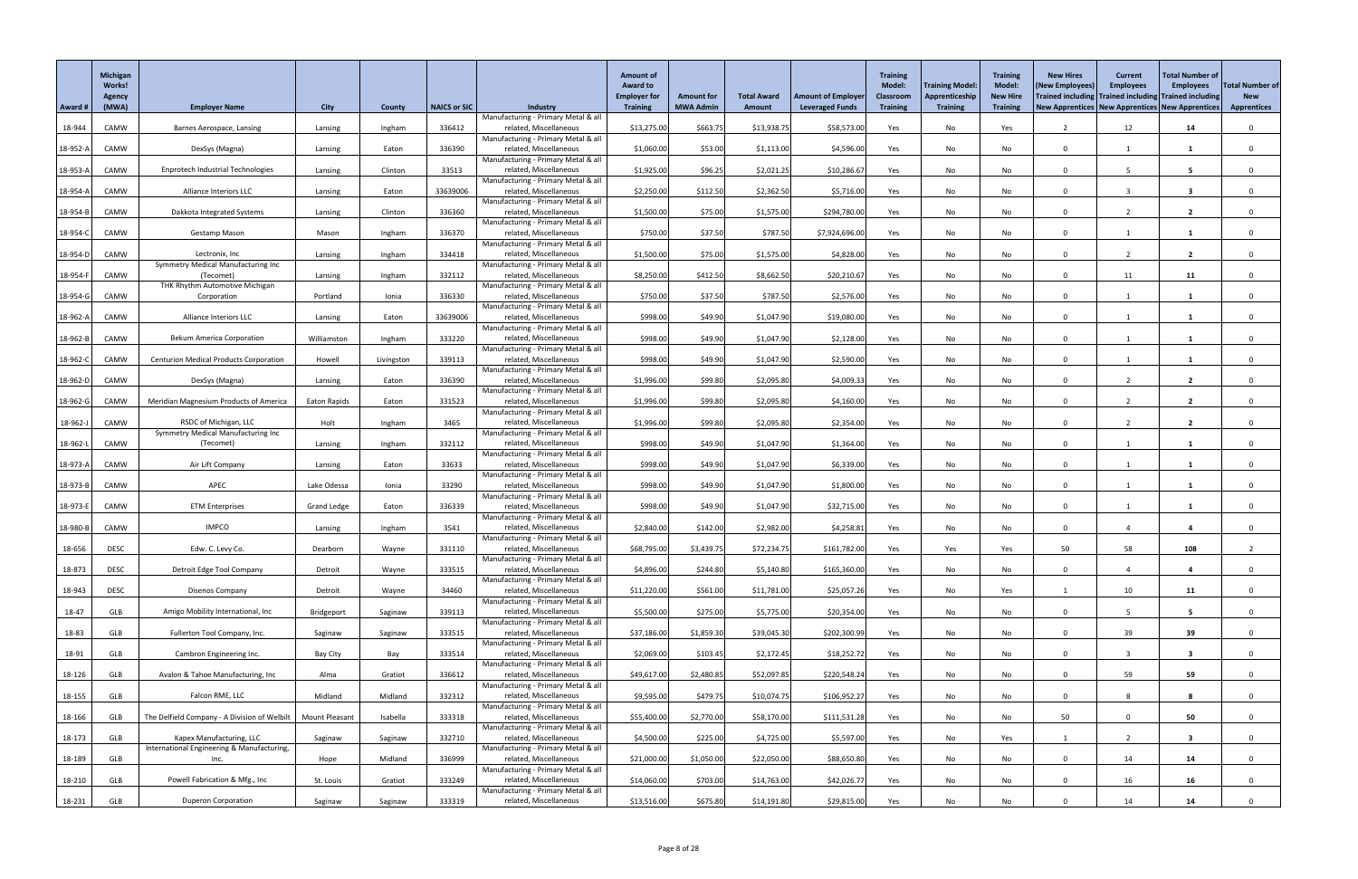| Award # | Michigan Works! Agency (MWA) | Employer Name | City | County | NAICS or SIC | Industry | Amount of Award to Employer for Training | Amount for MWA Admin | Total Award Amount | Amount of Employer Leveraged Funds | Training Model: Classroom Training | Training Model: Apprenticeship Training | Training Model: New Hire Training | New Hires (New Employees) Trained including New Apprentices | Current Employees Trained including New Apprentices | Total Number of Employees Trained including New Apprentices | Total Number of New Apprentices |
|---|---|---|---|---|---|---|---|---|---|---|---|---|---|---|---|---|---|
| 18-944 | CAMW | Barnes Aerospace, Lansing | Lansing | Ingham | 336412 | Manufacturing - Primary Metal & all related, Miscellaneous | $13,275.00 | $663.75 | $13,938.75 | $58,573.00 | Yes | No | Yes | 2 | 12 | 14 | 0 |
| 18-952-A | CAMW | DexSys (Magna) | Lansing | Eaton | 336390 | Manufacturing - Primary Metal & all related, Miscellaneous | $1,060.00 | $53.00 | $1,113.00 | $4,596.00 | Yes | No | No | 0 | 1 | 1 | 0 |
| 18-953-A | CAMW | Enprotech Industrial Technologies | Lansing | Clinton | 33513 | Manufacturing - Primary Metal & all related, Miscellaneous | $1,925.00 | $96.25 | $2,021.25 | $10,286.67 | Yes | No | No | 0 | 5 | 5 | 0 |
| 18-954-A | CAMW | Alliance Interiors LLC | Lansing | Eaton | 33639006 | Manufacturing - Primary Metal & all related, Miscellaneous | $2,250.00 | $112.50 | $2,362.50 | $5,716.00 | Yes | No | No | 0 | 3 | 3 | 0 |
| 18-954-B | CAMW | Dakkota Integrated Systems | Lansing | Clinton | 336360 | Manufacturing - Primary Metal & all related, Miscellaneous | $1,500.00 | $75.00 | $1,575.00 | $294,780.00 | Yes | No | No | 0 | 2 | 2 | 0 |
| 18-954-C | CAMW | Gestamp Mason | Mason | Ingham | 336370 | Manufacturing - Primary Metal & all related, Miscellaneous | $750.00 | $37.50 | $787.50 | $7,924,696.00 | Yes | No | No | 0 | 1 | 1 | 0 |
| 18-954-D | CAMW | Lectronix, Inc | Lansing | Ingham | 334418 | Manufacturing - Primary Metal & all related, Miscellaneous | $1,500.00 | $75.00 | $1,575.00 | $4,828.00 | Yes | No | No | 0 | 2 | 2 | 0 |
| 18-954-F | CAMW | Symmetry Medical Manufacturing Inc (Tecomet) | Lansing | Ingham | 332112 | Manufacturing - Primary Metal & all related, Miscellaneous | $8,250.00 | $412.50 | $8,662.50 | $20,210.67 | Yes | No | No | 0 | 11 | 11 | 0 |
| 18-954-G | CAMW | THK Rhythm Automotive Michigan Corporation | Portland | Ionia | 336330 | Manufacturing - Primary Metal & all related, Miscellaneous | $750.00 | $37.50 | $787.50 | $2,576.00 | Yes | No | No | 0 | 1 | 1 | 0 |
| 18-962-A | CAMW | Alliance Interiors LLC | Lansing | Eaton | 33639006 | Manufacturing - Primary Metal & all related, Miscellaneous | $998.00 | $49.90 | $1,047.90 | $19,080.00 | Yes | No | No | 0 | 1 | 1 | 0 |
| 18-962-B | CAMW | Bekum America Corporation | Williamston | Ingham | 333220 | Manufacturing - Primary Metal & all related, Miscellaneous | $998.00 | $49.90 | $1,047.90 | $2,128.00 | Yes | No | No | 0 | 1 | 1 | 0 |
| 18-962-C | CAMW | Centurion Medical Products Corporation | Howell | Livingston | 339113 | Manufacturing - Primary Metal & all related, Miscellaneous | $998.00 | $49.90 | $1,047.90 | $2,590.00 | Yes | No | No | 0 | 1 | 1 | 0 |
| 18-962-D | CAMW | DexSys (Magna) | Lansing | Eaton | 336390 | Manufacturing - Primary Metal & all related, Miscellaneous | $1,996.00 | $99.80 | $2,095.80 | $4,009.33 | Yes | No | No | 0 | 2 | 2 | 0 |
| 18-962-G | CAMW | Meridian Magnesium Products of America | Eaton Rapids | Eaton | 331523 | Manufacturing - Primary Metal & all related, Miscellaneous | $1,996.00 | $99.80 | $2,095.80 | $4,160.00 | Yes | No | No | 0 | 2 | 2 | 0 |
| 18-962-J | CAMW | RSDC of Michigan, LLC | Holt | Ingham | 3465 | Manufacturing - Primary Metal & all related, Miscellaneous | $1,996.00 | $99.80 | $2,095.80 | $2,354.00 | Yes | No | No | 0 | 2 | 2 | 0 |
| 18-962-L | CAMW | Symmetry Medical Manufacturing Inc (Tecomet) | Lansing | Ingham | 332112 | Manufacturing - Primary Metal & all related, Miscellaneous | $998.00 | $49.90 | $1,047.90 | $1,364.00 | Yes | No | No | 0 | 1 | 1 | 0 |
| 18-973-A | CAMW | Air Lift Company | Lansing | Eaton | 33633 | Manufacturing - Primary Metal & all related, Miscellaneous | $998.00 | $49.90 | $1,047.90 | $6,339.00 | Yes | No | No | 0 | 1 | 1 | 0 |
| 18-973-B | CAMW | APEC | Lake Odessa | Ionia | 33290 | Manufacturing - Primary Metal & all related, Miscellaneous | $998.00 | $49.90 | $1,047.90 | $1,800.00 | Yes | No | No | 0 | 1 | 1 | 0 |
| 18-973-E | CAMW | ETM Enterprises | Grand Ledge | Eaton | 336339 | Manufacturing - Primary Metal & all related, Miscellaneous | $998.00 | $49.90 | $1,047.90 | $32,715.00 | Yes | No | No | 0 | 1 | 1 | 0 |
| 18-980-B | CAMW | IMPCO | Lansing | Ingham | 3541 | Manufacturing - Primary Metal & all related, Miscellaneous | $2,840.00 | $142.00 | $2,982.00 | $4,258.81 | Yes | No | No | 0 | 4 | 4 | 0 |
| 18-656 | DESC | Edw. C. Levy Co. | Dearborn | Wayne | 331110 | Manufacturing - Primary Metal & all related, Miscellaneous | $68,795.00 | $3,439.75 | $72,234.75 | $161,782.00 | Yes | Yes | Yes | 50 | 58 | 108 | 2 |
| 18-873 | DESC | Detroit Edge Tool Company | Detroit | Wayne | 333515 | Manufacturing - Primary Metal & all related, Miscellaneous | $4,896.00 | $244.80 | $5,140.80 | $165,360.00 | Yes | No | No | 0 | 4 | 4 | 0 |
| 18-943 | DESC | Disenos Company | Detroit | Wayne | 34460 | Manufacturing - Primary Metal & all related, Miscellaneous | $11,220.00 | $561.00 | $11,781.00 | $25,057.26 | Yes | No | Yes | 1 | 10 | 11 | 0 |
| 18-47 | GLB | Amigo Mobility International, Inc | Bridgeport | Saginaw | 339113 | Manufacturing - Primary Metal & all related, Miscellaneous | $5,500.00 | $275.00 | $5,775.00 | $20,354.00 | Yes | No | No | 0 | 5 | 5 | 0 |
| 18-83 | GLB | Fullerton Tool Company, Inc. | Saginaw | Saginaw | 333515 | Manufacturing - Primary Metal & all related, Miscellaneous | $37,186.00 | $1,859.30 | $39,045.30 | $202,300.99 | Yes | No | No | 0 | 39 | 39 | 0 |
| 18-91 | GLB | Cambron Engineering Inc. | Bay City | Bay | 333514 | Manufacturing - Primary Metal & all related, Miscellaneous | $2,069.00 | $103.45 | $2,172.45 | $18,252.72 | Yes | No | No | 0 | 3 | 3 | 0 |
| 18-126 | GLB | Avalon & Tahoe Manufacturing, Inc | Alma | Gratiot | 336612 | Manufacturing - Primary Metal & all related, Miscellaneous | $49,617.00 | $2,480.85 | $52,097.85 | $220,548.24 | Yes | No | No | 0 | 59 | 59 | 0 |
| 18-155 | GLB | Falcon RME, LLC | Midland | Midland | 332312 | Manufacturing - Primary Metal & all related, Miscellaneous | $9,595.00 | $479.75 | $10,074.75 | $106,952.27 | Yes | No | No | 0 | 8 | 8 | 0 |
| 18-166 | GLB | The Delfield Company - A Division of Welbilt | Mount Pleasant | Isabella | 333318 | Manufacturing - Primary Metal & all related, Miscellaneous | $55,400.00 | $2,770.00 | $58,170.00 | $111,531.28 | Yes | No | No | 50 | 0 | 50 | 0 |
| 18-173 | GLB | Kapex Manufacturing, LLC | Saginaw | Saginaw | 332710 | Manufacturing - Primary Metal & all related, Miscellaneous | $4,500.00 | $225.00 | $4,725.00 | $5,597.00 | Yes | No | Yes | 1 | 2 | 3 | 0 |
| 18-189 | GLB | International Engineering & Manufacturing, Inc. | Hope | Midland | 336999 | Manufacturing - Primary Metal & all related, Miscellaneous | $21,000.00 | $1,050.00 | $22,050.00 | $88,650.80 | Yes | No | No | 0 | 14 | 14 | 0 |
| 18-210 | GLB | Powell Fabrication & Mfg., Inc | St. Louis | Gratiot | 333249 | Manufacturing - Primary Metal & all related, Miscellaneous | $14,060.00 | $703.00 | $14,763.00 | $42,026.77 | Yes | No | No | 0 | 16 | 16 | 0 |
| 18-231 | GLB | Duperon Corporation | Saginaw | Saginaw | 333319 | Manufacturing - Primary Metal & all related, Miscellaneous | $13,516.00 | $675.80 | $14,191.80 | $29,815.00 | Yes | No | No | 0 | 14 | 14 | 0 |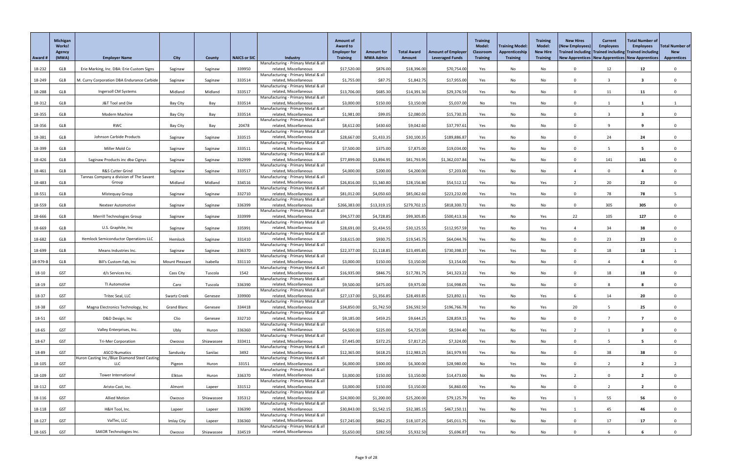| Award # | Michigan Works! Agency (MWA) | Employer Name | City | County | NAICS or SIC | Industry | Amount of Award to Employer for Training | Amount for MWA Admin | Total Award Amount | Amount of Employer Leveraged Funds | Training Model: Classroom Training | Training Model: Apprenticeship Training | Training Model: New Hire Training | New Hires (New Employees) Trained including New Apprentices | Current Employees Trained including New Apprentices | Total Number of Employees Trained including New Apprentices | Total Number of New Apprentices |
|---|---|---|---|---|---|---|---|---|---|---|---|---|---|---|---|---|---|
| 18-232 | GLB | Erie Marking, Inc. DBA: Erie Custom Signs | Saginaw | Saginaw | 339950 | Manufacturing - Primary Metal & all related, Miscellaneous | $17,520.00 | $876.00 | $18,396.00 | $70,754.00 | Yes | No | No | 0 | 12 | 12 | 0 |
| 18-249 | GLB | M. Curry Corporation DBA Endurance Carbide | Saginaw | Saginaw | 333514 | Manufacturing - Primary Metal & all related, Miscellaneous | $1,755.00 | $87.75 | $1,842.75 | $17,955.00 | Yes | No | No | 0 | 3 | 3 | 0 |
| 18-288 | GLB | Ingersoll CM Systems | Midland | Midland | 333517 | Manufacturing - Primary Metal & all related, Miscellaneous | $13,706.00 | $685.30 | $14,391.30 | $29,376.59 | Yes | No | No | 0 | 11 | 11 | 0 |
| 18-312 | GLB | J&T Tool and Die | Bay City | Bay | 333514 | Manufacturing - Primary Metal & all related, Miscellaneous | $3,000.00 | $150.00 | $3,150.00 | $5,037.00 | No | Yes | No | 0 | 1 | 1 | 1 |
| 18-355 | GLB | Modern Machine | Bay City | Bay | 333514 | Manufacturing - Primary Metal & all related, Miscellaneous | $1,981.00 | $99.05 | $2,080.05 | $15,730.35 | Yes | No | No | 0 | 3 | 3 | 0 |
| 18-356 | GLB | RWC | Bay City | Bay | 20478 | Manufacturing - Primary Metal & all related, Miscellaneous | $8,612.00 | $430.60 | $9,042.60 | $37,797.61 | Yes | No | No | 0 | 9 | 9 | 0 |
| 18-381 | GLB | Johnson Carbide Products | Saginaw | Saginaw | 333515 | Manufacturing - Primary Metal & all related, Miscellaneous | $28,667.00 | $1,433.35 | $30,100.35 | $189,886.87 | Yes | No | No | 0 | 24 | 24 | 0 |
| 18-399 | GLB | Miller Mold Co | Saginaw | Saginaw | 333511 | Manufacturing - Primary Metal & all related, Miscellaneous | $7,500.00 | $375.00 | $7,875.00 | $19,034.00 | Yes | No | No | 0 | 5 | 5 | 0 |
| 18-426 | GLB | Saginaw Products inc dba Cignys | Saginaw | Saginaw | 332999 | Manufacturing - Primary Metal & all related, Miscellaneous | $77,899.00 | $3,894.95 | $81,793.95 | $1,362,037.84 | Yes | No | No | 0 | 141 | 141 | 0 |
| 18-461 | GLB | R&S Cutter Grind | Saginaw | Saginaw | 333517 | Manufacturing - Primary Metal & all related, Miscellaneous | $4,000.00 | $200.00 | $4,200.00 | $7,203.00 | Yes | No | No | 4 | 0 | 4 | 0 |
| 18-483 | GLB | Tannas Company a division of The Savant Group | Midland | Midland | 334516 | Manufacturing - Primary Metal & all related, Miscellaneous | $26,816.00 | $1,340.80 | $28,156.80 | $54,512.12 | Yes | No | Yes | 2 | 20 | 22 | 0 |
| 18-551 | GLB | Mistequay Group | Saginaw | Saginaw | 332710 | Manufacturing - Primary Metal & all related, Miscellaneous | $81,012.00 | $4,050.60 | $85,062.60 | $223,232.00 | Yes | Yes | No | 0 | 78 | 78 | 5 |
| 18-559 | GLB | Nexteer Automotive | Saginaw | Saginaw | 336399 | Manufacturing - Primary Metal & all related, Miscellaneous | $266,383.00 | $13,319.15 | $279,702.15 | $818,300.72 | Yes | No | No | 0 | 305 | 305 | 0 |
| 18-666 | GLB | Merrill Technologies Group | Saginaw | Saginaw | 333999 | Manufacturing - Primary Metal & all related, Miscellaneous | $94,577.00 | $4,728.85 | $99,305.85 | $500,413.16 | Yes | No | Yes | 22 | 105 | 127 | 0 |
| 18-669 | GLB | U.S. Graphite, Inc | Saginaw | Saginaw | 335991 | Manufacturing - Primary Metal & all related, Miscellaneous | $28,691.00 | $1,434.55 | $30,125.55 | $112,957.59 | Yes | No | Yes | 4 | 34 | 38 | 0 |
| 18-682 | GLB | Hemlock Semiconductor Operations LLC | Hemlock | Saginaw | 331410 | Manufacturing - Primary Metal & all related, Miscellaneous | $18,615.00 | $930.75 | $19,545.75 | $64,044.76 | Yes | No | No | 0 | 23 | 23 | 0 |
| 18-699 | GLB | Means Industries Inc. | Saginaw | Saginaw | 336370 | Manufacturing - Primary Metal & all related, Miscellaneous | $22,377.00 | $1,118.85 | $23,495.85 | $730,398.37 | Yes | Yes | No | 0 | 18 | 18 | 1 |
| 18-979-B | GLB | Bill's Custom Fab, Inc | Mount Pleasant | Isabella | 331110 | Manufacturing - Primary Metal & all related, Miscellaneous | $3,000.00 | $150.00 | $3,150.00 | $3,154.00 | Yes | No | No | 0 | 4 | 4 | 0 |
| 18-10 | GST | d/s Services Inc. | Cass City | Tuscola | 1542 | Manufacturing - Primary Metal & all related, Miscellaneous | $16,935.00 | $846.75 | $17,781.75 | $41,323.22 | Yes | No | No | 0 | 18 | 18 | 0 |
| 18-19 | GST | TI Automotive | Caro | Tuscola | 336390 | Manufacturing - Primary Metal & all related, Miscellaneous | $9,500.00 | $475.00 | $9,975.00 | $16,998.05 | Yes | No | No | 0 | 8 | 8 | 0 |
| 18-37 | GST | Tritec Seal, LLC | Swartz Creek | Genesee | 339900 | Manufacturing - Primary Metal & all related, Miscellaneous | $27,137.00 | $1,356.85 | $28,493.85 | $23,892.11 | Yes | No | Yes | 6 | 14 | 20 | 0 |
| 18-38 | GST | Magna Electronics Technology, Inc | Grand Blanc | Genesee | 334418 | Manufacturing - Primary Metal & all related, Miscellaneous | $34,850.00 | $1,742.50 | $36,592.50 | $196,766.78 | Yes | No | Yes | 20 | 5 | 25 | 0 |
| 18-51 | GST | D&D Design, Inc | Clio | Genesee | 332710 | Manufacturing - Primary Metal & all related, Miscellaneous | $9,185.00 | $459.25 | $9,644.25 | $28,859.15 | Yes | No | No | 0 | 7 | 7 | 0 |
| 18-65 | GST | Valley Enterprises, Inc. | Ubly | Huron | 336360 | Manufacturing - Primary Metal & all related, Miscellaneous | $4,500.00 | $225.00 | $4,725.00 | $8,594.40 | Yes | No | Yes | 2 | 1 | 3 | 0 |
| 18-67 | GST | Tri-Mer Corporation | Owosso | Shiawassee | 333411 | Manufacturing - Primary Metal & all related, Miscellaneous | $7,445.00 | $372.25 | $7,817.25 | $7,324.00 | Yes | No | No | 0 | 5 | 5 | 0 |
| 18-89 | GST | ASCO Numatics | Sandusky | Sanilac | 3492 | Manufacturing - Primary Metal & all related, Miscellaneous | $12,365.00 | $618.25 | $12,983.25 | $61,979.93 | Yes | No | No | 0 | 38 | 38 | 0 |
| 18-105 | GST | Huron Casting Inc./Blue Diamond Steel Casting LLC | Pigeon | Huron | 33151 | Manufacturing - Primary Metal & all related, Miscellaneous | $6,000.00 | $300.00 | $6,300.00 | $28,980.00 | No | Yes | No | 0 | 2 | 2 | 2 |
| 18-109 | GST | Tower International | Elkton | Huron | 336370 | Manufacturing - Primary Metal & all related, Miscellaneous | $3,000.00 | $150.00 | $3,150.00 | $14,473.00 | No | No | Yes | 2 | 0 | 2 | 0 |
| 18-112 | GST | Aristo-Cast, Inc. | Almont | Lapeer | 331512 | Manufacturing - Primary Metal & all related, Miscellaneous | $3,000.00 | $150.00 | $3,150.00 | $6,860.00 | Yes | No | No | 0 | 2 | 2 | 0 |
| 18-116 | GST | Allied Motion | Owosso | Shiawassee | 335312 | Manufacturing - Primary Metal & all related, Miscellaneous | $24,000.00 | $1,200.00 | $25,200.00 | $79,125.79 | Yes | No | Yes | 1 | 55 | 56 | 0 |
| 18-118 | GST | H&H Tool, Inc. | Lapeer | Lapeer | 336390 | Manufacturing - Primary Metal & all related, Miscellaneous | $30,843.00 | $1,542.15 | $32,385.15 | $467,150.11 | Yes | No | Yes | 1 | 45 | 46 | 0 |
| 18-127 | GST | ValTec, LLC | Imlay City | Lapeer | 336360 | Manufacturing - Primary Metal & all related, Miscellaneous | $17,245.00 | $862.25 | $18,107.25 | $45,011.75 | Yes | No | No | 0 | 17 | 17 | 0 |
| 18-165 | GST | SAKOR Technologies Inc. | Owosso | Shiawassee | 334519 | Manufacturing - Primary Metal & all related, Miscellaneous | $5,650.00 | $282.50 | $5,932.50 | $5,696.87 | Yes | No | No | 0 | 6 | 6 | 0 |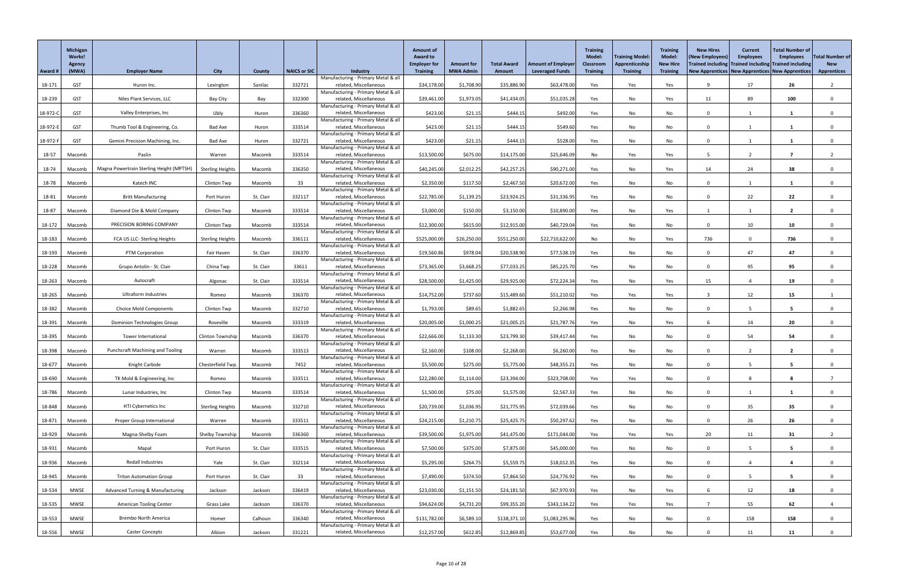| Award # | Michigan Works! Agency (MWA) | Employer Name | City | County | NAICS or SIC | Industry | Amount of Award to Employer for Training | Amount for MWA Admin | Total Award Amount | Amount of Employer Leveraged Funds | Training Model: Classroom Training | Training Model: Apprenticeship Training | Training Model: New Hire Training | New Hires (New Employees) Trained including New Apprentices | Current Employees Trained including New Apprentices | Total Number of Employees Trained including New Apprentices | Total Number of New Apprentices |
|---|---|---|---|---|---|---|---|---|---|---|---|---|---|---|---|---|---|
| 18-171 | GST | Huron Inc. | Lexington | Sanilac | 332721 | Manufacturing - Primary Metal & all related, Miscellaneous | $34,178.00 | $1,708.90 | $35,886.90 | $63,478.00 | Yes | Yes | Yes | 9 | 17 | 26 | 2 |
| 18-239 | GST | Niles Plant Services, LLC | Bay City | Bay | 332300 | Manufacturing - Primary Metal & all related, Miscellaneous | $39,461.00 | $1,973.05 | $41,434.05 | $51,035.28 | Yes | No | Yes | 11 | 89 | 100 | 0 |
| 18-972-C | GST | Valley Enterprises, Inc | Ubly | Huron | 336360 | Manufacturing - Primary Metal & all related, Miscellaneous | $423.00 | $21.15 | $444.15 | $492.00 | Yes | No | No | 0 | 1 | 1 | 0 |
| 18-972-E | GST | Thumb Tool & Engineering, Co. | Bad Axe | Huron | 333514 | Manufacturing - Primary Metal & all related, Miscellaneous | $423.00 | $21.15 | $444.15 | $549.60 | Yes | No | No | 0 | 1 | 1 | 0 |
| 18-972-F | GST | Gemini Precision Machining, Inc. | Bad Axe | Huron | 332721 | Manufacturing - Primary Metal & all related, Miscellaneous | $423.00 | $21.15 | $444.15 | $528.00 | Yes | No | No | 0 | 1 | 1 | 0 |
| 18-57 | Macomb | Paslin | Warren | Macomb | 333514 | Manufacturing - Primary Metal & all related, Miscellaneous | $13,500.00 | $675.00 | $14,175.00 | $25,646.09 | No | Yes | Yes | 5 | 2 | 7 | 2 |
| 18-74 | Macomb | Magna Powertrain Sterling Height (MPTSH) | Sterling Heights | Macomb | 336350 | Manufacturing - Primary Metal & all related, Miscellaneous | $40,245.00 | $2,012.25 | $42,257.25 | $90,271.00 | Yes | No | Yes | 14 | 24 | 38 | 0 |
| 18-78 | Macomb | Katech INC | Clinton Twp | Macomb | 33 | Manufacturing - Primary Metal & all related, Miscellaneous | $2,350.00 | $117.50 | $2,467.50 | $20,672.00 | Yes | No | No | 0 | 1 | 1 | 0 |
| 18-81 | Macomb | Britt Manufacturing | Port Huron | St. Clair | 332117 | Manufacturing - Primary Metal & all related, Miscellaneous | $22,785.00 | $1,139.25 | $23,924.25 | $31,336.95 | Yes | No | No | 0 | 22 | 22 | 0 |
| 18-87 | Macomb | Diamond Die & Mold Company | Clinton Twp | Macomb | 333514 | Manufacturing - Primary Metal & all related, Miscellaneous | $3,000.00 | $150.00 | $3,150.00 | $10,890.00 | Yes | No | Yes | 1 | 1 | 2 | 0 |
| 18-172 | Macomb | PRECISION BORING COMPANY | Clinton Twp | Macomb | 333514 | Manufacturing - Primary Metal & all related, Miscellaneous | $12,300.00 | $615.00 | $12,915.00 | $40,729.04 | Yes | No | No | 0 | 10 | 10 | 0 |
| 18-183 | Macomb | FCA US LLC- Sterling Heights | Sterling Heights | Macomb | 336111 | Manufacturing - Primary Metal & all related, Miscellaneous | $525,000.00 | $26,250.00 | $551,250.00 | $22,710,622.00 | No | No | Yes | 736 | 0 | 736 | 0 |
| 18-193 | Macomb | PTM Corporation | Fair Haven | St. Clair | 336370 | Manufacturing - Primary Metal & all related, Miscellaneous | $19,560.86 | $978.04 | $20,538.90 | $77,538.19 | Yes | No | No | 0 | 47 | 47 | 0 |
| 18-228 | Macomb | Grupo Antolin - St. Clair | China Twp | St. Clair | 33611 | Manufacturing - Primary Metal & all related, Miscellaneous | $73,365.00 | $3,668.25 | $77,033.25 | $85,225.70 | Yes | No | No | 0 | 95 | 95 | 0 |
| 18-263 | Macomb | Autocraft | Algonac | St. Clair | 333514 | Manufacturing - Primary Metal & all related, Miscellaneous | $28,500.00 | $1,425.00 | $29,925.00 | $72,224.34 | Yes | No | Yes | 15 | 4 | 19 | 0 |
| 18-265 | Macomb | Ultraform Industries | Romeo | Macomb | 336370 | Manufacturing - Primary Metal & all related, Miscellaneous | $14,752.00 | $737.60 | $15,489.60 | $51,210.02 | Yes | Yes | Yes | 3 | 12 | 15 | 1 |
| 18-382 | Macomb | Choice Mold Components | Clinton Twp | Macomb | 332710 | Manufacturing - Primary Metal & all related, Miscellaneous | $1,793.00 | $89.65 | $1,882.65 | $2,266.98 | Yes | No | No | 0 | 5 | 5 | 0 |
| 18-391 | Macomb | Dominion Technologies Group | Roseville | Macomb | 333319 | Manufacturing - Primary Metal & all related, Miscellaneous | $20,005.00 | $1,000.25 | $21,005.25 | $21,787.76 | Yes | No | Yes | 6 | 14 | 20 | 0 |
| 18-395 | Macomb | Tower International | Clinton Township | Macomb | 336370 | Manufacturing - Primary Metal & all related, Miscellaneous | $22,666.00 | $1,133.30 | $23,799.30 | $39,417.44 | Yes | No | No | 0 | 54 | 54 | 0 |
| 18-398 | Macomb | Punchcraft Machining and Tooling | Warren | Macomb | 333513 | Manufacturing - Primary Metal & all related, Miscellaneous | $2,160.00 | $108.00 | $2,268.00 | $6,260.00 | Yes | No | No | 0 | 2 | 2 | 0 |
| 18-677 | Macomb | Knight Carbide | Chesterfield Twp. | Macomb | 7452 | Manufacturing - Primary Metal & all related, Miscellaneous | $5,500.00 | $275.00 | $5,775.00 | $48,355.21 | Yes | No | No | 0 | 5 | 5 | 0 |
| 18-690 | Macomb | TK Mold & Engineering, Inc | Romeo | Macomb | 333511 | Manufacturing - Primary Metal & all related, Miscellaneous | $22,280.00 | $1,114.00 | $23,394.00 | $323,708.00 | Yes | Yes | No | 0 | 8 | 8 | 7 |
| 18-786 | Macomb | Lunar Industries, Inc | Clinton Twp | Macomb | 333514 | Manufacturing - Primary Metal & all related, Miscellaneous | $1,500.00 | $75.00 | $1,575.00 | $2,567.33 | Yes | No | No | 0 | 1 | 1 | 0 |
| 18-848 | Macomb | HTI Cybernetics Inc | Sterling Heights | Macomb | 332710 | Manufacturing - Primary Metal & all related, Miscellaneous | $20,739.00 | $1,036.95 | $21,775.95 | $72,039.66 | Yes | No | No | 0 | 35 | 35 | 0 |
| 18-871 | Macomb | Proper Group International | Warren | Macomb | 333511 | Manufacturing - Primary Metal & all related, Miscellaneous | $24,215.00 | $1,210.75 | $25,425.75 | $50,297.62 | Yes | No | No | 0 | 26 | 26 | 0 |
| 18-929 | Macomb | Magna-Shelby Foam | Shelby Township | Macomb | 336360 | Manufacturing - Primary Metal & all related, Miscellaneous | $39,500.00 | $1,975.00 | $41,475.00 | $171,044.00 | Yes | Yes | Yes | 20 | 11 | 31 | 2 |
| 18-931 | Macomb | Mapal | Port Huron | St. Clair | 333515 | Manufacturing - Primary Metal & all related, Miscellaneous | $7,500.00 | $375.00 | $7,875.00 | $45,000.00 | Yes | No | No | 0 | 5 | 5 | 0 |
| 18-936 | Macomb | Redall Industries | Yale | St. Clair | 332114 | Manufacturing - Primary Metal & all related, Miscellaneous | $5,295.00 | $264.75 | $5,559.75 | $18,012.35 | Yes | No | No | 0 | 4 | 4 | 0 |
| 18-945 | Macomb | Triton Automation Group | Port Huron | St. Clair | 33 | Manufacturing - Primary Metal & all related, Miscellaneous | $7,490.00 | $374.50 | $7,864.50 | $24,776.92 | Yes | No | No | 0 | 5 | 5 | 0 |
| 18-534 | MWSE | Advanced Turning & Manufacturing | Jackson | Jackson | 336419 | Manufacturing - Primary Metal & all related, Miscellaneous | $23,030.00 | $1,151.50 | $24,181.50 | $67,970.93 | Yes | No | Yes | 6 | 12 | 18 | 0 |
| 18-535 | MWSE | American Tooling Center | Grass Lake | Jackson | 336370 | Manufacturing - Primary Metal & all related, Miscellaneous | $94,624.00 | $4,731.20 | $99,355.20 | $343,134.22 | Yes | Yes | Yes | 7 | 55 | 62 | 4 |
| 18-553 | MWSE | Brembo North America | Homer | Calhoun | 336340 | Manufacturing - Primary Metal & all related, Miscellaneous | $131,782.00 | $6,589.10 | $138,371.10 | $1,083,295.96 | Yes | No | No | 0 | 158 | 158 | 0 |
| 18-556 | MWSE | Caster Concepts | Albion | Jackson | 331221 | Manufacturing - Primary Metal & all related, Miscellaneous | $12,257.00 | $612.85 | $12,869.85 | $53,677.00 | Yes | No | No | 0 | 11 | 11 | 0 |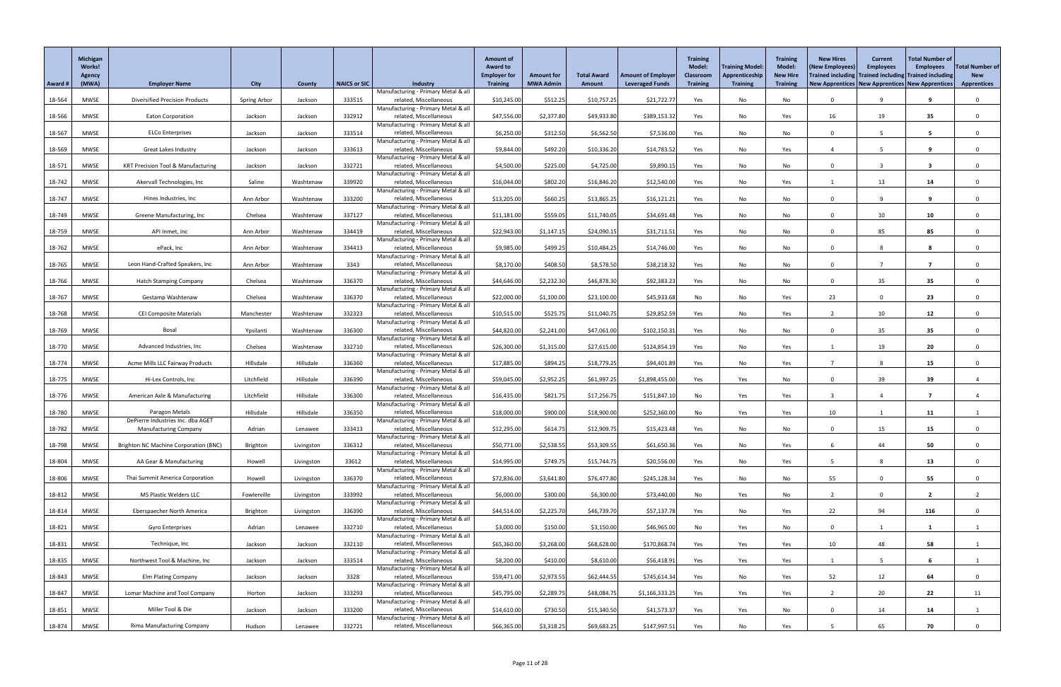| Award # | Michigan Works! Agency (MWA) | Employer Name | City | County | NAICS or SIC | Industry | Amount of Award to Employer for Training | Amount for MWA Admin | Total Award Amount | Amount of Employer Leveraged Funds | Training Model: Classroom Training | Training Model: Apprenticeship Training | Training Model: New Hire Training | New Hires (New Employees) Trained including New Apprentices | Current Employees Trained including New Apprentices | Total Number of Employees Trained including New Apprentices | Total Number of New Apprentices |
|---|---|---|---|---|---|---|---|---|---|---|---|---|---|---|---|---|---|
| 18-564 | MWSE | Diversified Precision Products | Spring Arbor | Jackson | 333515 | Manufacturing - Primary Metal & all related, Miscellaneous | $10,245.00 | $512.25 | $10,757.25 | $21,722.77 | Yes | No | No | 0 | 9 | 9 | 0 |
| 18-566 | MWSE | Eaton Corporation | Jackson | Jackson | 332912 | Manufacturing - Primary Metal & all related, Miscellaneous | $47,556.00 | $2,377.80 | $49,933.80 | $389,153.32 | Yes | No | Yes | 16 | 19 | 35 | 0 |
| 18-567 | MWSE | ELCo Enterprises | Jackson | Jackson | 333514 | Manufacturing - Primary Metal & all related, Miscellaneous | $6,250.00 | $312.50 | $6,562.50 | $7,536.00 | Yes | No | No | 0 | 5 | 5 | 0 |
| 18-569 | MWSE | Great Lakes Industry | Jackson | Jackson | 333613 | Manufacturing - Primary Metal & all related, Miscellaneous | $9,844.00 | $492.20 | $10,336.20 | $14,783.52 | Yes | No | Yes | 4 | 5 | 9 | 0 |
| 18-571 | MWSE | KRT Precision Tool & Manufacturing | Jackson | Jackson | 332721 | Manufacturing - Primary Metal & all related, Miscellaneous | $4,500.00 | $225.00 | $4,725.00 | $9,890.15 | Yes | No | No | 0 | 3 | 3 | 0 |
| 18-742 | MWSE | Akervall Technologies, Inc | Saline | Washtenaw | 339920 | Manufacturing - Primary Metal & all related, Miscellaneous | $16,044.00 | $802.20 | $16,846.20 | $12,540.00 | Yes | No | Yes | 1 | 13 | 14 | 0 |
| 18-747 | MWSE | Hines Industries, Inc | Ann Arbor | Washtenaw | 333200 | Manufacturing - Primary Metal & all related, Miscellaneous | $13,205.00 | $660.25 | $13,865.25 | $16,121.21 | Yes | No | No | 0 | 9 | 9 | 0 |
| 18-749 | MWSE | Greene Manufacturing, Inc | Chelsea | Washtenaw | 337127 | Manufacturing - Primary Metal & all related, Miscellaneous | $11,181.00 | $559.05 | $11,740.05 | $34,691.48 | Yes | No | No | 0 | 10 | 10 | 0 |
| 18-759 | MWSE | API Inmet, Inc | Ann Arbor | Washtenaw | 334419 | Manufacturing - Primary Metal & all related, Miscellaneous | $22,943.00 | $1,147.15 | $24,090.15 | $31,711.51 | Yes | No | No | 0 | 85 | 85 | 0 |
| 18-762 | MWSE | ePack, Inc | Ann Arbor | Washtenaw | 334413 | Manufacturing - Primary Metal & all related, Miscellaneous | $9,985.00 | $499.25 | $10,484.25 | $14,746.00 | Yes | No | No | 0 | 8 | 8 | 0 |
| 18-765 | MWSE | Leon Hand-Crafted Speakers, Inc | Ann Arbor | Washtenaw | 3343 | Manufacturing - Primary Metal & all related, Miscellaneous | $8,170.00 | $408.50 | $8,578.50 | $38,218.32 | Yes | No | No | 0 | 7 | 7 | 0 |
| 18-766 | MWSE | Hatch Stamping Company | Chelsea | Washtenaw | 336370 | Manufacturing - Primary Metal & all related, Miscellaneous | $44,646.00 | $2,232.30 | $46,878.30 | $92,383.23 | Yes | No | No | 0 | 35 | 35 | 0 |
| 18-767 | MWSE | Gestamp Washtenaw | Chelsea | Washtenaw | 336370 | Manufacturing - Primary Metal & all related, Miscellaneous | $22,000.00 | $1,100.00 | $23,100.00 | $45,933.68 | No | No | Yes | 23 | 0 | 23 | 0 |
| 18-768 | MWSE | CEI Composite Materials | Manchester | Washtenaw | 332323 | Manufacturing - Primary Metal & all related, Miscellaneous | $10,515.00 | $525.75 | $11,040.75 | $29,852.59 | Yes | No | Yes | 2 | 10 | 12 | 0 |
| 18-769 | MWSE | Bosal | Ypsilanti | Washtenaw | 336300 | Manufacturing - Primary Metal & all related, Miscellaneous | $44,820.00 | $2,241.00 | $47,061.00 | $102,150.31 | Yes | No | No | 0 | 35 | 35 | 0 |
| 18-770 | MWSE | Advanced Industries, Inc | Chelsea | Washtenaw | 332710 | Manufacturing - Primary Metal & all related, Miscellaneous | $26,300.00 | $1,315.00 | $27,615.00 | $124,854.19 | Yes | No | Yes | 1 | 19 | 20 | 0 |
| 18-774 | MWSE | Acme Mills LLC Fairway Products | Hillsdale | Hillsdale | 336360 | Manufacturing - Primary Metal & all related, Miscellaneous | $17,885.00 | $894.25 | $18,779.25 | $94,401.89 | Yes | No | Yes | 7 | 8 | 15 | 0 |
| 18-775 | MWSE | Hi-Lex Controls, Inc | Litchfield | Hillsdale | 336390 | Manufacturing - Primary Metal & all related, Miscellaneous | $59,045.00 | $2,952.25 | $61,997.25 | $1,898,455.00 | Yes | Yes | No | 0 | 39 | 39 | 4 |
| 18-776 | MWSE | American Axle & Manufacturing | Litchfield | Hillsdale | 336300 | Manufacturing - Primary Metal & all related, Miscellaneous | $16,435.00 | $821.75 | $17,256.75 | $151,847.10 | No | Yes | Yes | 3 | 4 | 7 | 4 |
| 18-780 | MWSE | Paragon Metals | Hillsdale | Hillsdale | 336350 | Manufacturing - Primary Metal & all related, Miscellaneous | $18,000.00 | $900.00 | $18,900.00 | $252,360.00 | No | Yes | Yes | 10 | 1 | 11 | 1 |
| 18-782 | MWSE | DePierre Industries Inc. dba AGET Manufacturing Company | Adrian | Lenawee | 333413 | Manufacturing - Primary Metal & all related, Miscellaneous | $12,295.00 | $614.75 | $12,909.75 | $15,423.48 | Yes | No | No | 0 | 15 | 15 | 0 |
| 18-798 | MWSE | Brighton NC Machine Corporation (BNC) | Brighton | Livingston | 336312 | Manufacturing - Primary Metal & all related, Miscellaneous | $50,771.00 | $2,538.55 | $53,309.55 | $61,650.36 | Yes | No | Yes | 6 | 44 | 50 | 0 |
| 18-804 | MWSE | AA Gear & Manufacturing | Howell | Livingston | 33612 | Manufacturing - Primary Metal & all related, Miscellaneous | $14,995.00 | $749.75 | $15,744.75 | $20,556.00 | Yes | No | Yes | 5 | 8 | 13 | 0 |
| 18-806 | MWSE | Thai Summit America Corporation | Howell | Livingston | 336370 | Manufacturing - Primary Metal & all related, Miscellaneous | $72,836.00 | $3,641.80 | $76,477.80 | $245,128.34 | Yes | No | No | 55 | 0 | 55 | 0 |
| 18-812 | MWSE | MS Plastic Welders LLC | Fowlerville | Livingston | 333992 | Manufacturing - Primary Metal & all related, Miscellaneous | $6,000.00 | $300.00 | $6,300.00 | $73,440.00 | No | Yes | No | 2 | 0 | 2 | 2 |
| 18-814 | MWSE | Eberspaecher North America | Brighton | Livingston | 336390 | Manufacturing - Primary Metal & all related, Miscellaneous | $44,514.00 | $2,225.70 | $46,739.70 | $57,137.78 | Yes | No | Yes | 22 | 94 | 116 | 0 |
| 18-821 | MWSE | Gyro Enterprises | Adrian | Lenawee | 332710 | Manufacturing - Primary Metal & all related, Miscellaneous | $3,000.00 | $150.00 | $3,150.00 | $46,965.00 | No | Yes | No | 0 | 1 | 1 | 1 |
| 18-831 | MWSE | Technique, Inc | Jackson | Jackson | 332110 | Manufacturing - Primary Metal & all related, Miscellaneous | $65,360.00 | $3,268.00 | $68,628.00 | $170,868.74 | Yes | Yes | Yes | 10 | 48 | 58 | 1 |
| 18-835 | MWSE | Northwest Tool & Machine, Inc | Jackson | Jackson | 333514 | Manufacturing - Primary Metal & all related, Miscellaneous | $8,200.00 | $410.00 | $8,610.00 | $56,418.91 | Yes | Yes | Yes | 1 | 5 | 6 | 1 |
| 18-843 | MWSE | Elm Plating Company | Jackson | Jackson | 3328 | Manufacturing - Primary Metal & all related, Miscellaneous | $59,471.00 | $2,973.55 | $62,444.55 | $745,614.34 | Yes | No | Yes | 52 | 12 | 64 | 0 |
| 18-847 | MWSE | Lomar Machine and Tool Company | Horton | Jackson | 333293 | Manufacturing - Primary Metal & all related, Miscellaneous | $45,795.00 | $2,289.75 | $48,084.75 | $1,166,333.25 | Yes | Yes | Yes | 2 | 20 | 22 | 11 |
| 18-851 | MWSE | Miller Tool & Die | Jackson | Jackson | 333200 | Manufacturing - Primary Metal & all related, Miscellaneous | $14,610.00 | $730.50 | $15,340.50 | $41,573.37 | Yes | Yes | No | 0 | 14 | 14 | 1 |
| 18-874 | MWSE | Rima Manufacturing Company | Hudson | Lenawee | 332721 | Manufacturing - Primary Metal & all related, Miscellaneous | $66,365.00 | $3,318.25 | $69,683.25 | $147,997.51 | Yes | No | Yes | 5 | 65 | 70 | 0 |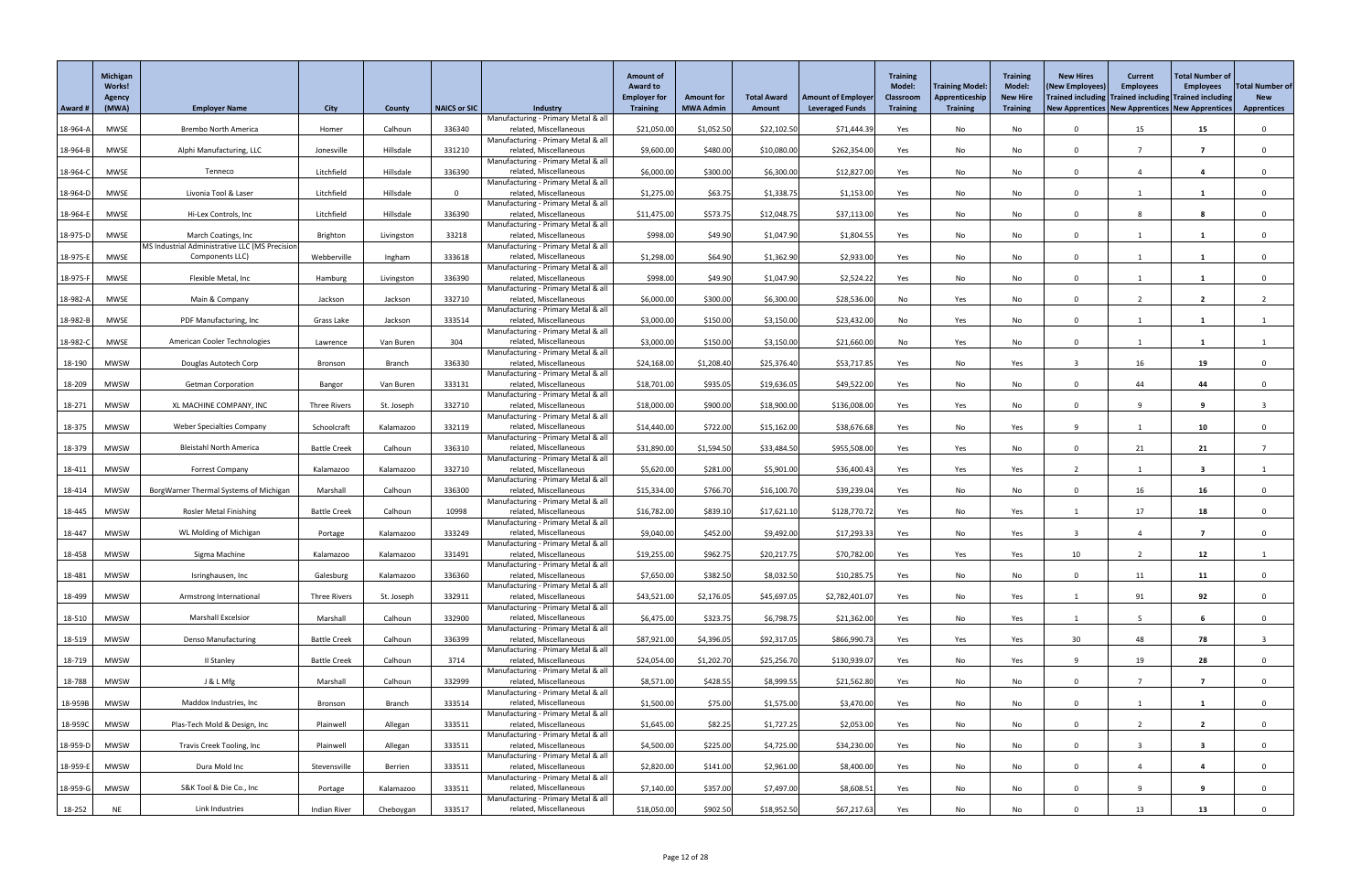| Award # | Michigan Works! Agency (MWA) | Employer Name | City | County | NAICS or SIC | Industry | Amount of Award to Employer for Training | Amount for MWA Admin | Total Award Amount | Amount of Employer Leveraged Funds | Training Model: Classroom Training | Training Model: Apprenticeship Training | Training Model: New Hire Training | New Hires (New Employees) Trained including New Apprentices | Current Employees Trained including New Apprentices | Total Number of Employees Trained including New Apprentices | Total Number of New Apprentices |
|---|---|---|---|---|---|---|---|---|---|---|---|---|---|---|---|---|---|
| 18-964-A | MWSE | Brembo North America | Homer | Calhoun | 336340 | Manufacturing - Primary Metal & all related, Miscellaneous | $21,050.00 | $1,052.50 | $22,102.50 | $71,444.39 | Yes | No | No | 0 | 15 | 15 | 0 |
| 18-964-B | MWSE | Alphi Manufacturing, LLC | Jonesville | Hillsdale | 331210 | Manufacturing - Primary Metal & all related, Miscellaneous | $9,600.00 | $480.00 | $10,080.00 | $262,354.00 | Yes | No | No | 0 | 7 | 7 | 0 |
| 18-964-C | MWSE | Tenneco | Litchfield | Hillsdale | 336390 | Manufacturing - Primary Metal & all related, Miscellaneous | $6,000.00 | $300.00 | $6,300.00 | $12,827.00 | Yes | No | No | 0 | 4 | 4 | 0 |
| 18-964-D | MWSE | Livonia Tool & Laser | Litchfield | Hillsdale | 0 | Manufacturing - Primary Metal & all related, Miscellaneous | $1,275.00 | $63.75 | $1,338.75 | $1,153.00 | Yes | No | No | 0 | 1 | 1 | 0 |
| 18-964-E | MWSE | Hi-Lex Controls, Inc | Litchfield | Hillsdale | 336390 | Manufacturing - Primary Metal & all related, Miscellaneous | $11,475.00 | $573.75 | $12,048.75 | $37,113.00 | Yes | No | No | 0 | 8 | 8 | 0 |
| 18-975-D | MWSE | March Coatings, Inc | Brighton | Livingston | 33218 | Manufacturing - Primary Metal & all related, Miscellaneous | $998.00 | $49.90 | $1,047.90 | $1,804.55 | Yes | No | No | 0 | 1 | 1 | 0 |
| 18-975-E | MWSE | MS Industrial Administrative LLC (MS Precision Components LLC) | Webberville | Ingham | 333618 | Manufacturing - Primary Metal & all related, Miscellaneous | $1,298.00 | $64.90 | $1,362.90 | $2,933.00 | Yes | No | No | 0 | 1 | 1 | 0 |
| 18-975-F | MWSE | Flexible Metal, Inc | Hamburg | Livingston | 336390 | Manufacturing - Primary Metal & all related, Miscellaneous | $998.00 | $49.90 | $1,047.90 | $2,524.22 | Yes | No | No | 0 | 1 | 1 | 0 |
| 18-982-A | MWSE | Main & Company | Jackson | Jackson | 332710 | Manufacturing - Primary Metal & all related, Miscellaneous | $6,000.00 | $300.00 | $6,300.00 | $28,536.00 | No | Yes | No | 0 | 2 | 2 | 2 |
| 18-982-B | MWSE | PDF Manufacturing, Inc | Grass Lake | Jackson | 333514 | Manufacturing - Primary Metal & all related, Miscellaneous | $3,000.00 | $150.00 | $3,150.00 | $23,432.00 | No | Yes | No | 0 | 1 | 1 | 1 |
| 18-982-C | MWSE | American Cooler Technologies | Lawrence | Van Buren | 304 | Manufacturing - Primary Metal & all related, Miscellaneous | $3,000.00 | $150.00 | $3,150.00 | $21,660.00 | No | Yes | No | 0 | 1 | 1 | 1 |
| 18-190 | MWSW | Douglas Autotech Corp | Bronson | Branch | 336330 | Manufacturing - Primary Metal & all related, Miscellaneous | $24,168.00 | $1,208.40 | $25,376.40 | $53,717.85 | Yes | No | Yes | 3 | 16 | 19 | 0 |
| 18-209 | MWSW | Getman Corporation | Bangor | Van Buren | 333131 | Manufacturing - Primary Metal & all related, Miscellaneous | $18,701.00 | $935.05 | $19,636.05 | $49,522.00 | Yes | No | No | 0 | 44 | 44 | 0 |
| 18-271 | MWSW | XL MACHINE COMPANY, INC | Three Rivers | St. Joseph | 332710 | Manufacturing - Primary Metal & all related, Miscellaneous | $18,000.00 | $900.00 | $18,900.00 | $136,008.00 | Yes | Yes | No | 0 | 9 | 9 | 3 |
| 18-375 | MWSW | Weber Specialties Company | Schoolcraft | Kalamazoo | 332119 | Manufacturing - Primary Metal & all related, Miscellaneous | $14,440.00 | $722.00 | $15,162.00 | $38,676.68 | Yes | No | Yes | 9 | 1 | 10 | 0 |
| 18-379 | MWSW | Bleistahl North America | Battle Creek | Calhoun | 336310 | Manufacturing - Primary Metal & all related, Miscellaneous | $31,890.00 | $1,594.50 | $33,484.50 | $955,508.00 | Yes | Yes | No | 0 | 21 | 21 | 7 |
| 18-411 | MWSW | Forrest Company | Kalamazoo | Kalamazoo | 332710 | Manufacturing - Primary Metal & all related, Miscellaneous | $5,620.00 | $281.00 | $5,901.00 | $36,400.43 | Yes | Yes | Yes | 2 | 1 | 3 | 1 |
| 18-414 | MWSW | BorgWarner Thermal Systems of Michigan | Marshall | Calhoun | 336300 | Manufacturing - Primary Metal & all related, Miscellaneous | $15,334.00 | $766.70 | $16,100.70 | $39,239.04 | Yes | No | No | 0 | 16 | 16 | 0 |
| 18-445 | MWSW | Rosler Metal Finishing | Battle Creek | Calhoun | 10998 | Manufacturing - Primary Metal & all related, Miscellaneous | $16,782.00 | $839.10 | $17,621.10 | $128,770.72 | Yes | No | Yes | 1 | 17 | 18 | 0 |
| 18-447 | MWSW | WL Molding of Michigan | Portage | Kalamazoo | 333249 | Manufacturing - Primary Metal & all related, Miscellaneous | $9,040.00 | $452.00 | $9,492.00 | $17,293.33 | Yes | No | Yes | 3 | 4 | 7 | 0 |
| 18-458 | MWSW | Sigma Machine | Kalamazoo | Kalamazoo | 331491 | Manufacturing - Primary Metal & all related, Miscellaneous | $19,255.00 | $962.75 | $20,217.75 | $70,782.00 | Yes | Yes | Yes | 10 | 2 | 12 | 1 |
| 18-481 | MWSW | Isringhausen, Inc | Galesburg | Kalamazoo | 336360 | Manufacturing - Primary Metal & all related, Miscellaneous | $7,650.00 | $382.50 | $8,032.50 | $10,285.75 | Yes | No | No | 0 | 11 | 11 | 0 |
| 18-499 | MWSW | Armstrong International | Three Rivers | St. Joseph | 332911 | Manufacturing - Primary Metal & all related, Miscellaneous | $43,521.00 | $2,176.05 | $45,697.05 | $2,782,401.07 | Yes | No | Yes | 1 | 91 | 92 | 0 |
| 18-510 | MWSW | Marshall Excelsior | Marshall | Calhoun | 332900 | Manufacturing - Primary Metal & all related, Miscellaneous | $6,475.00 | $323.75 | $6,798.75 | $21,362.00 | Yes | No | Yes | 1 | 5 | 6 | 0 |
| 18-519 | MWSW | Denso Manufacturing | Battle Creek | Calhoun | 336399 | Manufacturing - Primary Metal & all related, Miscellaneous | $87,921.00 | $4,396.05 | $92,317.05 | $866,990.73 | Yes | Yes | Yes | 30 | 48 | 78 | 3 |
| 18-719 | MWSW | II Stanley | Battle Creek | Calhoun | 3714 | Manufacturing - Primary Metal & all related, Miscellaneous | $24,054.00 | $1,202.70 | $25,256.70 | $130,939.07 | Yes | No | Yes | 9 | 19 | 28 | 0 |
| 18-788 | MWSW | J & L Mfg | Marshall | Calhoun | 332999 | Manufacturing - Primary Metal & all related, Miscellaneous | $8,571.00 | $428.55 | $8,999.55 | $21,562.80 | Yes | No | No | 0 | 7 | 7 | 0 |
| 18-959B | MWSW | Maddox Industries, Inc | Bronson | Branch | 333514 | Manufacturing - Primary Metal & all related, Miscellaneous | $1,500.00 | $75.00 | $1,575.00 | $3,470.00 | Yes | No | No | 0 | 1 | 1 | 0 |
| 18-959C | MWSW | Plas-Tech Mold & Design, Inc | Plainwell | Allegan | 333511 | Manufacturing - Primary Metal & all related, Miscellaneous | $1,645.00 | $82.25 | $1,727.25 | $2,053.00 | Yes | No | No | 0 | 2 | 2 | 0 |
| 18-959-D | MWSW | Travis Creek Tooling, Inc | Plainwell | Allegan | 333511 | Manufacturing - Primary Metal & all related, Miscellaneous | $4,500.00 | $225.00 | $4,725.00 | $34,230.00 | Yes | No | No | 0 | 3 | 3 | 0 |
| 18-959-E | MWSW | Dura Mold Inc | Stevensville | Berrien | 333511 | Manufacturing - Primary Metal & all related, Miscellaneous | $2,820.00 | $141.00 | $2,961.00 | $8,400.00 | Yes | No | No | 0 | 4 | 4 | 0 |
| 18-959-G | MWSW | S&K Tool & Die Co., Inc | Portage | Kalamazoo | 333511 | Manufacturing - Primary Metal & all related, Miscellaneous | $7,140.00 | $357.00 | $7,497.00 | $8,608.51 | Yes | No | No | 0 | 9 | 9 | 0 |
| 18-252 | NE | Link Industries | Indian River | Cheboygan | 333517 | Manufacturing - Primary Metal & all related, Miscellaneous | $18,050.00 | $902.50 | $18,952.50 | $67,217.63 | Yes | No | No | 0 | 13 | 13 | 0 |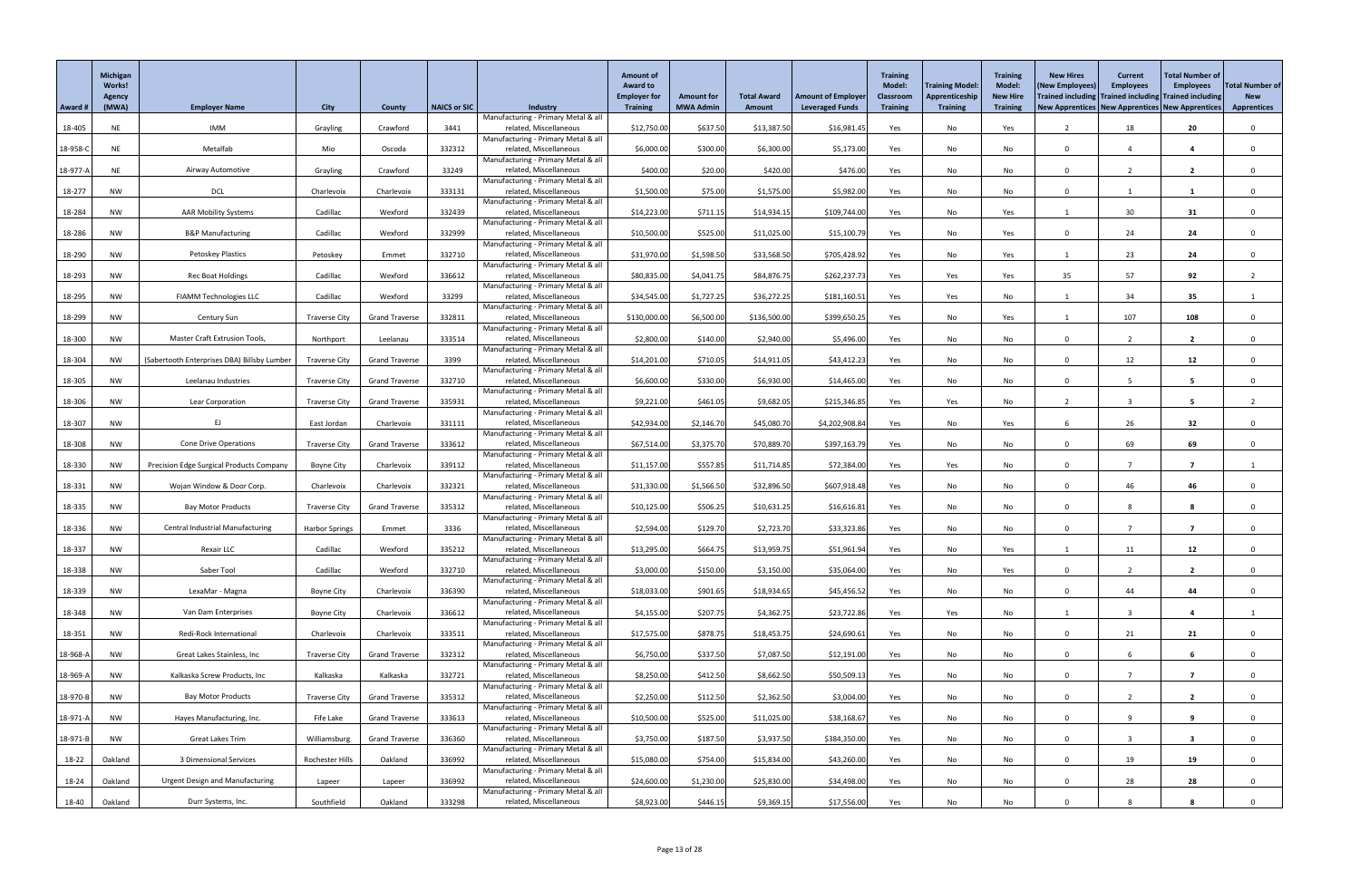| Award # | Michigan Works! Agency (MWA) | Employer Name | City | County | NAICS or SIC | Industry | Amount of Award to Employer for Training | Amount for MWA Admin | Total Award Amount | Amount of Employer Leveraged Funds | Training Model: Classroom Training | Training Model: Apprenticeship Training | Training Model: New Hire Training | New Hires (New Employees) Trained including New Apprentices | Current Employees Trained including New Apprentices | Total Number of Employees Trained including New Apprentices | Total Number of New Apprentices |
|---|---|---|---|---|---|---|---|---|---|---|---|---|---|---|---|---|---|
| 18-405 | NE | IMM | Grayling | Crawford | 3441 | Manufacturing - Primary Metal & all related, Miscellaneous | $12,750.00 | $637.50 | $13,387.50 | $16,981.45 | Yes | No | Yes | 2 | 18 | 20 | 0 |
| 18-958-C | NE | Metalfab | Mio | Oscoda | 332312 | Manufacturing - Primary Metal & all related, Miscellaneous | $6,000.00 | $300.00 | $6,300.00 | $5,173.00 | Yes | No | No | 0 | 4 | 4 | 0 |
| 18-977-A | NE | Airway Automotive | Grayling | Crawford | 33249 | Manufacturing - Primary Metal & all related, Miscellaneous | $400.00 | $20.00 | $420.00 | $476.00 | Yes | No | No | 0 | 2 | 2 | 0 |
| 18-277 | NW | DCL | Charlevoix | Charlevoix | 333131 | Manufacturing - Primary Metal & all related, Miscellaneous | $1,500.00 | $75.00 | $1,575.00 | $5,982.00 | Yes | No | No | 0 | 1 | 1 | 0 |
| 18-284 | NW | AAR Mobility Systems | Cadillac | Wexford | 332439 | Manufacturing - Primary Metal & all related, Miscellaneous | $14,223.00 | $711.15 | $14,934.15 | $109,744.00 | Yes | No | Yes | 1 | 30 | 31 | 0 |
| 18-286 | NW | B&P Manufacturing | Cadillac | Wexford | 332999 | Manufacturing - Primary Metal & all related, Miscellaneous | $10,500.00 | $525.00 | $11,025.00 | $15,100.79 | Yes | No | Yes | 0 | 24 | 24 | 0 |
| 18-290 | NW | Petoskey Plastics | Petoskey | Emmet | 332710 | Manufacturing - Primary Metal & all related, Miscellaneous | $31,970.00 | $1,598.50 | $33,568.50 | $705,428.92 | Yes | No | Yes | 1 | 23 | 24 | 0 |
| 18-293 | NW | Rec Boat Holdings | Cadillac | Wexford | 336612 | Manufacturing - Primary Metal & all related, Miscellaneous | $80,835.00 | $4,041.75 | $84,876.75 | $262,237.73 | Yes | Yes | Yes | 35 | 57 | 92 | 2 |
| 18-295 | NW | FIAMM Technologies LLC | Cadillac | Wexford | 33299 | Manufacturing - Primary Metal & all related, Miscellaneous | $34,545.00 | $1,727.25 | $36,272.25 | $181,160.51 | Yes | Yes | No | 1 | 34 | 35 | 1 |
| 18-299 | NW | Century Sun | Traverse City | Grand Traverse | 332811 | Manufacturing - Primary Metal & all related, Miscellaneous | $130,000.00 | $6,500.00 | $136,500.00 | $399,650.25 | Yes | No | Yes | 1 | 107 | 108 | 0 |
| 18-300 | NW | Master Craft Extrusion Tools, | Northport | Leelanau | 333514 | Manufacturing - Primary Metal & all related, Miscellaneous | $2,800.00 | $140.00 | $2,940.00 | $5,496.00 | Yes | No | No | 0 | 2 | 2 | 0 |
| 18-304 | NW | (Sabertooth Enterprises DBA) Billsby Lumber | Traverse City | Grand Traverse | 3399 | Manufacturing - Primary Metal & all related, Miscellaneous | $14,201.00 | $710.05 | $14,911.05 | $43,412.23 | Yes | No | No | 0 | 12 | 12 | 0 |
| 18-305 | NW | Leelanau Industries | Traverse City | Grand Traverse | 332710 | Manufacturing - Primary Metal & all related, Miscellaneous | $6,600.00 | $330.00 | $6,930.00 | $14,465.00 | Yes | No | No | 0 | 5 | 5 | 0 |
| 18-306 | NW | Lear Corporation | Traverse City | Grand Traverse | 335931 | Manufacturing - Primary Metal & all related, Miscellaneous | $9,221.00 | $461.05 | $9,682.05 | $215,346.85 | Yes | Yes | No | 2 | 3 | 5 | 2 |
| 18-307 | NW | EJ | East Jordan | Charlevoix | 331111 | Manufacturing - Primary Metal & all related, Miscellaneous | $42,934.00 | $2,146.70 | $45,080.70 | $4,202,908.84 | Yes | No | Yes | 6 | 26 | 32 | 0 |
| 18-308 | NW | Cone Drive Operations | Traverse City | Grand Traverse | 333612 | Manufacturing - Primary Metal & all related, Miscellaneous | $67,514.00 | $3,375.70 | $70,889.70 | $397,163.79 | Yes | No | No | 0 | 69 | 69 | 0 |
| 18-330 | NW | Precision Edge Surgical Products Company | Boyne City | Charlevoix | 339112 | Manufacturing - Primary Metal & all related, Miscellaneous | $11,157.00 | $557.85 | $11,714.85 | $72,384.00 | Yes | Yes | No | 0 | 7 | 7 | 1 |
| 18-331 | NW | Wojan Window & Door Corp. | Charlevoix | Charlevoix | 332321 | Manufacturing - Primary Metal & all related, Miscellaneous | $31,330.00 | $1,566.50 | $32,896.50 | $607,918.48 | Yes | No | No | 0 | 46 | 46 | 0 |
| 18-335 | NW | Bay Motor Products | Traverse City | Grand Traverse | 335312 | Manufacturing - Primary Metal & all related, Miscellaneous | $10,125.00 | $506.25 | $10,631.25 | $16,616.81 | Yes | No | No | 0 | 8 | 8 | 0 |
| 18-336 | NW | Central Industrial Manufacturing | Harbor Springs | Emmet | 3336 | Manufacturing - Primary Metal & all related, Miscellaneous | $2,594.00 | $129.70 | $2,723.70 | $33,323.86 | Yes | No | No | 0 | 7 | 7 | 0 |
| 18-337 | NW | Rexair LLC | Cadillac | Wexford | 335212 | Manufacturing - Primary Metal & all related, Miscellaneous | $13,295.00 | $664.75 | $13,959.75 | $51,961.94 | Yes | No | Yes | 1 | 11 | 12 | 0 |
| 18-338 | NW | Saber Tool | Cadillac | Wexford | 332710 | Manufacturing - Primary Metal & all related, Miscellaneous | $3,000.00 | $150.00 | $3,150.00 | $35,064.00 | Yes | No | Yes | 0 | 2 | 2 | 0 |
| 18-339 | NW | LexaMar - Magna | Boyne City | Charlevoix | 336390 | Manufacturing - Primary Metal & all related, Miscellaneous | $18,033.00 | $901.65 | $18,934.65 | $45,456.52 | Yes | No | No | 0 | 44 | 44 | 0 |
| 18-348 | NW | Van Dam Enterprises | Boyne City | Charlevoix | 336612 | Manufacturing - Primary Metal & all related, Miscellaneous | $4,155.00 | $207.75 | $4,362.75 | $23,722.86 | Yes | Yes | No | 1 | 3 | 4 | 1 |
| 18-351 | NW | Redi-Rock International | Charlevoix | Charlevoix | 333511 | Manufacturing - Primary Metal & all related, Miscellaneous | $17,575.00 | $878.75 | $18,453.75 | $24,690.61 | Yes | No | No | 0 | 21 | 21 | 0 |
| 18-968-A | NW | Great Lakes Stainless, Inc | Traverse City | Grand Traverse | 332312 | Manufacturing - Primary Metal & all related, Miscellaneous | $6,750.00 | $337.50 | $7,087.50 | $12,191.00 | Yes | No | No | 0 | 6 | 6 | 0 |
| 18-969-A | NW | Kalkaska Screw Products, Inc | Kalkaska | Kalkaska | 332721 | Manufacturing - Primary Metal & all related, Miscellaneous | $8,250.00 | $412.50 | $8,662.50 | $50,509.13 | Yes | No | No | 0 | 7 | 7 | 0 |
| 18-970-B | NW | Bay Motor Products | Traverse City | Grand Traverse | 335312 | Manufacturing - Primary Metal & all related, Miscellaneous | $2,250.00 | $112.50 | $2,362.50 | $3,004.00 | Yes | No | No | 0 | 2 | 2 | 0 |
| 18-971-A | NW | Hayes Manufacturing, Inc. | Fife Lake | Grand Traverse | 333613 | Manufacturing - Primary Metal & all related, Miscellaneous | $10,500.00 | $525.00 | $11,025.00 | $38,168.67 | Yes | No | No | 0 | 9 | 9 | 0 |
| 18-971-B | NW | Great Lakes Trim | Williamsburg | Grand Traverse | 336360 | Manufacturing - Primary Metal & all related, Miscellaneous | $3,750.00 | $187.50 | $3,937.50 | $384,350.00 | Yes | No | No | 0 | 3 | 3 | 0 |
| 18-22 | Oakland | 3 Dimensional Services | Rochester Hills | Oakland | 336992 | Manufacturing - Primary Metal & all related, Miscellaneous | $15,080.00 | $754.00 | $15,834.00 | $43,260.00 | Yes | No | No | 0 | 19 | 19 | 0 |
| 18-24 | Oakland | Urgent Design and Manufacturing | Lapeer | Lapeer | 336992 | Manufacturing - Primary Metal & all related, Miscellaneous | $24,600.00 | $1,230.00 | $25,830.00 | $34,498.00 | Yes | No | No | 0 | 28 | 28 | 0 |
| 18-40 | Oakland | Durr Systems, Inc. | Southfield | Oakland | 333298 | Manufacturing - Primary Metal & all related, Miscellaneous | $8,923.00 | $446.15 | $9,369.15 | $17,556.00 | Yes | No | No | 0 | 8 | 8 | 0 |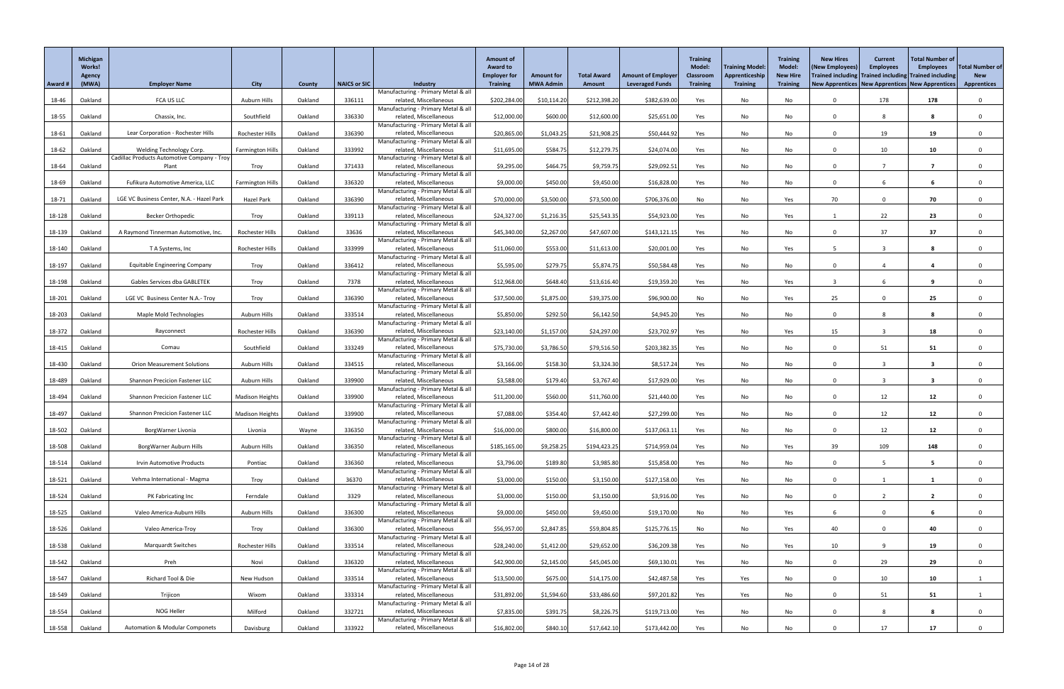| Award # | Michigan Works! Agency (MWA) | Employer Name | City | County | NAICS or SIC | Industry | Amount of Award to Employer for Training | Amount for MWA Admin | Total Award Amount | Amount of Employer Leveraged Funds | Training Model: Classroom Training | Training Model: Apprenticeship Training | Training Model: New Hire Training | New Hires (New Employees) Trained including New Apprentices | Current Employees Trained including New Apprentices | Total Number of Employees Trained including New Apprentices | Total Number of New Apprentices |
|---|---|---|---|---|---|---|---|---|---|---|---|---|---|---|---|---|---|
| 18-46 | Oakland | FCA US LLC | Auburn Hills | Oakland | 336111 | Manufacturing - Primary Metal & all related, Miscellaneous | $202,284.00 | $10,114.20 | $212,398.20 | $382,639.00 | Yes | No | No | 0 | 178 | 178 | 0 |
| 18-55 | Oakland | Chassix, Inc. | Southfield | Oakland | 336330 | Manufacturing - Primary Metal & all related, Miscellaneous | $12,000.00 | $600.00 | $12,600.00 | $25,651.00 | Yes | No | No | 0 | 8 | 8 | 0 |
| 18-61 | Oakland | Lear Corporation - Rochester Hills | Rochester Hills | Oakland | 336390 | Manufacturing - Primary Metal & all related, Miscellaneous | $20,865.00 | $1,043.25 | $21,908.25 | $50,444.92 | Yes | No | No | 0 | 19 | 19 | 0 |
| 18-62 | Oakland | Welding Technology Corp. | Farmington Hills | Oakland | 333992 | Manufacturing - Primary Metal & all related, Miscellaneous | $11,695.00 | $584.75 | $12,279.75 | $24,074.00 | Yes | No | No | 0 | 10 | 10 | 0 |
| 18-64 | Oakland | Cadillac Products Automotive Company - Troy Plant | Troy | Oakland | 371433 | Manufacturing - Primary Metal & all related, Miscellaneous | $9,295.00 | $464.75 | $9,759.75 | $29,092.51 | Yes | No | No | 0 | 7 | 7 | 0 |
| 18-69 | Oakland | Fufikura Automotive America, LLC | Farmington Hills | Oakland | 336320 | Manufacturing - Primary Metal & all related, Miscellaneous | $9,000.00 | $450.00 | $9,450.00 | $16,828.00 | Yes | No | No | 0 | 6 | 6 | 0 |
| 18-71 | Oakland | LGE VC Business Center, N.A. - Hazel Park | Hazel Park | Oakland | 336390 | Manufacturing - Primary Metal & all related, Miscellaneous | $70,000.00 | $3,500.00 | $73,500.00 | $706,376.00 | No | No | Yes | 70 | 0 | 70 | 0 |
| 18-128 | Oakland | Becker Orthopedic | Troy | Oakland | 339113 | Manufacturing - Primary Metal & all related, Miscellaneous | $24,327.00 | $1,216.35 | $25,543.35 | $54,923.00 | Yes | No | Yes | 1 | 22 | 23 | 0 |
| 18-139 | Oakland | A Raymond Tinnerman Automotive, Inc. | Rochester Hills | Oakland | 33636 | Manufacturing - Primary Metal & all related, Miscellaneous | $45,340.00 | $2,267.00 | $47,607.00 | $143,121.15 | Yes | No | No | 0 | 37 | 37 | 0 |
| 18-140 | Oakland | T A Systems, Inc | Rochester Hills | Oakland | 333999 | Manufacturing - Primary Metal & all related, Miscellaneous | $11,060.00 | $553.00 | $11,613.00 | $20,001.00 | Yes | No | Yes | 5 | 3 | 8 | 0 |
| 18-197 | Oakland | Equitable Engineering Company | Troy | Oakland | 336412 | Manufacturing - Primary Metal & all related, Miscellaneous | $5,595.00 | $279.75 | $5,874.75 | $50,584.48 | Yes | No | No | 0 | 4 | 4 | 0 |
| 18-198 | Oakland | Gables Services dba GABLETEK | Troy | Oakland | 7378 | Manufacturing - Primary Metal & all related, Miscellaneous | $12,968.00 | $648.40 | $13,616.40 | $19,359.20 | Yes | No | Yes | 3 | 6 | 9 | 0 |
| 18-201 | Oakland | LGE VC Business Center N.A.- Troy | Troy | Oakland | 336390 | Manufacturing - Primary Metal & all related, Miscellaneous | $37,500.00 | $1,875.00 | $39,375.00 | $96,900.00 | No | No | Yes | 25 | 0 | 25 | 0 |
| 18-203 | Oakland | Maple Mold Technologies | Auburn Hills | Oakland | 333514 | Manufacturing - Primary Metal & all related, Miscellaneous | $5,850.00 | $292.50 | $6,142.50 | $4,945.20 | Yes | No | No | 0 | 8 | 8 | 0 |
| 18-372 | Oakland | Rayconnect | Rochester Hills | Oakland | 336390 | Manufacturing - Primary Metal & all related, Miscellaneous | $23,140.00 | $1,157.00 | $24,297.00 | $23,702.97 | Yes | No | Yes | 15 | 3 | 18 | 0 |
| 18-415 | Oakland | Comau | Southfield | Oakland | 333249 | Manufacturing - Primary Metal & all related, Miscellaneous | $75,730.00 | $3,786.50 | $79,516.50 | $203,382.35 | Yes | No | No | 0 | 51 | 51 | 0 |
| 18-430 | Oakland | Orion Measurement Solutions | Auburn Hills | Oakland | 334515 | Manufacturing - Primary Metal & all related, Miscellaneous | $3,166.00 | $158.30 | $3,324.30 | $8,517.24 | Yes | No | No | 0 | 3 | 3 | 0 |
| 18-489 | Oakland | Shannon Precicion Fastener LLC | Auburn Hills | Oakland | 339900 | Manufacturing - Primary Metal & all related, Miscellaneous | $3,588.00 | $179.40 | $3,767.40 | $17,929.00 | Yes | No | No | 0 | 3 | 3 | 0 |
| 18-494 | Oakland | Shannon Precicion Fastener LLC | Madison Heights | Oakland | 339900 | Manufacturing - Primary Metal & all related, Miscellaneous | $11,200.00 | $560.00 | $11,760.00 | $21,440.00 | Yes | No | No | 0 | 12 | 12 | 0 |
| 18-497 | Oakland | Shannon Precicion Fastener LLC | Madison Heights | Oakland | 339900 | Manufacturing - Primary Metal & all related, Miscellaneous | $7,088.00 | $354.40 | $7,442.40 | $27,299.00 | Yes | No | No | 0 | 12 | 12 | 0 |
| 18-502 | Oakland | BorgWarner Livonia | Livonia | Wayne | 336350 | Manufacturing - Primary Metal & all related, Miscellaneous | $16,000.00 | $800.00 | $16,800.00 | $137,063.11 | Yes | No | No | 0 | 12 | 12 | 0 |
| 18-508 | Oakland | BorgWarner Auburn Hills | Auburn Hills | Oakland | 336350 | Manufacturing - Primary Metal & all related, Miscellaneous | $185,165.00 | $9,258.25 | $194,423.25 | $714,959.04 | Yes | No | Yes | 39 | 109 | 148 | 0 |
| 18-514 | Oakland | Irvin Automotive Products | Pontiac | Oakland | 336360 | Manufacturing - Primary Metal & all related, Miscellaneous | $3,796.00 | $189.80 | $3,985.80 | $15,858.00 | Yes | No | No | 0 | 5 | 5 | 0 |
| 18-521 | Oakland | Vehma International - Magma | Troy | Oakland | 36370 | Manufacturing - Primary Metal & all related, Miscellaneous | $3,000.00 | $150.00 | $3,150.00 | $127,158.00 | Yes | No | No | 0 | 1 | 1 | 0 |
| 18-524 | Oakland | PK Fabricating Inc | Ferndale | Oakland | 3329 | Manufacturing - Primary Metal & all related, Miscellaneous | $3,000.00 | $150.00 | $3,150.00 | $3,916.00 | Yes | No | No | 0 | 2 | 2 | 0 |
| 18-525 | Oakland | Valeo America-Auburn Hills | Auburn Hills | Oakland | 336300 | Manufacturing - Primary Metal & all related, Miscellaneous | $9,000.00 | $450.00 | $9,450.00 | $19,170.00 | No | No | Yes | 6 | 0 | 6 | 0 |
| 18-526 | Oakland | Valeo America-Troy | Troy | Oakland | 336300 | Manufacturing - Primary Metal & all related, Miscellaneous | $56,957.00 | $2,847.85 | $59,804.85 | $125,776.15 | No | No | Yes | 40 | 0 | 40 | 0 |
| 18-538 | Oakland | Marquardt Switches | Rochester Hills | Oakland | 333514 | Manufacturing - Primary Metal & all related, Miscellaneous | $28,240.00 | $1,412.00 | $29,652.00 | $36,209.38 | Yes | No | Yes | 10 | 9 | 19 | 0 |
| 18-542 | Oakland | Preh | Novi | Oakland | 336320 | Manufacturing - Primary Metal & all related, Miscellaneous | $42,900.00 | $2,145.00 | $45,045.00 | $69,130.01 | Yes | No | No | 0 | 29 | 29 | 0 |
| 18-547 | Oakland | Richard Tool & Die | New Hudson | Oakland | 333514 | Manufacturing - Primary Metal & all related, Miscellaneous | $13,500.00 | $675.00 | $14,175.00 | $42,487.58 | Yes | Yes | No | 0 | 10 | 10 | 1 |
| 18-549 | Oakland | Trijicon | Wixom | Oakland | 333314 | Manufacturing - Primary Metal & all related, Miscellaneous | $31,892.00 | $1,594.60 | $33,486.60 | $97,201.82 | Yes | Yes | No | 0 | 51 | 51 | 1 |
| 18-554 | Oakland | NOG Heller | Milford | Oakland | 332721 | Manufacturing - Primary Metal & all related, Miscellaneous | $7,835.00 | $391.75 | $8,226.75 | $119,713.00 | Yes | No | No | 0 | 8 | 8 | 0 |
| 18-558 | Oakland | Automation & Modular Componets | Davisburg | Oakland | 333922 | Manufacturing - Primary Metal & all related, Miscellaneous | $16,802.00 | $840.10 | $17,642.10 | $173,442.00 | Yes | No | No | 0 | 17 | 17 | 0 |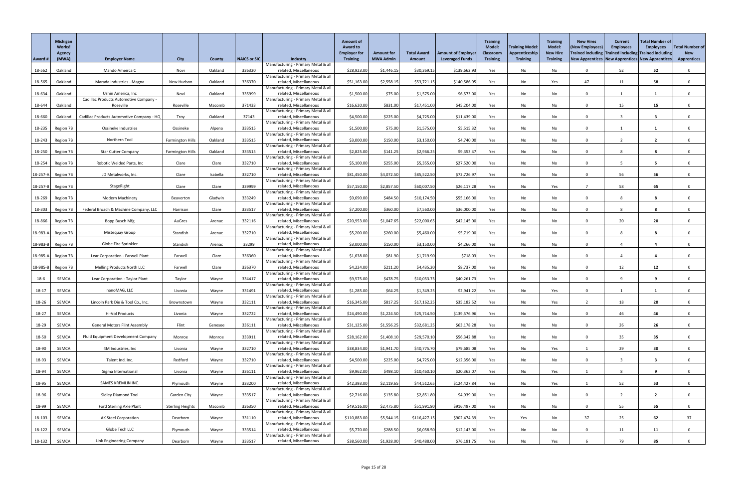| Award # | Michigan Works! Agency (MWA) | Employer Name | City | County | NAICS or SIC | Industry | Amount of Award to Employer for Training | Amount for MWA Admin | Total Award Amount | Amount of Employer Leveraged Funds | Training Model: Classroom Training | Training Model: Apprenticeship Training | Training Model: New Hire Training | New Hires (New Employees) Trained including New Apprentices | Current Employees Trained including New Apprentices | Total Number of Employees Trained including New Apprentices | Total Number of New Apprentices |
|---|---|---|---|---|---|---|---|---|---|---|---|---|---|---|---|---|---|
| 18-562 | Oakland | Mando Ameirca C | Novi | Oakland | 336320 | Manufacturing - Primary Metal & all related, Miscellaneous | $28,923.00 | $1,446.15 | $30,369.15 | $139,662.93 | Yes | No | No | 0 | 52 | 52 | 0 |
| 18-565 | Oakland | Marada Industries - Magna | New Hudson | Oakland | 336370 | Manufacturing - Primary Metal & all related, Miscellaneous | $51,163.00 | $2,558.15 | $53,721.15 | $140,586.95 | Yes | No | Yes | 47 | 11 | 58 | 0 |
| 18-634 | Oakland | Ushin America, Inc | Novi | Oakland | 335999 | Manufacturing - Primary Metal & all related, Miscellaneous | $1,500.00 | $75.00 | $1,575.00 | $6,573.00 | Yes | No | No | 0 | 1 | 1 | 0 |
| 18-644 | Oakland | Cadillac Products Automotive Company - Roseville | Roseville | Macomb | 371433 | Manufacturing - Primary Metal & all related, Miscellaneous | $16,620.00 | $831.00 | $17,451.00 | $45,204.00 | Yes | No | No | 0 | 15 | 15 | 0 |
| 18-660 | Oakland | Cadillac Products Automotive Company - HQ | Troy | Oakland | 37143 | Manufacturing - Primary Metal & all related, Miscellaneous | $4,500.00 | $225.00 | $4,725.00 | $11,439.00 | Yes | No | No | 0 | 3 | 3 | 0 |
| 18-235 | Region 7B | Ossineke Industries | Ossineke | Alpena | 333515 | Manufacturing - Primary Metal & all related, Miscellaneous | $1,500.00 | $75.00 | $1,575.00 | $5,515.32 | Yes | No | No | 0 | 1 | 1 | 0 |
| 18-243 | Region 7B | Northern Tool | Farmington Hills | Oakland | 333515 | Manufacturing - Primary Metal & all related, Miscellaneous | $3,000.00 | $150.00 | $3,150.00 | $4,740.00 | Yes | No | No | 0 | 2 | 2 | 0 |
| 18-250 | Region 7B | Star Cutter Company | Farmington Hills | Oakland | 333515 | Manufacturing - Primary Metal & all related, Miscellaneous | $2,825.00 | $141.25 | $2,966.25 | $9,353.47 | Yes | No | No | 0 | 8 | 8 | 0 |
| 18-254 | Region 7B | Robotic Welded Parts, Inc | Clare | Clare | 332710 | Manufacturing - Primary Metal & all related, Miscellaneous | $5,100.00 | $255.00 | $5,355.00 | $27,520.00 | Yes | No | No | 0 | 5 | 5 | 0 |
| 18-257-A | Region 7B | JD Metalworks, Inc. | Clare | Isabella | 332710 | Manufacturing - Primary Metal & all related, Miscellaneous | $81,450.00 | $4,072.50 | $85,522.50 | $72,726.97 | Yes | No | No | 0 | 56 | 56 | 0 |
| 18-257-B | Region 7B | StageRight | Clare | Clare | 339999 | Manufacturing - Primary Metal & all related, Miscellaneous | $57,150.00 | $2,857.50 | $60,007.50 | $26,117.28 | Yes | No | Yes | 7 | 58 | 65 | 0 |
| 18-269 | Region 7B | Modern Machinery | Beaverton | Gladwin | 333249 | Manufacturing - Primary Metal & all related, Miscellaneous | $9,690.00 | $484.50 | $10,174.50 | $55,166.00 | Yes | No | No | 0 | 8 | 8 | 0 |
| 18-303 | Region 7B | Federal Broach & Machine Company, LLC | Harrison | Clare | 333517 | Manufacturing - Primary Metal & all related, Miscellaneous | $7,200.00 | $360.00 | $7,560.00 | $36,000.00 | Yes | No | No | 0 | 8 | 8 | 0 |
| 18-866 | Region 7B | Bopp Busch Mfg | AuGres | Arenac | 332116 | Manufacturing - Primary Metal & all related, Miscellaneous | $20,953.00 | $1,047.65 | $22,000.65 | $42,145.00 | Yes | No | No | 0 | 20 | 20 | 0 |
| 18-983-A | Region 7B | Mistequay Group | Standish | Arenac | 332710 | Manufacturing - Primary Metal & all related, Miscellaneous | $5,200.00 | $260.00 | $5,460.00 | $5,719.00 | Yes | No | No | 0 | 8 | 8 | 0 |
| 18-983-B | Region 7B | Globe Fire Sprinkler | Standish | Arenac | 33299 | Manufacturing - Primary Metal & all related, Miscellaneous | $3,000.00 | $150.00 | $3,150.00 | $4,266.00 | Yes | No | No | 0 | 4 | 4 | 0 |
| 18-985-A | Region 7B | Lear Corporation - Farwell Plant | Farwell | Clare | 336360 | Manufacturing - Primary Metal & all related, Miscellaneous | $1,638.00 | $81.90 | $1,719.90 | $718.03 | Yes | No | No | 0 | 4 | 4 | 0 |
| 18-985-B | Region 7B | Melling Products North LLC | Farwell | Clare | 336370 | Manufacturing - Primary Metal & all related, Miscellaneous | $4,224.00 | $211.20 | $4,435.20 | $8,737.00 | Yes | No | No | 0 | 12 | 12 | 0 |
| 18-6 | SEMCA | Lear Corporation - Taylor Plant | Taylor | Wayne | 334417 | Manufacturing - Primary Metal & all related, Miscellaneous | $9,575.00 | $478.75 | $10,053.75 | $40,261.73 | Yes | No | No | 0 | 9 | 9 | 0 |
| 18-17 | SEMCA | nanoMAG, LLC | Livonia | Wayne | 331491 | Manufacturing - Primary Metal & all related, Miscellaneous | $1,285.00 | $64.25 | $1,349.25 | $2,941.22 | Yes | No | Yes | 0 | 1 | 1 | 0 |
| 18-26 | SEMCA | Lincoln Park Die & Tool Co., Inc. | Brownstown | Wayne | 332111 | Manufacturing - Primary Metal & all related, Miscellaneous | $16,345.00 | $817.25 | $17,162.25 | $35,182.52 | Yes | No | Yes | 2 | 18 | 20 | 0 |
| 18-27 | SEMCA | Hi-Vol Products | Livonia | Wayne | 332722 | Manufacturing - Primary Metal & all related, Miscellaneous | $24,490.00 | $1,224.50 | $25,714.50 | $139,576.96 | Yes | No | No | 0 | 46 | 46 | 0 |
| 18-29 | SEMCA | General Motors Flint Assembly | Flint | Genesee | 336111 | Manufacturing - Primary Metal & all related, Miscellaneous | $31,125.00 | $1,556.25 | $32,681.25 | $63,178.28 | Yes | No | No | 0 | 26 | 26 | 0 |
| 18-50 | SEMCA | Fluid Equipment Development Company | Monroe | Monroe | 333911 | Manufacturing - Primary Metal & all related, Miscellaneous | $28,162.00 | $1,408.10 | $29,570.10 | $56,342.88 | Yes | No | No | 0 | 35 | 35 | 0 |
| 18-90 | SEMCA | 4M Industries, Inc | Livonia | Wayne | 332710 | Manufacturing - Primary Metal & all related, Miscellaneous | $38,834.00 | $1,941.70 | $40,775.70 | $79,685.08 | Yes | No | Yes | 1 | 29 | 30 | 0 |
| 18-93 | SEMCA | Talent Ind. Inc. | Redford | Wayne | 332710 | Manufacturing - Primary Metal & all related, Miscellaneous | $4,500.00 | $225.00 | $4,725.00 | $12,356.00 | Yes | No | No | 0 | 3 | 3 | 0 |
| 18-94 | SEMCA | Sigma International | Livonia | Wayne | 336111 | Manufacturing - Primary Metal & all related, Miscellaneous | $9,962.00 | $498.10 | $10,460.10 | $20,363.07 | Yes | No | Yes | 1 | 8 | 9 | 0 |
| 18-95 | SEMCA | SAMES KREMLIN INC. | Plymouth | Wayne | 333200 | Manufacturing - Primary Metal & all related, Miscellaneous | $42,393.00 | $2,119.65 | $44,512.65 | $124,427.84 | Yes | No | Yes | 1 | 52 | 53 | 0 |
| 18-96 | SEMCA | Sidley Diamond Tool | Garden City | Wayne | 333517 | Manufacturing - Primary Metal & all related, Miscellaneous | $2,716.00 | $135.80 | $2,851.80 | $4,939.00 | Yes | No | No | 0 | 2 | 2 | 0 |
| 18-99 | SEMCA | Ford Sterling Axle Plant | Sterling Heights | Macomb | 336350 | Manufacturing - Primary Metal & all related, Miscellaneous | $49,516.00 | $2,475.80 | $51,991.80 | $916,497.00 | Yes | No | No | 0 | 55 | 55 | 0 |
| 18-103 | SEMCA | AK Steel Corporation | Dearborn | Wayne | 331110 | Manufacturing - Primary Metal & all related, Miscellaneous | $110,883.00 | $5,544.15 | $116,427.15 | $902,474.39 | Yes | Yes | No | 37 | 25 | 62 | 37 |
| 18-122 | SEMCA | Globe Tech LLC | Plymouth | Wayne | 333514 | Manufacturing - Primary Metal & all related, Miscellaneous | $5,770.00 | $288.50 | $6,058.50 | $12,143.00 | Yes | No | No | 0 | 11 | 11 | 0 |
| 18-132 | SEMCA | Link Engineering Company | Dearborn | Wayne | 333517 | Manufacturing - Primary Metal & all related, Miscellaneous | $38,560.00 | $1,928.00 | $40,488.00 | $76,181.75 | Yes | No | Yes | 6 | 79 | 85 | 0 |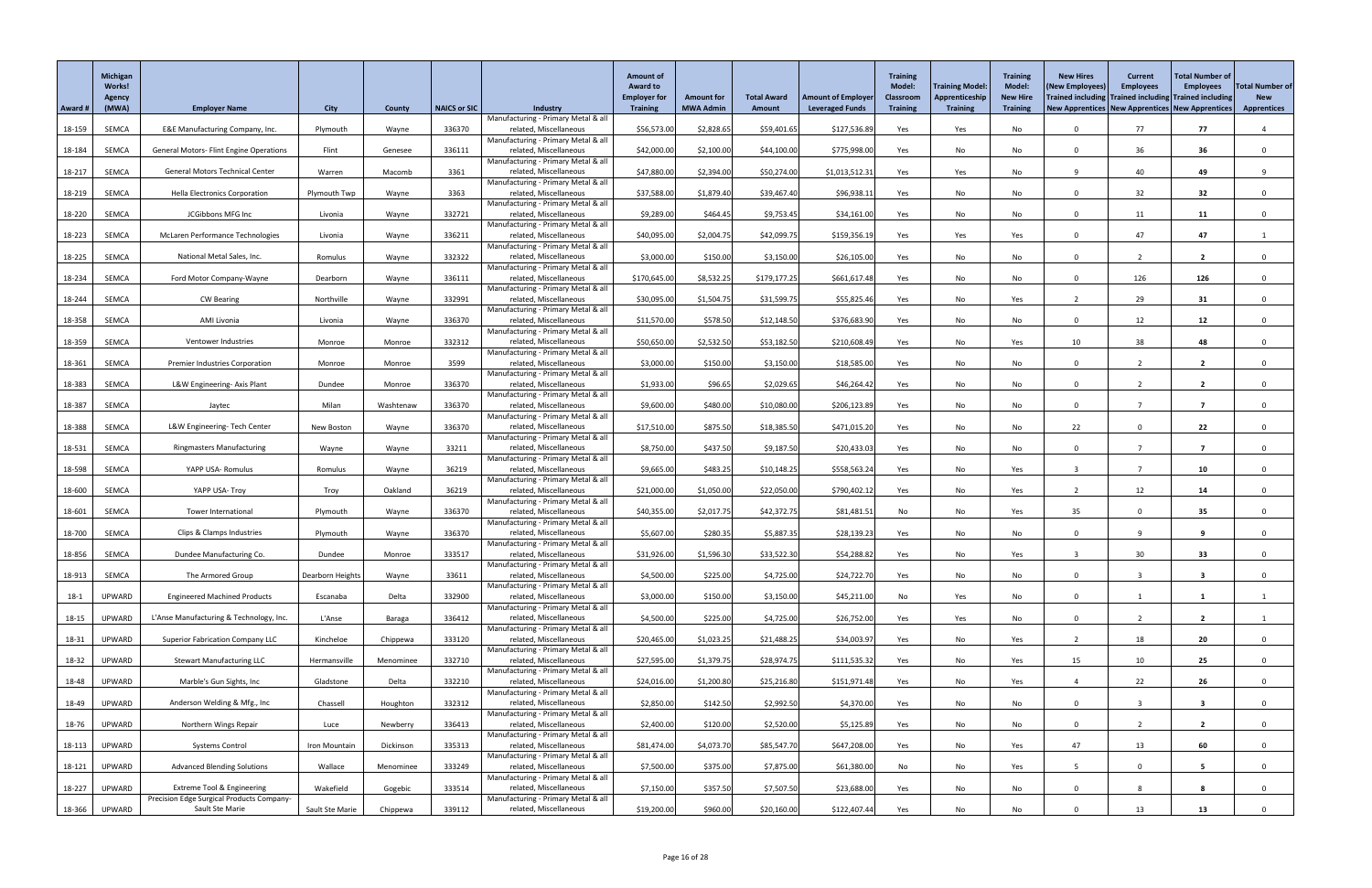| Award # | Michigan Works! Agency (MWA) | Employer Name | City | County | NAICS or SIC | Industry | Amount of Award to Employer for Training | Amount for MWA Admin | Total Award Amount | Amount of Employer Leveraged Funds | Training Model: Classroom Training | Training Model: Apprenticeship Training | Training Model: New Hire Training | New Hires (New Employees) Trained including New Apprentices | Current Employees Trained including New Apprentices | Total Number of Employees Trained including New Apprentices | Total Number of New Apprentices |
|---|---|---|---|---|---|---|---|---|---|---|---|---|---|---|---|---|---|
| 18-159 | SEMCA | E&E Manufacturing Company, Inc. | Plymouth | Wayne | 336370 | Manufacturing - Primary Metal & all related, Miscellaneous | $56,573.00 | $2,828.65 | $59,401.65 | $127,536.89 | Yes | Yes | No | 0 | 77 | 77 | 4 |
| 18-184 | SEMCA | General Motors- Flint Engine Operations | Flint | Genesee | 336111 | Manufacturing - Primary Metal & all related, Miscellaneous | $42,000.00 | $2,100.00 | $44,100.00 | $775,998.00 | Yes | No | No | 0 | 36 | 36 | 0 |
| 18-217 | SEMCA | General Motors Technical Center | Warren | Macomb | 3361 | Manufacturing - Primary Metal & all related, Miscellaneous | $47,880.00 | $2,394.00 | $50,274.00 | $1,013,512.31 | Yes | Yes | No | 9 | 40 | 49 | 9 |
| 18-219 | SEMCA | Hella Electronics Corporation | Plymouth Twp | Wayne | 3363 | Manufacturing - Primary Metal & all related, Miscellaneous | $37,588.00 | $1,879.40 | $39,467.40 | $96,938.11 | Yes | No | No | 0 | 32 | 32 | 0 |
| 18-220 | SEMCA | JCGibbons MFG Inc | Livonia | Wayne | 332721 | Manufacturing - Primary Metal & all related, Miscellaneous | $9,289.00 | $464.45 | $9,753.45 | $34,161.00 | Yes | No | No | 0 | 11 | 11 | 0 |
| 18-223 | SEMCA | McLaren Performance Technologies | Livonia | Wayne | 336211 | Manufacturing - Primary Metal & all related, Miscellaneous | $40,095.00 | $2,004.75 | $42,099.75 | $159,356.19 | Yes | Yes | Yes | 0 | 47 | 47 | 1 |
| 18-225 | SEMCA | National Metal Sales, Inc. | Romulus | Wayne | 332322 | Manufacturing - Primary Metal & all related, Miscellaneous | $3,000.00 | $150.00 | $3,150.00 | $26,105.00 | Yes | No | No | 0 | 2 | 2 | 0 |
| 18-234 | SEMCA | Ford Motor Company-Wayne | Dearborn | Wayne | 336111 | Manufacturing - Primary Metal & all related, Miscellaneous | $170,645.00 | $8,532.25 | $179,177.25 | $661,617.48 | Yes | No | No | 0 | 126 | 126 | 0 |
| 18-244 | SEMCA | CW Bearing | Northville | Wayne | 332991 | Manufacturing - Primary Metal & all related, Miscellaneous | $30,095.00 | $1,504.75 | $31,599.75 | $55,825.46 | Yes | No | Yes | 2 | 29 | 31 | 0 |
| 18-358 | SEMCA | AMI Livonia | Livonia | Wayne | 336370 | Manufacturing - Primary Metal & all related, Miscellaneous | $11,570.00 | $578.50 | $12,148.50 | $376,683.90 | Yes | No | No | 0 | 12 | 12 | 0 |
| 18-359 | SEMCA | Ventower Industries | Monroe | Monroe | 332312 | Manufacturing - Primary Metal & all related, Miscellaneous | $50,650.00 | $2,532.50 | $53,182.50 | $210,608.49 | Yes | No | Yes | 10 | 38 | 48 | 0 |
| 18-361 | SEMCA | Premier Industries Corporation | Monroe | Monroe | 3599 | Manufacturing - Primary Metal & all related, Miscellaneous | $3,000.00 | $150.00 | $3,150.00 | $18,585.00 | Yes | No | No | 0 | 2 | 2 | 0 |
| 18-383 | SEMCA | L&W Engineering- Axis Plant | Dundee | Monroe | 336370 | Manufacturing - Primary Metal & all related, Miscellaneous | $1,933.00 | $96.65 | $2,029.65 | $46,264.42 | Yes | No | No | 0 | 2 | 2 | 0 |
| 18-387 | SEMCA | Jaytec | Milan | Washtenaw | 336370 | Manufacturing - Primary Metal & all related, Miscellaneous | $9,600.00 | $480.00 | $10,080.00 | $206,123.89 | Yes | No | No | 0 | 7 | 7 | 0 |
| 18-388 | SEMCA | L&W Engineering- Tech Center | New Boston | Wayne | 336370 | Manufacturing - Primary Metal & all related, Miscellaneous | $17,510.00 | $875.50 | $18,385.50 | $471,015.20 | Yes | No | No | 22 | 0 | 22 | 0 |
| 18-531 | SEMCA | Ringmasters Manufacturing | Wayne | Wayne | 33211 | Manufacturing - Primary Metal & all related, Miscellaneous | $8,750.00 | $437.50 | $9,187.50 | $20,433.03 | Yes | No | No | 0 | 7 | 7 | 0 |
| 18-598 | SEMCA | YAPP USA- Romulus | Romulus | Wayne | 36219 | Manufacturing - Primary Metal & all related, Miscellaneous | $9,665.00 | $483.25 | $10,148.25 | $558,563.24 | Yes | No | Yes | 3 | 7 | 10 | 0 |
| 18-600 | SEMCA | YAPP USA- Troy | Troy | Oakland | 36219 | Manufacturing - Primary Metal & all related, Miscellaneous | $21,000.00 | $1,050.00 | $22,050.00 | $790,402.12 | Yes | No | Yes | 2 | 12 | 14 | 0 |
| 18-601 | SEMCA | Tower International | Plymouth | Wayne | 336370 | Manufacturing - Primary Metal & all related, Miscellaneous | $40,355.00 | $2,017.75 | $42,372.75 | $81,481.51 | No | No | Yes | 35 | 0 | 35 | 0 |
| 18-700 | SEMCA | Clips & Clamps Industries | Plymouth | Wayne | 336370 | Manufacturing - Primary Metal & all related, Miscellaneous | $5,607.00 | $280.35 | $5,887.35 | $28,139.23 | Yes | No | No | 0 | 9 | 9 | 0 |
| 18-856 | SEMCA | Dundee Manufacturing Co. | Dundee | Monroe | 333517 | Manufacturing - Primary Metal & all related, Miscellaneous | $31,926.00 | $1,596.30 | $33,522.30 | $54,288.82 | Yes | No | Yes | 3 | 30 | 33 | 0 |
| 18-913 | SEMCA | The Armored Group | Dearborn Heights | Wayne | 33611 | Manufacturing - Primary Metal & all related, Miscellaneous | $4,500.00 | $225.00 | $4,725.00 | $24,722.70 | Yes | No | No | 0 | 3 | 3 | 0 |
| 18-1 | UPWARD | Engineered Machined Products | Escanaba | Delta | 332900 | Manufacturing - Primary Metal & all related, Miscellaneous | $3,000.00 | $150.00 | $3,150.00 | $45,211.00 | No | Yes | No | 0 | 1 | 1 | 1 |
| 18-15 | UPWARD | L'Anse Manufacturing & Technology, Inc. | L'Anse | Baraga | 336412 | Manufacturing - Primary Metal & all related, Miscellaneous | $4,500.00 | $225.00 | $4,725.00 | $26,752.00 | Yes | Yes | No | 0 | 2 | 2 | 1 |
| 18-31 | UPWARD | Superior Fabrication Company LLC | Kincheloe | Chippewa | 333120 | Manufacturing - Primary Metal & all related, Miscellaneous | $20,465.00 | $1,023.25 | $21,488.25 | $34,003.97 | Yes | No | Yes | 2 | 18 | 20 | 0 |
| 18-32 | UPWARD | Stewart Manufacturing LLC | Hermansville | Menominee | 332710 | Manufacturing - Primary Metal & all related, Miscellaneous | $27,595.00 | $1,379.75 | $28,974.75 | $111,535.32 | Yes | No | Yes | 15 | 10 | 25 | 0 |
| 18-48 | UPWARD | Marble's Gun Sights, Inc | Gladstone | Delta | 332210 | Manufacturing - Primary Metal & all related, Miscellaneous | $24,016.00 | $1,200.80 | $25,216.80 | $151,971.48 | Yes | No | Yes | 4 | 22 | 26 | 0 |
| 18-49 | UPWARD | Anderson Welding & Mfg., Inc | Chassell | Houghton | 332312 | Manufacturing - Primary Metal & all related, Miscellaneous | $2,850.00 | $142.50 | $2,992.50 | $4,370.00 | Yes | No | No | 0 | 3 | 3 | 0 |
| 18-76 | UPWARD | Northern Wings Repair | Luce | Newberry | 336413 | Manufacturing - Primary Metal & all related, Miscellaneous | $2,400.00 | $120.00 | $2,520.00 | $5,125.89 | Yes | No | No | 0 | 2 | 2 | 0 |
| 18-113 | UPWARD | Systems Control | Iron Mountain | Dickinson | 335313 | Manufacturing - Primary Metal & all related, Miscellaneous | $81,474.00 | $4,073.70 | $85,547.70 | $647,208.00 | Yes | No | Yes | 47 | 13 | 60 | 0 |
| 18-121 | UPWARD | Advanced Blending Solutions | Wallace | Menominee | 333249 | Manufacturing - Primary Metal & all related, Miscellaneous | $7,500.00 | $375.00 | $7,875.00 | $61,380.00 | No | No | Yes | 5 | 0 | 5 | 0 |
| 18-227 | UPWARD | Extreme Tool & Engineering | Wakefield | Gogebic | 333514 | Manufacturing - Primary Metal & all related, Miscellaneous | $7,150.00 | $357.50 | $7,507.50 | $23,688.00 | Yes | No | No | 0 | 8 | 8 | 0 |
| 18-366 | UPWARD | Precision Edge Surgical Products Company-Sault Ste Marie | Sault Ste Marie | Chippewa | 339112 | Manufacturing - Primary Metal & all related, Miscellaneous | $19,200.00 | $960.00 | $20,160.00 | $122,407.44 | Yes | No | No | 0 | 13 | 13 | 0 |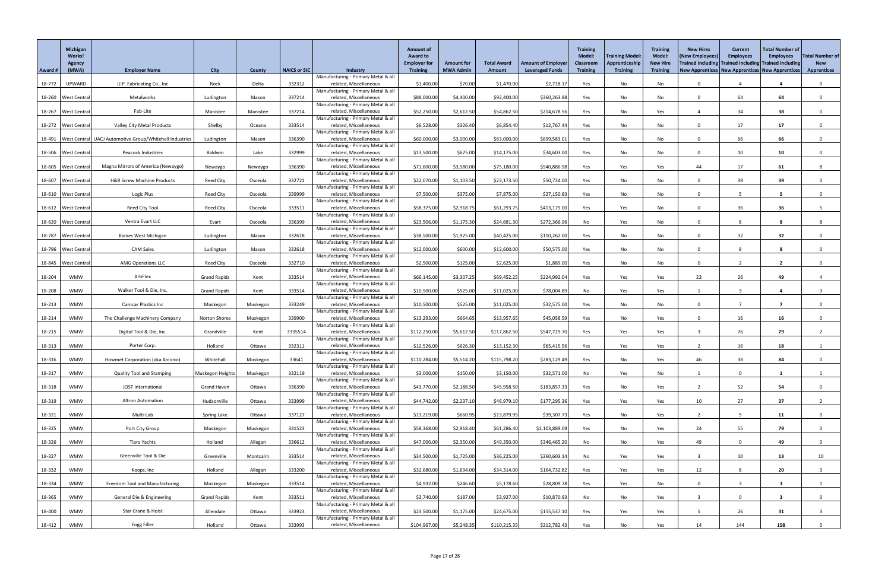| Award # | Michigan Works! Agency (MWA) | Employer Name | City | County | NAICS or SIC | Industry | Amount of Award to Employer for Training | Amount for MWA Admin | Total Award Amount | Amount of Employer Leveraged Funds | Training Model: Classroom Training | Training Model: Apprenticeship Training | Training Model: New Hire Training | New Hires (New Employees) Trained including New Apprentices | Current Employees Trained including New Apprentices | Total Number of Employees Trained including New Apprentices | Total Number of New Apprentices |
|---|---|---|---|---|---|---|---|---|---|---|---|---|---|---|---|---|---|
| 18-772 | UPWARD | U.P. Fabricating Co., Inc | Rock | Delta | 332312 | Manufacturing - Primary Metal & all related, Miscellaneous | $1,400.00 | $70.00 | $1,470.00 | $2,718.17 | Yes | No | No | 0 | 4 | 4 | 0 |
| 18-260 | West Central | Metalworks | Ludington | Mason | 337214 | Manufacturing - Primary Metal & all related, Miscellaneous | $88,000.00 | $4,400.00 | $92,400.00 | $360,263.88 | Yes | No | No | 0 | 64 | 64 | 0 |
| 18-267 | West Central | Fab-Lite | Manistee | Manistee | 337214 | Manufacturing - Primary Metal & all related, Miscellaneous | $52,250.00 | $2,612.50 | $54,862.50 | $214,678.56 | Yes | No | Yes | 4 | 34 | 38 | 0 |
| 18-272 | West Central | Valley City Metal Products | Shelby | Oceana | 333514 | Manufacturing - Primary Metal & all related, Miscellaneous | $6,528.00 | $326.40 | $6,854.40 | $12,767.44 | Yes | No | No | 0 | 17 | 17 | 0 |
| 18-491 | West Central | UACJ Automotive Group/Whitehall Industries | Ludington | Mason | 336390 | Manufacturing - Primary Metal & all related, Miscellaneous | $60,000.00 | $3,000.00 | $63,000.00 | $699,583.01 | Yes | No | No | 0 | 66 | 66 | 0 |
| 18-506 | West Central | Peacock Industries | Baldwin | Lake | 332999 | Manufacturing - Primary Metal & all related, Miscellaneous | $13,500.00 | $675.00 | $14,175.00 | $34,603.00 | Yes | No | No | 0 | 10 | 10 | 0 |
| 18-605 | West Central | Magna Mirrors of America (Newaygo) | Newaygo | Newaygo | 336390 | Manufacturing - Primary Metal & all related, Miscellaneous | $71,600.00 | $3,580.00 | $75,180.00 | $540,886.98 | Yes | Yes | Yes | 44 | 17 | 61 | 8 |
| 18-607 | West Central | H&R Screw Machine Products | Reed City | Osceola | 332721 | Manufacturing - Primary Metal & all related, Miscellaneous | $22,070.00 | $1,103.50 | $23,173.50 | $50,734.00 | Yes | No | No | 0 | 39 | 39 | 0 |
| 18-610 | West Central | Logic Plus | Reed City | Osceola | 339999 | Manufacturing - Primary Metal & all related, Miscellaneous | $7,500.00 | $375.00 | $7,875.00 | $27,150.83 | Yes | No | No | 0 | 5 | 5 | 0 |
| 18-612 | West Central | Reed City Tool | Reed City | Osceola | 333511 | Manufacturing - Primary Metal & all related, Miscellaneous | $58,375.00 | $2,918.75 | $61,293.75 | $413,175.00 | Yes | Yes | No | 0 | 36 | 36 | 5 |
| 18-620 | West Central | Ventra Evart LLC | Evart | Osceola | 336399 | Manufacturing - Primary Metal & all related, Miscellaneous | $23,506.00 | $1,175.30 | $24,681.30 | $272,366.96 | No | Yes | No | 0 | 8 | 8 | 8 |
| 18-787 | West Central | Kaines West Michigan | Ludington | Mason | 332618 | Manufacturing - Primary Metal & all related, Miscellaneous | $38,500.00 | $1,925.00 | $40,425.00 | $110,262.00 | Yes | No | No | 0 | 32 | 32 | 0 |
| 18-796 | West Central | CAM Sales | Ludington | Mason | 332618 | Manufacturing - Primary Metal & all related, Miscellaneous | $12,000.00 | $600.00 | $12,600.00 | $50,575.00 | Yes | No | No | 0 | 8 | 8 | 0 |
| 18-845 | West Central | AMG Operations LLC | Reed City | Osceola | 332710 | Manufacturing - Primary Metal & all related, Miscellaneous | $2,500.00 | $125.00 | $2,625.00 | $1,889.00 | Yes | No | No | 0 | 2 | 2 | 0 |
| 18-204 | WMW | ArtiFlex | Grand Rapids | Kent | 333514 | Manufacturing - Primary Metal & all related, Miscellaneous | $66,145.00 | $3,307.25 | $69,452.25 | $224,992.04 | Yes | Yes | Yes | 23 | 26 | 49 | 4 |
| 18-208 | WMW | Walker Tool & Die, Inc. | Grand Rapids | Kent | 333514 | Manufacturing - Primary Metal & all related, Miscellaneous | $10,500.00 | $525.00 | $11,025.00 | $78,004.89 | No | Yes | Yes | 1 | 3 | 4 | 3 |
| 18-213 | WMW | Camcar Plastics Inc | Muskegon | Muskegon | 333249 | Manufacturing - Primary Metal & all related, Miscellaneous | $10,500.00 | $525.00 | $11,025.00 | $32,575.00 | Yes | No | No | 0 | 7 | 7 | 0 |
| 18-214 | WMW | The Challenge Machinery Company | Norton Shores | Muskegon | 339900 | Manufacturing - Primary Metal & all related, Miscellaneous | $13,293.00 | $664.65 | $13,957.65 | $45,058.59 | Yes | No | Yes | 0 | 16 | 16 | 0 |
| 18-215 | WMW | Digital Tool & Die, Inc. | Grandville | Kent | 3335514 | Manufacturing - Primary Metal & all related, Miscellaneous | $112,250.00 | $5,612.50 | $117,862.50 | $547,729.70 | Yes | Yes | Yes | 3 | 76 | 79 | 2 |
| 18-313 | WMW | Porter Corp. | Holland | Ottawa | 332311 | Manufacturing - Primary Metal & all related, Miscellaneous | $12,526.00 | $626.30 | $13,152.30 | $65,415.56 | Yes | Yes | Yes | 2 | 16 | 18 | 1 |
| 18-316 | WMW | Howmet Corporation (aka Arconic) | Whitehall | Muskegon | 33641 | Manufacturing - Primary Metal & all related, Miscellaneous | $110,284.00 | $5,514.20 | $115,798.20 | $283,129.49 | Yes | No | Yes | 46 | 38 | 84 | 0 |
| 18-317 | WMW | Quality Tool and Stamping | Muskegon Heights | Muskegon | 332119 | Manufacturing - Primary Metal & all related, Miscellaneous | $3,000.00 | $150.00 | $3,150.00 | $32,571.00 | No | Yes | No | 1 | 0 | 1 | 1 |
| 18-318 | WMW | JOST International | Grand Haven | Ottawa | 336390 | Manufacturing - Primary Metal & all related, Miscellaneous | $43,770.00 | $2,188.50 | $45,958.50 | $183,857.33 | Yes | No | Yes | 2 | 52 | 54 | 0 |
| 18-319 | WMW | Altron Automation | Hudsonville | Ottawa | 333999 | Manufacturing - Primary Metal & all related, Miscellaneous | $44,742.00 | $2,237.10 | $46,979.10 | $177,295.36 | Yes | Yes | Yes | 10 | 27 | 37 | 2 |
| 18-321 | WMW | Multi-Lab | Spring Lake | Ottawa | 337127 | Manufacturing - Primary Metal & all related, Miscellaneous | $13,219.00 | $660.95 | $13,879.95 | $39,307.73 | Yes | No | Yes | 2 | 9 | 11 | 0 |
| 18-325 | WMW | Port City Group | Muskegon | Muskegon | 331523 | Manufacturing - Primary Metal & all related, Miscellaneous | $58,368.00 | $2,918.40 | $61,286.40 | $1,103,889.09 | Yes | No | Yes | 24 | 55 | 79 | 0 |
| 18-326 | WMW | Tiara Yachts | Holland | Allegan | 336612 | Manufacturing - Primary Metal & all related, Miscellaneous | $47,000.00 | $2,350.00 | $49,350.00 | $346,465.20 | No | No | Yes | 49 | 0 | 49 | 0 |
| 18-327 | WMW | Greenville Tool & Die | Greenville | Montcalm | 333514 | Manufacturing - Primary Metal & all related, Miscellaneous | $34,500.00 | $1,725.00 | $36,225.00 | $260,603.14 | No | Yes | Yes | 3 | 10 | 13 | 10 |
| 18-332 | WMW | Koops, Inc | Holland | Allegan | 333200 | Manufacturing - Primary Metal & all related, Miscellaneous | $32,680.00 | $1,634.00 | $34,314.00 | $164,732.82 | Yes | Yes | Yes | 12 | 8 | 20 | 3 |
| 18-334 | WMW | Freedom Tool and Manufacturing | Muskegon | Muskegon | 333514 | Manufacturing - Primary Metal & all related, Miscellaneous | $4,932.00 | $246.60 | $5,178.60 | $28,809.78 | Yes | Yes | No | 0 | 3 | 3 | 1 |
| 18-365 | WMW | General Die & Engineering | Grand Rapids | Kent | 333511 | Manufacturing - Primary Metal & all related, Miscellaneous | $3,740.00 | $187.00 | $3,927.00 | $10,870.93 | No | No | Yes | 3 | 0 | 3 | 0 |
| 18-400 | WMW | Star Crane & Hoist | Allendale | Ottawa | 333923 | Manufacturing - Primary Metal & all related, Miscellaneous | $23,500.00 | $1,175.00 | $24,675.00 | $155,537.10 | Yes | Yes | Yes | 5 | 26 | 31 | 3 |
| 18-412 | WMW | Fogg Filler | Holland | Ottawa | 333993 | Manufacturing - Primary Metal & all related, Miscellaneous | $104,967.00 | $5,248.35 | $110,215.35 | $212,782.43 | Yes | No | Yes | 14 | 144 | 158 | 0 |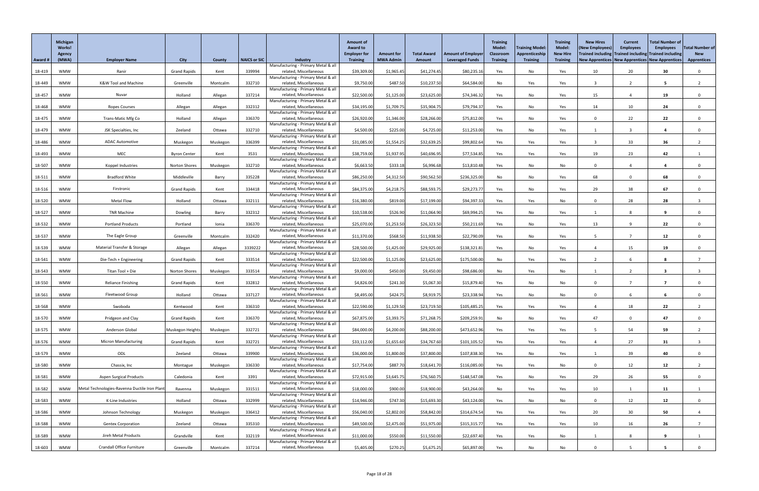| Award # | Michigan Works! Agency (MWA) | Employer Name | City | County | NAICS or SIC | Industry | Amount of Award to Employer for Training | Amount for MWA Admin | Total Award Amount | Amount of Employer Leveraged Funds | Training Model: Classroom Training | Training Model: Apprenticeship Training | Training Model: New Hire Training | New Hires (New Employees) Trained including New Apprentices | Current Employees Trained including New Apprentices | Total Number of Employees Trained including New Apprentices | Total Number of New Apprentices |
|---|---|---|---|---|---|---|---|---|---|---|---|---|---|---|---|---|---|
| 18-419 | WMW | Ranir | Grand Rapids | Kent | 339994 | Manufacturing - Primary Metal & all related, Miscellaneous | $39,309.00 | $1,965.45 | $41,274.45 | $80,235.16 | Yes | No | Yes | 10 | 20 | 30 | 0 |
| 18-449 | WMW | K&W Tool and Machine | Greenville | Montcalm | 332710 | Manufacturing - Primary Metal & all related, Miscellaneous | $9,750.00 | $487.50 | $10,237.50 | $64,584.00 | No | Yes | Yes | 3 | 2 | 5 | 2 |
| 18-457 | WMW | Nuvar | Holland | Allegan | 337214 | Manufacturing - Primary Metal & all related, Miscellaneous | $22,500.00 | $1,125.00 | $23,625.00 | $74,346.32 | Yes | No | Yes | 15 | 4 | 19 | 0 |
| 18-468 | WMW | Ropes Courses | Allegan | Allegan | 332312 | Manufacturing - Primary Metal & all related, Miscellaneous | $34,195.00 | $1,709.75 | $35,904.75 | $79,794.37 | Yes | No | Yes | 14 | 10 | 24 | 0 |
| 18-475 | WMW | Trans-Matic Mfg Co | Holland | Allegan | 336370 | Manufacturing - Primary Metal & all related, Miscellaneous | $26,920.00 | $1,346.00 | $28,266.00 | $75,812.00 | Yes | No | Yes | 0 | 22 | 22 | 0 |
| 18-479 | WMW | JSK Specialties, Inc | Zeeland | Ottawa | 332710 | Manufacturing - Primary Metal & all related, Miscellaneous | $4,500.00 | $225.00 | $4,725.00 | $11,253.00 | Yes | No | Yes | 1 | 3 | 4 | 0 |
| 18-486 | WMW | ADAC Automotive | Muskegon | Muskegon | 336399 | Manufacturing - Primary Metal & all related, Miscellaneous | $31,085.00 | $1,554.25 | $32,639.25 | $99,802.64 | Yes | Yes | Yes | 3 | 33 | 36 | 2 |
| 18-493 | WMW | MEC | Byron Center | Kent | 3531 | Manufacturing - Primary Metal & all related, Miscellaneous | $38,759.00 | $1,937.95 | $40,696.95 | $77,534.85 | Yes | Yes | Yes | 19 | 23 | 42 | 1 |
| 18-507 | WMW | Koppel Industries | Norton Shores | Muskegon | 332710 | Manufacturing - Primary Metal & all related, Miscellaneous | $6,663.50 | $333.18 | $6,996.68 | $13,810.48 | Yes | No | No | 0 | 4 | 4 | 0 |
| 18-511 | WMW | Bradford White | Middleville | Barry | 335228 | Manufacturing - Primary Metal & all related, Miscellaneous | $86,250.00 | $4,312.50 | $90,562.50 | $236,325.00 | No | No | Yes | 68 | 0 | 68 | 0 |
| 18-516 | WMW | Firstronic | Grand Rapids | Kent | 334418 | Manufacturing - Primary Metal & all related, Miscellaneous | $84,375.00 | $4,218.75 | $88,593.75 | $29,273.77 | Yes | No | Yes | 29 | 38 | 67 | 0 |
| 18-520 | WMW | Metal Flow | Holland | Ottawa | 332111 | Manufacturing - Primary Metal & all related, Miscellaneous | $16,380.00 | $819.00 | $17,199.00 | $94,397.33 | Yes | Yes | No | 0 | 28 | 28 | 3 |
| 18-527 | WMW | TNR Machine | Dowling | Barry | 332312 | Manufacturing - Primary Metal & all related, Miscellaneous | $10,538.00 | $526.90 | $11,064.90 | $69,994.25 | Yes | No | Yes | 1 | 8 | 9 | 0 |
| 18-532 | WMW | Portland Products | Portland | Ionia | 336370 | Manufacturing - Primary Metal & all related, Miscellaneous | $25,070.00 | $1,253.50 | $26,323.50 | $50,211.69 | Yes | No | Yes | 13 | 9 | 22 | 0 |
| 18-537 | WMW | The Eagle Group | Greenville | Montcalm | 332420 | Manufacturing - Primary Metal & all related, Miscellaneous | $11,370.00 | $568.50 | $11,938.50 | $22,790.09 | Yes | No | Yes | 5 | 7 | 12 | 0 |
| 18-539 | WMW | Material Transfer & Storage | Allegan | Allegan | 3339222 | Manufacturing - Primary Metal & all related, Miscellaneous | $28,500.00 | $1,425.00 | $29,925.00 | $138,321.81 | Yes | No | Yes | 4 | 15 | 19 | 0 |
| 18-541 | WMW | Die-Tech + Engineering | Grand Rapids | Kent | 333514 | Manufacturing - Primary Metal & all related, Miscellaneous | $22,500.00 | $1,125.00 | $23,625.00 | $175,500.00 | No | Yes | Yes | 2 | 6 | 8 | 7 |
| 18-543 | WMW | Titan Tool + Die | Norton Shores | Muskegon | 333514 | Manufacturing - Primary Metal & all related, Miscellaneous | $9,000.00 | $450.00 | $9,450.00 | $98,686.00 | No | Yes | No | 1 | 2 | 3 | 3 |
| 18-550 | WMW | Reliance Finishing | Grand Rapids | Kent | 332812 | Manufacturing - Primary Metal & all related, Miscellaneous | $4,826.00 | $241.30 | $5,067.30 | $15,879.40 | Yes | No | No | 0 | 7 | 7 | 0 |
| 18-561 | WMW | Fleetwood Group | Holland | Ottawa | 337127 | Manufacturing - Primary Metal & all related, Miscellaneous | $8,495.00 | $424.75 | $8,919.75 | $23,338.94 | Yes | No | No | 0 | 6 | 6 | 0 |
| 18-568 | WMW | Swoboda | Kentwood | Kent | 336310 | Manufacturing - Primary Metal & all related, Miscellaneous | $22,590.00 | $1,129.50 | $23,719.50 | $105,485.25 | Yes | Yes | Yes | 4 | 18 | 22 | 2 |
| 18-570 | WMW | Pridgeon and Clay | Grand Rapids | Kent | 336370 | Manufacturing - Primary Metal & all related, Miscellaneous | $67,875.00 | $3,393.75 | $71,268.75 | $209,259.91 | No | No | Yes | 47 | 0 | 47 | 0 |
| 18-575 | WMW | Anderson Global | Muskegon Heights | Muskegon | 332721 | Manufacturing - Primary Metal & all related, Miscellaneous | $84,000.00 | $4,200.00 | $88,200.00 | $473,652.96 | Yes | Yes | Yes | 5 | 54 | 59 | 2 |
| 18-576 | WMW | Micron Manufacturing | Grand Rapids | Kent | 332721 | Manufacturing - Primary Metal & all related, Miscellaneous | $33,112.00 | $1,655.60 | $34,767.60 | $101,105.52 | Yes | Yes | Yes | 4 | 27 | 31 | 3 |
| 18-579 | WMW | ODL | Zeeland | Ottawa | 339900 | Manufacturing - Primary Metal & all related, Miscellaneous | $36,000.00 | $1,800.00 | $37,800.00 | $107,838.30 | Yes | No | Yes | 1 | 39 | 40 | 0 |
| 18-580 | WMW | Chassix, Inc | Montague | Muskegon | 336330 | Manufacturing - Primary Metal & all related, Miscellaneous | $17,754.00 | $887.70 | $18,641.70 | $116,085.00 | Yes | Yes | No | 0 | 12 | 12 | 2 |
| 18-581 | WMW | Aspen Surgical Products | Caledonia | Kent | 3391 | Manufacturing - Primary Metal & all related, Miscellaneous | $72,915.00 | $3,645.75 | $76,560.75 | $148,547.08 | Yes | No | Yes | 29 | 26 | 55 | 0 |
| 18-582 | WMW | Metal Technologies-Ravenna Ductile Iron Plant | Ravenna | Muskegon | 331511 | Manufacturing - Primary Metal & all related, Miscellaneous | $18,000.00 | $900.00 | $18,900.00 | $43,264.00 | No | Yes | Yes | 10 | 1 | 11 | 1 |
| 18-583 | WMW | K-Line Industries | Holland | Ottawa | 332999 | Manufacturing - Primary Metal & all related, Miscellaneous | $14,946.00 | $747.30 | $15,693.30 | $43,124.00 | Yes | No | No | 0 | 12 | 12 | 0 |
| 18-586 | WMW | Johnson Technology | Muskegon | Muskegon | 336412 | Manufacturing - Primary Metal & all related, Miscellaneous | $56,040.00 | $2,802.00 | $58,842.00 | $314,674.54 | Yes | Yes | Yes | 20 | 30 | 50 | 4 |
| 18-588 | WMW | Gentex Corporation | Zeeland | Ottawa | 335310 | Manufacturing - Primary Metal & all related, Miscellaneous | $49,500.00 | $2,475.00 | $51,975.00 | $315,315.77 | Yes | Yes | Yes | 10 | 16 | 26 | 7 |
| 18-589 | WMW | Jireh Metal Products | Grandville | Kent | 332119 | Manufacturing - Primary Metal & all related, Miscellaneous | $11,000.00 | $550.00 | $11,550.00 | $22,697.40 | Yes | Yes | No | 1 | 8 | 9 | 1 |
| 18-603 | WMW | Crandall Office Furniture | Greenville | Montcalm | 337214 | Manufacturing - Primary Metal & all related, Miscellaneous | $5,405.00 | $270.25 | $5,675.25 | $65,897.00 | Yes | No | No | 0 | 5 | 5 | 0 |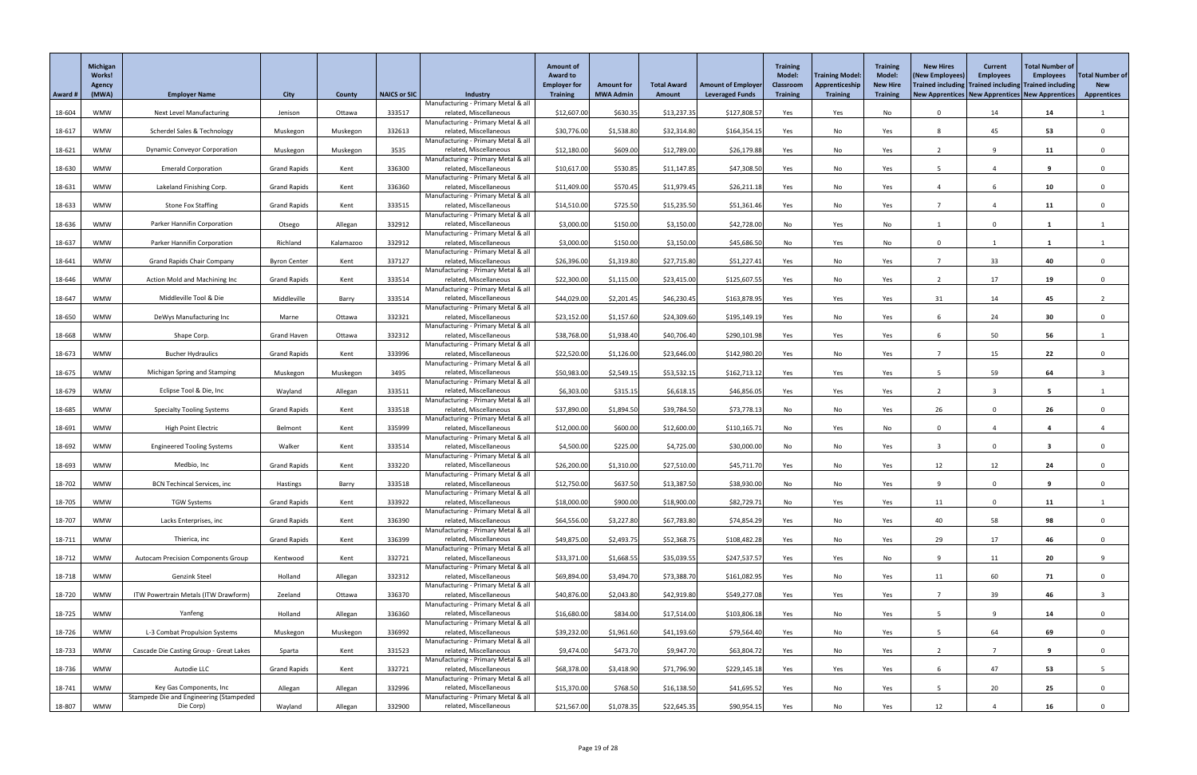| Award # | Michigan Works! Agency (MWA) | Employer Name | City | County | NAICS or SIC | Industry | Amount of Award to Employer for Training | Amount for MWA Admin | Total Award Amount | Amount of Employer Leveraged Funds | Training Model: Classroom Training | Training Model: Apprenticeship Training | Training Model: New Hire Training | New Hires (New Employees) Trained including New Apprentices | Current Employees Trained including New Apprentices | Total Number of Employees Trained including New Apprentices | Total Number of New Apprentices |
|---|---|---|---|---|---|---|---|---|---|---|---|---|---|---|---|---|---|
| 18-604 | WMW | Next Level Manufacturing | Jenison | Ottawa | 333517 | Manufacturing - Primary Metal & all related, Miscellaneous | $12,607.00 | $630.35 | $13,237.35 | $127,808.57 | Yes | Yes | No | 0 | 14 | 14 | 1 |
| 18-617 | WMW | Scherdel Sales & Technology | Muskegon | Muskegon | 332613 | Manufacturing - Primary Metal & all related, Miscellaneous | $30,776.00 | $1,538.80 | $32,314.80 | $164,354.15 | Yes | No | Yes | 8 | 45 | 53 | 0 |
| 18-621 | WMW | Dynamic Conveyor Corporation | Muskegon | Muskegon | 3535 | Manufacturing - Primary Metal & all related, Miscellaneous | $12,180.00 | $609.00 | $12,789.00 | $26,179.88 | Yes | No | Yes | 2 | 9 | 11 | 0 |
| 18-630 | WMW | Emerald Corporation | Grand Rapids | Kent | 336300 | Manufacturing - Primary Metal & all related, Miscellaneous | $10,617.00 | $530.85 | $11,147.85 | $47,308.50 | Yes | No | Yes | 5 | 4 | 9 | 0 |
| 18-631 | WMW | Lakeland Finishing Corp. | Grand Rapids | Kent | 336360 | Manufacturing - Primary Metal & all related, Miscellaneous | $11,409.00 | $570.45 | $11,979.45 | $26,211.18 | Yes | No | Yes | 4 | 6 | 10 | 0 |
| 18-633 | WMW | Stone Fox Staffing | Grand Rapids | Kent | 333515 | Manufacturing - Primary Metal & all related, Miscellaneous | $14,510.00 | $725.50 | $15,235.50 | $51,361.46 | Yes | No | Yes | 7 | 4 | 11 | 0 |
| 18-636 | WMW | Parker Hannifin Corporation | Otsego | Allegan | 332912 | Manufacturing - Primary Metal & all related, Miscellaneous | $3,000.00 | $150.00 | $3,150.00 | $42,728.00 | No | Yes | No | 1 | 0 | 1 | 1 |
| 18-637 | WMW | Parker Hannifin Corporation | Richland | Kalamazoo | 332912 | Manufacturing - Primary Metal & all related, Miscellaneous | $3,000.00 | $150.00 | $3,150.00 | $45,686.50 | No | Yes | No | 0 | 1 | 1 | 1 |
| 18-641 | WMW | Grand Rapids Chair Company | Byron Center | Kent | 337127 | Manufacturing - Primary Metal & all related, Miscellaneous | $26,396.00 | $1,319.80 | $27,715.80 | $51,227.41 | Yes | No | Yes | 7 | 33 | 40 | 0 |
| 18-646 | WMW | Action Mold and Machining Inc | Grand Rapids | Kent | 333514 | Manufacturing - Primary Metal & all related, Miscellaneous | $22,300.00 | $1,115.00 | $23,415.00 | $125,607.55 | Yes | No | Yes | 2 | 17 | 19 | 0 |
| 18-647 | WMW | Middleville Tool & Die | Middleville | Barry | 333514 | Manufacturing - Primary Metal & all related, Miscellaneous | $44,029.00 | $2,201.45 | $46,230.45 | $163,878.95 | Yes | Yes | Yes | 31 | 14 | 45 | 2 |
| 18-650 | WMW | DeWys Manufacturing Inc | Marne | Ottawa | 332321 | Manufacturing - Primary Metal & all related, Miscellaneous | $23,152.00 | $1,157.60 | $24,309.60 | $195,149.19 | Yes | No | Yes | 6 | 24 | 30 | 0 |
| 18-668 | WMW | Shape Corp. | Grand Haven | Ottawa | 332312 | Manufacturing - Primary Metal & all related, Miscellaneous | $38,768.00 | $1,938.40 | $40,706.40 | $290,101.98 | Yes | Yes | Yes | 6 | 50 | 56 | 1 |
| 18-673 | WMW | Bucher Hydraulics | Grand Rapids | Kent | 333996 | Manufacturing - Primary Metal & all related, Miscellaneous | $22,520.00 | $1,126.00 | $23,646.00 | $142,980.20 | Yes | No | Yes | 7 | 15 | 22 | 0 |
| 18-675 | WMW | Michigan Spring and Stamping | Muskegon | Muskegon | 3495 | Manufacturing - Primary Metal & all related, Miscellaneous | $50,983.00 | $2,549.15 | $53,532.15 | $162,713.12 | Yes | Yes | Yes | 5 | 59 | 64 | 3 |
| 18-679 | WMW | Eclipse Tool & Die, Inc | Wayland | Allegan | 333511 | Manufacturing - Primary Metal & all related, Miscellaneous | $6,303.00 | $315.15 | $6,618.15 | $46,856.05 | Yes | Yes | Yes | 2 | 3 | 5 | 1 |
| 18-685 | WMW | Specialty Tooling Systems | Grand Rapids | Kent | 333518 | Manufacturing - Primary Metal & all related, Miscellaneous | $37,890.00 | $1,894.50 | $39,784.50 | $73,778.13 | No | No | Yes | 26 | 0 | 26 | 0 |
| 18-691 | WMW | High Point Electric | Belmont | Kent | 335999 | Manufacturing - Primary Metal & all related, Miscellaneous | $12,000.00 | $600.00 | $12,600.00 | $110,165.71 | No | Yes | No | 0 | 4 | 4 | 4 |
| 18-692 | WMW | Engineered Tooling Systems | Walker | Kent | 333514 | Manufacturing - Primary Metal & all related, Miscellaneous | $4,500.00 | $225.00 | $4,725.00 | $30,000.00 | No | No | Yes | 3 | 0 | 3 | 0 |
| 18-693 | WMW | Medbio, Inc | Grand Rapids | Kent | 333220 | Manufacturing - Primary Metal & all related, Miscellaneous | $26,200.00 | $1,310.00 | $27,510.00 | $45,711.70 | Yes | No | Yes | 12 | 12 | 24 | 0 |
| 18-702 | WMW | BCN Techincal Services, inc | Hastings | Barry | 333518 | Manufacturing - Primary Metal & all related, Miscellaneous | $12,750.00 | $637.50 | $13,387.50 | $38,930.00 | No | No | Yes | 9 | 0 | 9 | 0 |
| 18-705 | WMW | TGW Systems | Grand Rapids | Kent | 333922 | Manufacturing - Primary Metal & all related, Miscellaneous | $18,000.00 | $900.00 | $18,900.00 | $82,729.71 | No | Yes | Yes | 11 | 0 | 11 | 1 |
| 18-707 | WMW | Lacks Enterprises, inc | Grand Rapids | Kent | 336390 | Manufacturing - Primary Metal & all related, Miscellaneous | $64,556.00 | $3,227.80 | $67,783.80 | $74,854.29 | Yes | No | Yes | 40 | 58 | 98 | 0 |
| 18-711 | WMW | Thierica, inc | Grand Rapids | Kent | 336399 | Manufacturing - Primary Metal & all related, Miscellaneous | $49,875.00 | $2,493.75 | $52,368.75 | $108,482.28 | Yes | No | Yes | 29 | 17 | 46 | 0 |
| 18-712 | WMW | Autocam Precision Components Group | Kentwood | Kent | 332721 | Manufacturing - Primary Metal & all related, Miscellaneous | $33,371.00 | $1,668.55 | $35,039.55 | $247,537.57 | Yes | Yes | No | 9 | 11 | 20 | 9 |
| 18-718 | WMW | Genzink Steel | Holland | Allegan | 332312 | Manufacturing - Primary Metal & all related, Miscellaneous | $69,894.00 | $3,494.70 | $73,388.70 | $161,082.95 | Yes | No | Yes | 11 | 60 | 71 | 0 |
| 18-720 | WMW | ITW Powertrain Metals (ITW Drawform) | Zeeland | Ottawa | 336370 | Manufacturing - Primary Metal & all related, Miscellaneous | $40,876.00 | $2,043.80 | $42,919.80 | $549,277.08 | Yes | Yes | Yes | 7 | 39 | 46 | 3 |
| 18-725 | WMW | Yanfeng | Holland | Allegan | 336360 | Manufacturing - Primary Metal & all related, Miscellaneous | $16,680.00 | $834.00 | $17,514.00 | $103,806.18 | Yes | No | Yes | 5 | 9 | 14 | 0 |
| 18-726 | WMW | L-3 Combat Propulsion Systems | Muskegon | Muskegon | 336992 | Manufacturing - Primary Metal & all related, Miscellaneous | $39,232.00 | $1,961.60 | $41,193.60 | $79,564.40 | Yes | No | Yes | 5 | 64 | 69 | 0 |
| 18-733 | WMW | Cascade Die Casting Group - Great Lakes | Sparta | Kent | 331523 | Manufacturing - Primary Metal & all related, Miscellaneous | $9,474.00 | $473.70 | $9,947.70 | $63,804.72 | Yes | No | Yes | 2 | 7 | 9 | 0 |
| 18-736 | WMW | Autodie LLC | Grand Rapids | Kent | 332721 | Manufacturing - Primary Metal & all related, Miscellaneous | $68,378.00 | $3,418.90 | $71,796.90 | $229,145.18 | Yes | Yes | Yes | 6 | 47 | 53 | 5 |
| 18-741 | WMW | Key Gas Components, Inc | Allegan | Allegan | 332996 | Manufacturing - Primary Metal & all related, Miscellaneous | $15,370.00 | $768.50 | $16,138.50 | $41,695.52 | Yes | No | Yes | 5 | 20 | 25 | 0 |
| 18-807 | WMW | Stampede Die and Engineering (Stampeded Die Corp) | Wayland | Allegan | 332900 | Manufacturing - Primary Metal & all related, Miscellaneous | $21,567.00 | $1,078.35 | $22,645.35 | $90,954.15 | Yes | No | Yes | 12 | 4 | 16 | 0 |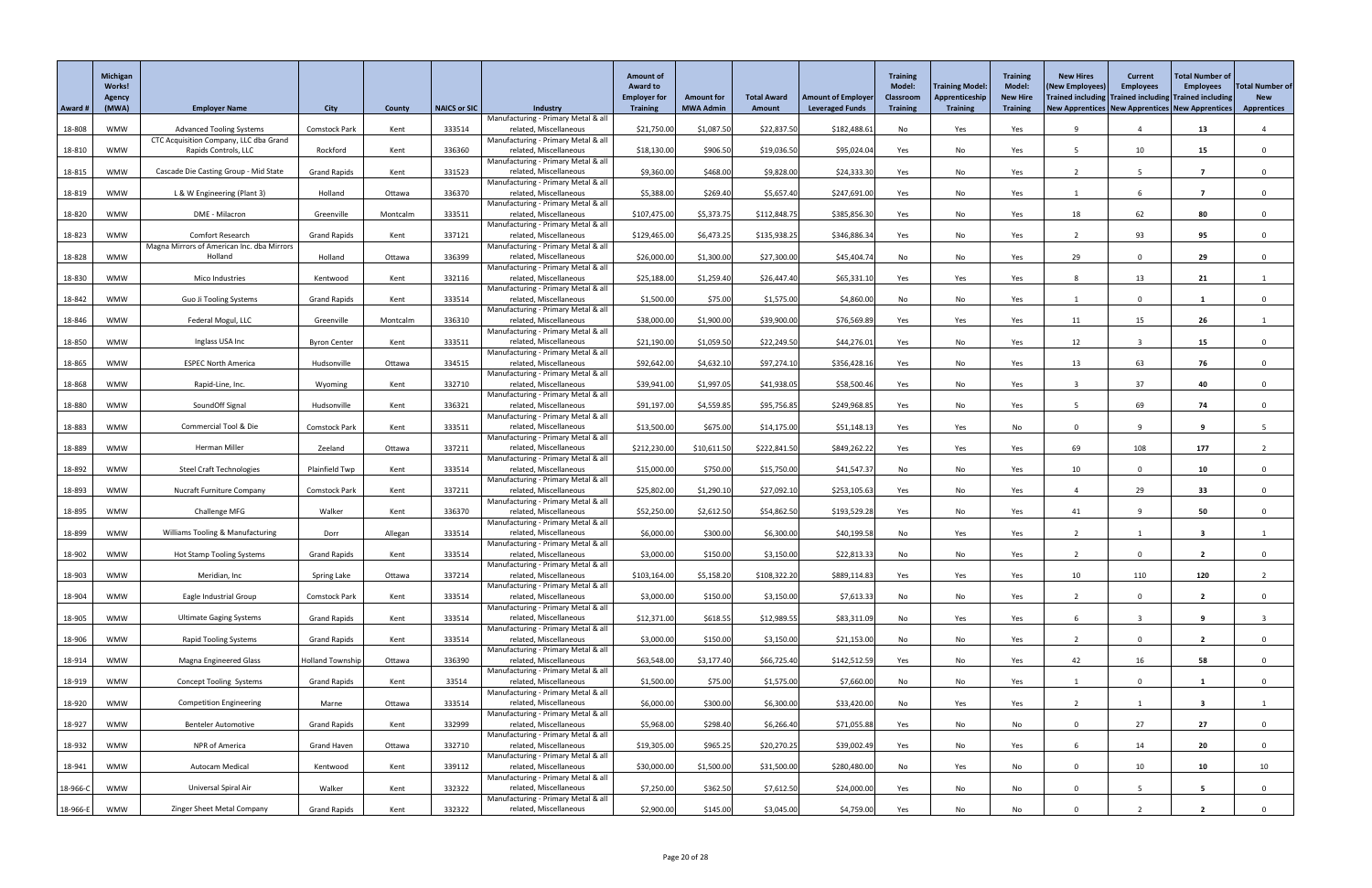| Award # | Michigan Works! Agency (MWA) | Employer Name | City | County | NAICS or SIC | Industry | Amount of Award to Employer for Training | Amount for MWA Admin | Total Award Amount | Amount of Employer Leveraged Funds | Training Model: Classroom Training | Training Model: Apprenticeship Training | Training Model: New Hire Training | New Hires (New Employees) Trained including New Apprentices | Current Employees Trained including New Apprentices | Total Number of Employees Trained including New Apprentices | Total Number of New Apprentices |
|---|---|---|---|---|---|---|---|---|---|---|---|---|---|---|---|---|---|
| 18-808 | WMW | Advanced Tooling Systems | Comstock Park | Kent | 333514 | Manufacturing - Primary Metal & all related, Miscellaneous | $21,750.00 | $1,087.50 | $22,837.50 | $182,488.61 | No | Yes | Yes | 9 | 4 | 13 | 4 |
| 18-810 | WMW | CTC Acquisition Company, LLC dba Grand Rapids Controls, LLC | Rockford | Kent | 336360 | Manufacturing - Primary Metal & all related, Miscellaneous | $18,130.00 | $906.50 | $19,036.50 | $95,024.04 | Yes | No | Yes | 5 | 10 | 15 | 0 |
| 18-815 | WMW | Cascade Die Casting Group - Mid State | Grand Rapids | Kent | 331523 | Manufacturing - Primary Metal & all related, Miscellaneous | $9,360.00 | $468.00 | $9,828.00 | $24,333.30 | Yes | No | Yes | 2 | 5 | 7 | 0 |
| 18-819 | WMW | L & W Engineering (Plant 3) | Holland | Ottawa | 336370 | Manufacturing - Primary Metal & all related, Miscellaneous | $5,388.00 | $269.40 | $5,657.40 | $247,691.00 | Yes | No | Yes | 1 | 6 | 7 | 0 |
| 18-820 | WMW | DME - Milacron | Greenville | Montcalm | 333511 | Manufacturing - Primary Metal & all related, Miscellaneous | $107,475.00 | $5,373.75 | $112,848.75 | $385,856.30 | Yes | No | Yes | 18 | 62 | 80 | 0 |
| 18-823 | WMW | Comfort Research | Grand Rapids | Kent | 337121 | Manufacturing - Primary Metal & all related, Miscellaneous | $129,465.00 | $6,473.25 | $135,938.25 | $346,886.34 | Yes | No | Yes | 2 | 93 | 95 | 0 |
| 18-828 | WMW | Magna Mirrors of American Inc. dba Mirrors Holland | Holland | Ottawa | 336399 | Manufacturing - Primary Metal & all related, Miscellaneous | $26,000.00 | $1,300.00 | $27,300.00 | $45,404.74 | No | No | Yes | 29 | 0 | 29 | 0 |
| 18-830 | WMW | Mico Industries | Kentwood | Kent | 332116 | Manufacturing - Primary Metal & all related, Miscellaneous | $25,188.00 | $1,259.40 | $26,447.40 | $65,331.10 | Yes | Yes | Yes | 8 | 13 | 21 | 1 |
| 18-842 | WMW | Guo Ji Tooling Systems | Grand Rapids | Kent | 333514 | Manufacturing - Primary Metal & all related, Miscellaneous | $1,500.00 | $75.00 | $1,575.00 | $4,860.00 | No | No | Yes | 1 | 0 | 1 | 0 |
| 18-846 | WMW | Federal Mogul, LLC | Greenville | Montcalm | 336310 | Manufacturing - Primary Metal & all related, Miscellaneous | $38,000.00 | $1,900.00 | $39,900.00 | $76,569.89 | Yes | Yes | Yes | 11 | 15 | 26 | 1 |
| 18-850 | WMW | Inglass USA Inc | Byron Center | Kent | 333511 | Manufacturing - Primary Metal & all related, Miscellaneous | $21,190.00 | $1,059.50 | $22,249.50 | $44,276.01 | Yes | No | Yes | 12 | 3 | 15 | 0 |
| 18-865 | WMW | ESPEC North America | Hudsonville | Ottawa | 334515 | Manufacturing - Primary Metal & all related, Miscellaneous | $92,642.00 | $4,632.10 | $97,274.10 | $356,428.16 | Yes | No | Yes | 13 | 63 | 76 | 0 |
| 18-868 | WMW | Rapid-Line, Inc. | Wyoming | Kent | 332710 | Manufacturing - Primary Metal & all related, Miscellaneous | $39,941.00 | $1,997.05 | $41,938.05 | $58,500.46 | Yes | No | Yes | 3 | 37 | 40 | 0 |
| 18-880 | WMW | SoundOff Signal | Hudsonville | Kent | 336321 | Manufacturing - Primary Metal & all related, Miscellaneous | $91,197.00 | $4,559.85 | $95,756.85 | $249,968.85 | Yes | No | Yes | 5 | 69 | 74 | 0 |
| 18-883 | WMW | Commercial Tool & Die | Comstock Park | Kent | 333511 | Manufacturing - Primary Metal & all related, Miscellaneous | $13,500.00 | $675.00 | $14,175.00 | $51,148.13 | Yes | Yes | No | 0 | 9 | 9 | 5 |
| 18-889 | WMW | Herman Miller | Zeeland | Ottawa | 337211 | Manufacturing - Primary Metal & all related, Miscellaneous | $212,230.00 | $10,611.50 | $222,841.50 | $849,262.22 | Yes | Yes | Yes | 69 | 108 | 177 | 2 |
| 18-892 | WMW | Steel Craft Technologies | Plainfield Twp | Kent | 333514 | Manufacturing - Primary Metal & all related, Miscellaneous | $15,000.00 | $750.00 | $15,750.00 | $41,547.37 | No | No | Yes | 10 | 0 | 10 | 0 |
| 18-893 | WMW | Nucraft Furniture Company | Comstock Park | Kent | 337211 | Manufacturing - Primary Metal & all related, Miscellaneous | $25,802.00 | $1,290.10 | $27,092.10 | $253,105.63 | Yes | No | Yes | 4 | 29 | 33 | 0 |
| 18-895 | WMW | Challenge MFG | Walker | Kent | 336370 | Manufacturing - Primary Metal & all related, Miscellaneous | $52,250.00 | $2,612.50 | $54,862.50 | $193,529.28 | Yes | No | Yes | 41 | 9 | 50 | 0 |
| 18-899 | WMW | Williams Tooling & Manufacturing | Dorr | Allegan | 333514 | Manufacturing - Primary Metal & all related, Miscellaneous | $6,000.00 | $300.00 | $6,300.00 | $40,199.58 | No | Yes | Yes | 2 | 1 | 3 | 1 |
| 18-902 | WMW | Hot Stamp Tooling Systems | Grand Rapids | Kent | 333514 | Manufacturing - Primary Metal & all related, Miscellaneous | $3,000.00 | $150.00 | $3,150.00 | $22,813.33 | No | No | Yes | 2 | 0 | 2 | 0 |
| 18-903 | WMW | Meridian, Inc | Spring Lake | Ottawa | 337214 | Manufacturing - Primary Metal & all related, Miscellaneous | $103,164.00 | $5,158.20 | $108,322.20 | $889,114.83 | Yes | Yes | Yes | 10 | 110 | 120 | 2 |
| 18-904 | WMW | Eagle Industrial Group | Comstock Park | Kent | 333514 | Manufacturing - Primary Metal & all related, Miscellaneous | $3,000.00 | $150.00 | $3,150.00 | $7,613.33 | No | No | Yes | 2 | 0 | 2 | 0 |
| 18-905 | WMW | Ultimate Gaging Systems | Grand Rapids | Kent | 333514 | Manufacturing - Primary Metal & all related, Miscellaneous | $12,371.00 | $618.55 | $12,989.55 | $83,311.09 | No | Yes | Yes | 6 | 3 | 9 | 3 |
| 18-906 | WMW | Rapid Tooling Systems | Grand Rapids | Kent | 333514 | Manufacturing - Primary Metal & all related, Miscellaneous | $3,000.00 | $150.00 | $3,150.00 | $21,153.00 | No | No | Yes | 2 | 0 | 2 | 0 |
| 18-914 | WMW | Magna Engineered Glass | Holland Township | Ottawa | 336390 | Manufacturing - Primary Metal & all related, Miscellaneous | $63,548.00 | $3,177.40 | $66,725.40 | $142,512.59 | Yes | No | Yes | 42 | 16 | 58 | 0 |
| 18-919 | WMW | Concept Tooling Systems | Grand Rapids | Kent | 33514 | Manufacturing - Primary Metal & all related, Miscellaneous | $1,500.00 | $75.00 | $1,575.00 | $7,660.00 | No | No | Yes | 1 | 0 | 1 | 0 |
| 18-920 | WMW | Competition Engineering | Marne | Ottawa | 333514 | Manufacturing - Primary Metal & all related, Miscellaneous | $6,000.00 | $300.00 | $6,300.00 | $33,420.00 | No | Yes | Yes | 2 | 1 | 3 | 1 |
| 18-927 | WMW | Benteler Automotive | Grand Rapids | Kent | 332999 | Manufacturing - Primary Metal & all related, Miscellaneous | $5,968.00 | $298.40 | $6,266.40 | $71,055.88 | Yes | No | No | 0 | 27 | 27 | 0 |
| 18-932 | WMW | NPR of America | Grand Haven | Ottawa | 332710 | Manufacturing - Primary Metal & all related, Miscellaneous | $19,305.00 | $965.25 | $20,270.25 | $39,002.49 | Yes | No | Yes | 6 | 14 | 20 | 0 |
| 18-941 | WMW | Autocam Medical | Kentwood | Kent | 339112 | Manufacturing - Primary Metal & all related, Miscellaneous | $30,000.00 | $1,500.00 | $31,500.00 | $280,480.00 | No | Yes | No | 0 | 10 | 10 | 10 |
| 18-966-C | WMW | Universal Spiral Air | Walker | Kent | 332322 | Manufacturing - Primary Metal & all related, Miscellaneous | $7,250.00 | $362.50 | $7,612.50 | $24,000.00 | Yes | No | No | 0 | 5 | 5 | 0 |
| 18-966-E | WMW | Zinger Sheet Metal Company | Grand Rapids | Kent | 332322 | Manufacturing - Primary Metal & all related, Miscellaneous | $2,900.00 | $145.00 | $3,045.00 | $4,759.00 | Yes | No | No | 0 | 2 | 2 | 0 |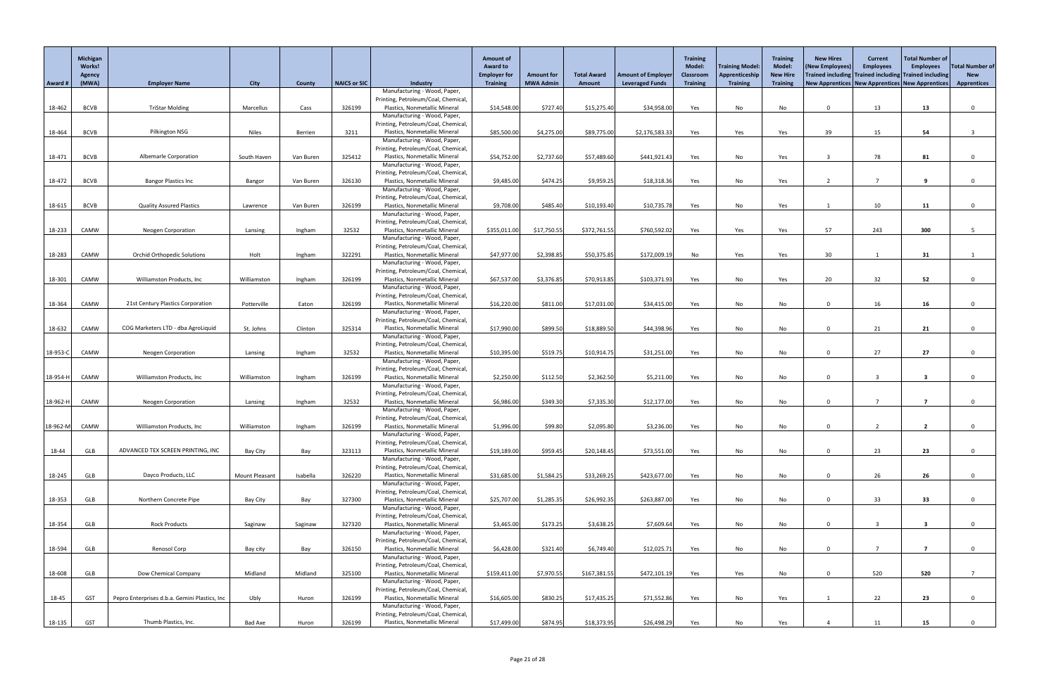| Award # | Michigan Works! Agency (MWA) | Employer Name | City | County | NAICS or SIC | Industry | Amount of Award to Employer for Training | Amount for MWA Admin | Total Award Amount | Amount of Employer Leveraged Funds | Training Model: Classroom Training | Training Model: Apprenticeship Training | Training Model: New Hire Training | New Hires (New Employees) Trained including New Apprentices | Current Employees Trained including New Apprentices | Total Number of Employees Trained including New Apprentices | Total Number of New Apprentices |
|---|---|---|---|---|---|---|---|---|---|---|---|---|---|---|---|---|---|
| 18-462 | BCVB | TriStar Molding | Marcellus | Cass | 326199 | Manufacturing - Wood, Paper, Printing, Petroleum/Coal, Chemical, Plastics, Nonmetallic Mineral | $14,548.00 | $727.40 | $15,275.40 | $34,958.00 | Yes | No | No | 0 | 13 | 13 | 0 |
| 18-464 | BCVB | Pilkington NSG | Niles | Berrien | 3211 | Manufacturing - Wood, Paper, Printing, Petroleum/Coal, Chemical, Plastics, Nonmetallic Mineral | $85,500.00 | $4,275.00 | $89,775.00 | $2,176,583.33 | Yes | Yes | Yes | 39 | 15 | 54 | 3 |
| 18-471 | BCVB | Albemarle Corporation | South Haven | Van Buren | 325412 | Manufacturing - Wood, Paper, Printing, Petroleum/Coal, Chemical, Plastics, Nonmetallic Mineral | $54,752.00 | $2,737.60 | $57,489.60 | $441,921.43 | Yes | No | Yes | 3 | 78 | 81 | 0 |
| 18-472 | BCVB | Bangor Plastics Inc | Bangor | Van Buren | 326130 | Manufacturing - Wood, Paper, Printing, Petroleum/Coal, Chemical, Plastics, Nonmetallic Mineral | $9,485.00 | $474.25 | $9,959.25 | $18,318.36 | Yes | No | Yes | 2 | 7 | 9 | 0 |
| 18-615 | BCVB | Quality Assured Plastics | Lawrence | Van Buren | 326199 | Manufacturing - Wood, Paper, Printing, Petroleum/Coal, Chemical, Plastics, Nonmetallic Mineral | $9,708.00 | $485.40 | $10,193.40 | $10,735.78 | Yes | No | Yes | 1 | 10 | 11 | 0 |
| 18-233 | CAMW | Neogen Corporation | Lansing | Ingham | 32532 | Manufacturing - Wood, Paper, Printing, Petroleum/Coal, Chemical, Plastics, Nonmetallic Mineral | $355,011.00 | $17,750.55 | $372,761.55 | $760,592.02 | Yes | Yes | Yes | 57 | 243 | 300 | 5 |
| 18-283 | CAMW | Orchid Orthopedic Solutions | Holt | Ingham | 322291 | Manufacturing - Wood, Paper, Printing, Petroleum/Coal, Chemical, Plastics, Nonmetallic Mineral | $47,977.00 | $2,398.85 | $50,375.85 | $172,009.19 | No | Yes | Yes | 30 | 1 | 31 | 1 |
| 18-301 | CAMW | Williamston Products, Inc | Williamston | Ingham | 326199 | Manufacturing - Wood, Paper, Printing, Petroleum/Coal, Chemical, Plastics, Nonmetallic Mineral | $67,537.00 | $3,376.85 | $70,913.85 | $103,371.93 | Yes | No | Yes | 20 | 32 | 52 | 0 |
| 18-364 | CAMW | 21st Century Plastics Corporation | Potterville | Eaton | 326199 | Manufacturing - Wood, Paper, Printing, Petroleum/Coal, Chemical, Plastics, Nonmetallic Mineral | $16,220.00 | $811.00 | $17,031.00 | $34,415.00 | Yes | No | No | 0 | 16 | 16 | 0 |
| 18-632 | CAMW | COG Marketers LTD - dba AgroLiquid | St. Johns | Clinton | 325314 | Manufacturing - Wood, Paper, Printing, Petroleum/Coal, Chemical, Plastics, Nonmetallic Mineral | $17,990.00 | $899.50 | $18,889.50 | $44,398.96 | Yes | No | No | 0 | 21 | 21 | 0 |
| 18-953-C | CAMW | Neogen Corporation | Lansing | Ingham | 32532 | Manufacturing - Wood, Paper, Printing, Petroleum/Coal, Chemical, Plastics, Nonmetallic Mineral | $10,395.00 | $519.75 | $10,914.75 | $31,251.00 | Yes | No | No | 0 | 27 | 27 | 0 |
| 18-954-H | CAMW | Williamston Products, Inc | Williamston | Ingham | 326199 | Manufacturing - Wood, Paper, Printing, Petroleum/Coal, Chemical, Plastics, Nonmetallic Mineral | $2,250.00 | $112.50 | $2,362.50 | $5,211.00 | Yes | No | No | 0 | 3 | 3 | 0 |
| 18-962-H | CAMW | Neogen Corporation | Lansing | Ingham | 32532 | Manufacturing - Wood, Paper, Printing, Petroleum/Coal, Chemical, Plastics, Nonmetallic Mineral | $6,986.00 | $349.30 | $7,335.30 | $12,177.00 | Yes | No | No | 0 | 7 | 7 | 0 |
| 18-962-M | CAMW | Williamston Products, Inc | Williamston | Ingham | 326199 | Manufacturing - Wood, Paper, Printing, Petroleum/Coal, Chemical, Plastics, Nonmetallic Mineral | $1,996.00 | $99.80 | $2,095.80 | $3,236.00 | Yes | No | No | 0 | 2 | 2 | 0 |
| 18-44 | GLB | ADVANCED TEX SCREEN PRINTING, INC | Bay City | Bay | 323113 | Manufacturing - Wood, Paper, Printing, Petroleum/Coal, Chemical, Plastics, Nonmetallic Mineral | $19,189.00 | $959.45 | $20,148.45 | $73,551.00 | Yes | No | No | 0 | 23 | 23 | 0 |
| 18-245 | GLB | Dayco Products, LLC | Mount Pleasant | Isabella | 326220 | Manufacturing - Wood, Paper, Printing, Petroleum/Coal, Chemical, Plastics, Nonmetallic Mineral | $31,685.00 | $1,584.25 | $33,269.25 | $423,677.00 | Yes | No | No | 0 | 26 | 26 | 0 |
| 18-353 | GLB | Northern Concrete Pipe | Bay City | Bay | 327300 | Manufacturing - Wood, Paper, Printing, Petroleum/Coal, Chemical, Plastics, Nonmetallic Mineral | $25,707.00 | $1,285.35 | $26,992.35 | $263,887.00 | Yes | No | No | 0 | 33 | 33 | 0 |
| 18-354 | GLB | Rock Products | Saginaw | Saginaw | 327320 | Manufacturing - Wood, Paper, Printing, Petroleum/Coal, Chemical, Plastics, Nonmetallic Mineral | $3,465.00 | $173.25 | $3,638.25 | $7,609.64 | Yes | No | No | 0 | 3 | 3 | 0 |
| 18-594 | GLB | Renosol Corp | Bay city | Bay | 326150 | Manufacturing - Wood, Paper, Printing, Petroleum/Coal, Chemical, Plastics, Nonmetallic Mineral | $6,428.00 | $321.40 | $6,749.40 | $12,025.71 | Yes | No | No | 0 | 7 | 7 | 0 |
| 18-608 | GLB | Dow Chemical Company | Midland | Midland | 325100 | Manufacturing - Wood, Paper, Printing, Petroleum/Coal, Chemical, Plastics, Nonmetallic Mineral | $159,411.00 | $7,970.55 | $167,381.55 | $472,101.19 | Yes | Yes | No | 0 | 520 | 520 | 7 |
| 18-45 | GST | Pepro Enterprises d.b.a. Gemini Plastics, Inc | Ubly | Huron | 326199 | Manufacturing - Wood, Paper, Printing, Petroleum/Coal, Chemical, Plastics, Nonmetallic Mineral | $16,605.00 | $830.25 | $17,435.25 | $71,552.86 | Yes | No | Yes | 1 | 22 | 23 | 0 |
| 18-135 | GST | Thumb Plastics, Inc. | Bad Axe | Huron | 326199 | Manufacturing - Wood, Paper, Printing, Petroleum/Coal, Chemical, Plastics, Nonmetallic Mineral | $17,499.00 | $874.95 | $18,373.95 | $26,498.29 | Yes | No | Yes | 4 | 11 | 15 | 0 |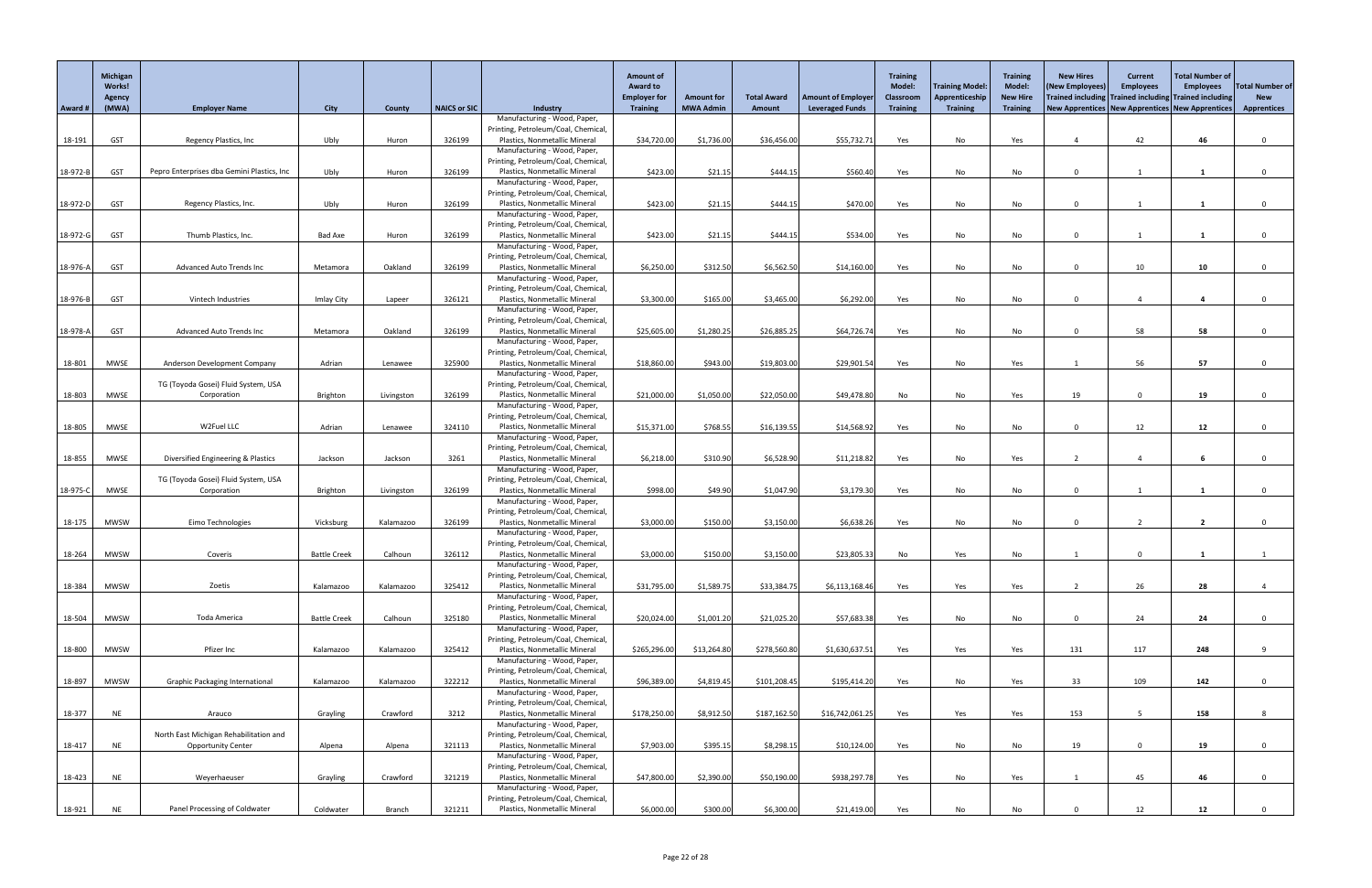| Award # | Michigan Works! Agency (MWA) | Employer Name | City | County | NAICS or SIC | Industry | Amount of Award to Employer for Training | Amount for MWA Admin | Total Award Amount | Amount of Employer Leveraged Funds | Training Model: Classroom Training | Training Model: Apprenticeship Training | Training Model: New Hire Training | New Hires (New Employees) Trained including New Apprentices | Current Employees Trained including New Apprentices | Total Number of Employees Trained including New Apprentices | Total Number of New Apprentices |
|---|---|---|---|---|---|---|---|---|---|---|---|---|---|---|---|---|---|
| 18-191 | GST | Regency Plastics, Inc | Ubly | Huron | 326199 | Manufacturing - Wood, Paper, Printing, Petroleum/Coal, Chemical, Plastics, Nonmetallic Mineral | $34,720.00 | $1,736.00 | $36,456.00 | $55,732.71 | Yes | No | Yes | 4 | 42 | 46 | 0 |
| 18-972-B | GST | Pepro Enterprises dba Gemini Plastics, Inc | Ubly | Huron | 326199 | Manufacturing - Wood, Paper, Printing, Petroleum/Coal, Chemical, Plastics, Nonmetallic Mineral | $423.00 | $21.15 | $444.15 | $560.40 | Yes | No | No | 0 | 1 | 1 | 0 |
| 18-972-D | GST | Regency Plastics, Inc. | Ubly | Huron | 326199 | Manufacturing - Wood, Paper, Printing, Petroleum/Coal, Chemical, Plastics, Nonmetallic Mineral | $423.00 | $21.15 | $444.15 | $470.00 | Yes | No | No | 0 | 1 | 1 | 0 |
| 18-972-G | GST | Thumb Plastics, Inc. | Bad Axe | Huron | 326199 | Manufacturing - Wood, Paper, Printing, Petroleum/Coal, Chemical, Plastics, Nonmetallic Mineral | $423.00 | $21.15 | $444.15 | $534.00 | Yes | No | No | 0 | 1 | 1 | 0 |
| 18-976-A | GST | Advanced Auto Trends Inc | Metamora | Oakland | 326199 | Manufacturing - Wood, Paper, Printing, Petroleum/Coal, Chemical, Plastics, Nonmetallic Mineral | $6,250.00 | $312.50 | $6,562.50 | $14,160.00 | Yes | No | No | 0 | 10 | 10 | 0 |
| 18-976-B | GST | Vintech Industries | Imlay City | Lapeer | 326121 | Manufacturing - Wood, Paper, Printing, Petroleum/Coal, Chemical, Plastics, Nonmetallic Mineral | $3,300.00 | $165.00 | $3,465.00 | $6,292.00 | Yes | No | No | 0 | 4 | 4 | 0 |
| 18-978-A | GST | Advanced Auto Trends Inc | Metamora | Oakland | 326199 | Manufacturing - Wood, Paper, Printing, Petroleum/Coal, Chemical, Plastics, Nonmetallic Mineral | $25,605.00 | $1,280.25 | $26,885.25 | $64,726.74 | Yes | No | No | 0 | 58 | 58 | 0 |
| 18-801 | MWSE | Anderson Development Company | Adrian | Lenawee | 325900 | Manufacturing - Wood, Paper, Printing, Petroleum/Coal, Chemical, Plastics, Nonmetallic Mineral | $18,860.00 | $943.00 | $19,803.00 | $29,901.54 | Yes | No | Yes | 1 | 56 | 57 | 0 |
| 18-803 | MWSE | TG (Toyoda Gosei) Fluid System, USA Corporation | Brighton | Livingston | 326199 | Manufacturing - Wood, Paper, Printing, Petroleum/Coal, Chemical, Plastics, Nonmetallic Mineral | $21,000.00 | $1,050.00 | $22,050.00 | $49,478.80 | No | No | Yes | 19 | 0 | 19 | 0 |
| 18-805 | MWSE | W2Fuel LLC | Adrian | Lenawee | 324110 | Manufacturing - Wood, Paper, Printing, Petroleum/Coal, Chemical, Plastics, Nonmetallic Mineral | $15,371.00 | $768.55 | $16,139.55 | $14,568.92 | Yes | No | No | 0 | 12 | 12 | 0 |
| 18-855 | MWSE | Diversified Engineering & Plastics | Jackson | Jackson | 3261 | Manufacturing - Wood, Paper, Printing, Petroleum/Coal, Chemical, Plastics, Nonmetallic Mineral | $6,218.00 | $310.90 | $6,528.90 | $11,218.82 | Yes | No | Yes | 2 | 4 | 6 | 0 |
| 18-975-C | MWSE | TG (Toyoda Gosei) Fluid System, USA Corporation | Brighton | Livingston | 326199 | Manufacturing - Wood, Paper, Printing, Petroleum/Coal, Chemical, Plastics, Nonmetallic Mineral | $998.00 | $49.90 | $1,047.90 | $3,179.30 | Yes | No | No | 0 | 1 | 1 | 0 |
| 18-175 | MWSW | Eimo Technologies | Vicksburg | Kalamazoo | 326199 | Manufacturing - Wood, Paper, Printing, Petroleum/Coal, Chemical, Plastics, Nonmetallic Mineral | $3,000.00 | $150.00 | $3,150.00 | $6,638.26 | Yes | No | No | 0 | 2 | 2 | 0 |
| 18-264 | MWSW | Coveris | Battle Creek | Calhoun | 326112 | Manufacturing - Wood, Paper, Printing, Petroleum/Coal, Chemical, Plastics, Nonmetallic Mineral | $3,000.00 | $150.00 | $3,150.00 | $23,805.33 | No | Yes | No | 1 | 0 | 1 | 1 |
| 18-384 | MWSW | Zoetis | Kalamazoo | Kalamazoo | 325412 | Manufacturing - Wood, Paper, Printing, Petroleum/Coal, Chemical, Plastics, Nonmetallic Mineral | $31,795.00 | $1,589.75 | $33,384.75 | $6,113,168.46 | Yes | Yes | Yes | 2 | 26 | 28 | 4 |
| 18-504 | MWSW | Toda America | Battle Creek | Calhoun | 325180 | Manufacturing - Wood, Paper, Printing, Petroleum/Coal, Chemical, Plastics, Nonmetallic Mineral | $20,024.00 | $1,001.20 | $21,025.20 | $57,683.38 | Yes | No | No | 0 | 24 | 24 | 0 |
| 18-800 | MWSW | Pfizer Inc | Kalamazoo | Kalamazoo | 325412 | Manufacturing - Wood, Paper, Printing, Petroleum/Coal, Chemical, Plastics, Nonmetallic Mineral | $265,296.00 | $13,264.80 | $278,560.80 | $1,630,637.51 | Yes | Yes | Yes | 131 | 117 | 248 | 9 |
| 18-897 | MWSW | Graphic Packaging International | Kalamazoo | Kalamazoo | 322212 | Manufacturing - Wood, Paper, Printing, Petroleum/Coal, Chemical, Plastics, Nonmetallic Mineral | $96,389.00 | $4,819.45 | $101,208.45 | $195,414.20 | Yes | No | Yes | 33 | 109 | 142 | 0 |
| 18-377 | NE | Arauco | Grayling | Crawford | 3212 | Manufacturing - Wood, Paper, Printing, Petroleum/Coal, Chemical, Plastics, Nonmetallic Mineral | $178,250.00 | $8,912.50 | $187,162.50 | $16,742,061.25 | Yes | Yes | Yes | 153 | 5 | 158 | 8 |
| 18-417 | NE | North East Michigan Rehabilitation and Opportunity Center | Alpena | Alpena | 321113 | Manufacturing - Wood, Paper, Printing, Petroleum/Coal, Chemical, Plastics, Nonmetallic Mineral | $7,903.00 | $395.15 | $8,298.15 | $10,124.00 | Yes | No | No | 19 | 0 | 19 | 0 |
| 18-423 | NE | Weyerhaeuser | Grayling | Crawford | 321219 | Manufacturing - Wood, Paper, Printing, Petroleum/Coal, Chemical, Plastics, Nonmetallic Mineral | $47,800.00 | $2,390.00 | $50,190.00 | $938,297.78 | Yes | No | Yes | 1 | 45 | 46 | 0 |
| 18-921 | NE | Panel Processing of Coldwater | Coldwater | Branch | 321211 | Manufacturing - Wood, Paper, Printing, Petroleum/Coal, Chemical, Plastics, Nonmetallic Mineral | $6,000.00 | $300.00 | $6,300.00 | $21,419.00 | Yes | No | No | 0 | 12 | 12 | 0 |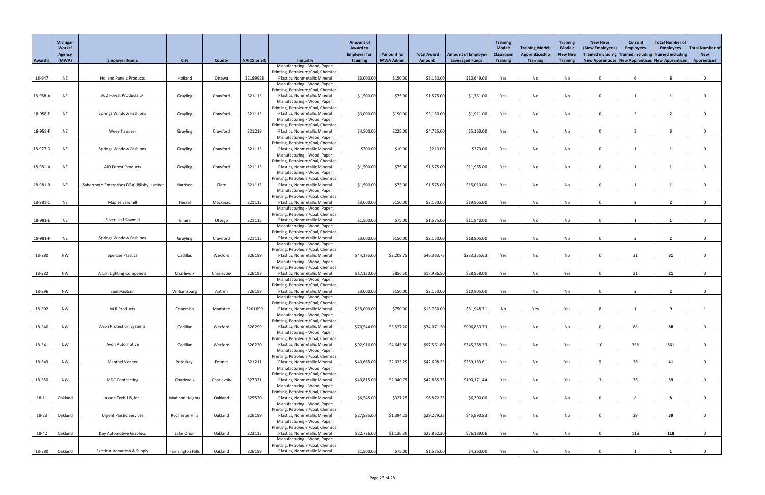| Award # | Michigan Works! Agency (MWA) | Employer Name | City | County | NAICS or SIC | Industry | Amount of Award to Employer for Training | Amount for MWA Admin | Total Award Amount | Amount of Employer Leveraged Funds | Training Model: Classroom Training | Training Model: Apprenticeship Training | Training Model: New Hire Training | New Hires (New Employees) Trained including New Apprentices | Current Employees Trained including New Apprentices | Total Number of Employees Trained including New Apprentices | Total Number of New Apprentices |
|---|---|---|---|---|---|---|---|---|---|---|---|---|---|---|---|---|---|
| 18-947 | NE | Holland Panels Products | Holland | Ottawa | 32199928 | Manufacturing - Wood, Paper, Printing, Petroleum/Coal, Chemical, Plastics, Nonmetallic Mineral | $3,000.00 | $150.00 | $3,150.00 | $10,649.00 | Yes | No | No | 0 | 6 | 6 | 0 |
| 18-958-A | NE | AJD Forest Products LP | Grayling | Crawford | 321113 | Manufacturing - Wood, Paper, Printing, Petroleum/Coal, Chemical, Plastics, Nonmetallic Mineral | $1,500.00 | $75.00 | $1,575.00 | $1,761.00 | Yes | No | No | 0 | 1 | 1 | 0 |
| 18-958-E | NE | Springs Window Fashions | Grayling | Crawford | 321113 | Manufacturing - Wood, Paper, Printing, Petroleum/Coal, Chemical, Plastics, Nonmetallic Mineral | $3,000.00 | $150.00 | $3,150.00 | $1,911.00 | Yes | No | No | 0 | 2 | 2 | 0 |
| 18-958-F | NE | Weyerhaeuser | Grayling | Crawford | 321219 | Manufacturing - Wood, Paper, Printing, Petroleum/Coal, Chemical, Plastics, Nonmetallic Mineral | $4,500.00 | $225.00 | $4,725.00 | $5,160.00 | Yes | No | No | 0 | 3 | 3 | 0 |
| 18-977-D | NE | Springs Window Fashions | Grayling | Crawford | 321113 | Manufacturing - Wood, Paper, Printing, Petroleum/Coal, Chemical, Plastics, Nonmetallic Mineral | $200.00 | $10.00 | $210.00 | $279.00 | Yes | No | No | 0 | 1 | 1 | 0 |
| 18-981-A | NE | AJD Forest Products | Grayling | Crawford | 321113 | Manufacturing - Wood, Paper, Printing, Petroleum/Coal, Chemical, Plastics, Nonmetallic Mineral | $1,500.00 | $75.00 | $1,575.00 | $11,965.00 | Yes | No | No | 0 | 1 | 1 | 0 |
| 18-981-B | NE | (Sabertooth Enterprises DBA) Billsby Lumber | Harrison | Clare | 321113 | Manufacturing - Wood, Paper, Printing, Petroleum/Coal, Chemical, Plastics, Nonmetallic Mineral | $1,500.00 | $75.00 | $1,575.00 | $15,010.00 | Yes | No | No | 0 | 1 | 1 | 0 |
| 18-981-C | NE | Maples Sawmill | Hessel | Mackinac | 321113 | Manufacturing - Wood, Paper, Printing, Petroleum/Coal, Chemical, Plastics, Nonmetallic Mineral | $3,000.00 | $150.00 | $3,150.00 | $19,965.00 | Yes | No | No | 0 | 2 | 2 | 0 |
| 18-981-E | NE | Silver Leaf Sawmill | Elmira | Otsego | 321113 | Manufacturing - Wood, Paper, Printing, Petroleum/Coal, Chemical, Plastics, Nonmetallic Mineral | $1,500.00 | $75.00 | $1,575.00 | $11,940.00 | Yes | No | No | 0 | 1 | 1 | 0 |
| 18-981-F | NE | Springs Window Fashions | Grayling | Crawford | 321113 | Manufacturing - Wood, Paper, Printing, Petroleum/Coal, Chemical, Plastics, Nonmetallic Mineral | $3,000.00 | $150.00 | $3,150.00 | $18,805.00 | Yes | No | No | 0 | 2 | 2 | 0 |
| 18-280 | NW | Spencer Plastics | Cadillac | Wexford | 326199 | Manufacturing - Wood, Paper, Printing, Petroleum/Coal, Chemical, Plastics, Nonmetallic Mineral | $44,175.00 | $2,208.75 | $46,383.75 | $233,255.63 | Yes | No | No | 0 | 31 | 31 | 0 |
| 18-282 | NW | A.L.P. Lighting Componets | Charlevoix | Charlevoix | 326199 | Manufacturing - Wood, Paper, Printing, Petroleum/Coal, Chemical, Plastics, Nonmetallic Mineral | $17,130.00 | $856.50 | $17,986.50 | $28,858.00 | Yes | No | Yes | 0 | 21 | 21 | 0 |
| 18-296 | NW | Saint-Gobain | Williamsburg | Antrim | 326199 | Manufacturing - Wood, Paper, Printing, Petroleum/Coal, Chemical, Plastics, Nonmetallic Mineral | $3,000.00 | $150.00 | $3,150.00 | $10,905.00 | Yes | No | No | 0 | 2 | 2 | 0 |
| 18-302 | NW | M R Products | Copemish | Manistee | 3261699 | Manufacturing - Wood, Paper, Printing, Petroleum/Coal, Chemical, Plastics, Nonmetallic Mineral | $15,000.00 | $750.00 | $15,750.00 | $81,948.71 | No | Yes | Yes | 8 | 1 | 9 | 1 |
| 18-340 | NW | Avon Protection Systems | Cadillac | Wexford | 326299 | Manufacturing - Wood, Paper, Printing, Petroleum/Coal, Chemical, Plastics, Nonmetallic Mineral | $70,544.00 | $3,527.20 | $74,071.20 | $906,850.73 | Yes | No | No | 0 | 88 | 88 | 0 |
| 18-341 | NW | Avon Automotive | Cadillac | Wexford | 326220 | Manufacturing - Wood, Paper, Printing, Petroleum/Coal, Chemical, Plastics, Nonmetallic Mineral | $92,916.00 | $4,645.80 | $97,561.80 | $345,288.23 | Yes | No | Yes | 10 | 351 | 361 | 0 |
| 18-349 | NW | Manthei Veneer | Petoskey | Emmet | 321211 | Manufacturing - Wood, Paper, Printing, Petroleum/Coal, Chemical, Plastics, Nonmetallic Mineral | $40,665.00 | $2,033.25 | $42,698.25 | $239,183.61 | Yes | No | Yes | 5 | 36 | 41 | 0 |
| 18-350 | NW | MDC Contracting | Charlevoix | Charlevoix | 327331 | Manufacturing - Wood, Paper, Printing, Petroleum/Coal, Chemical, Plastics, Nonmetallic Mineral | $40,815.00 | $2,040.75 | $42,855.75 | $100,171.44 | Yes | No | Yes | 3 | 36 | 39 | 0 |
| 18-11 | Oakland | Axson Tech US, Inc. | Madison Heights | Oakland | 325520 | Manufacturing - Wood, Paper, Printing, Petroleum/Coal, Chemical, Plastics, Nonmetallic Mineral | $6,545.00 | $327.25 | $6,872.25 | $6,300.00 | Yes | No | No | 0 | 8 | 8 | 0 |
| 18-23 | Oakland | Urgent Plastic Services | Rochester Hills | Oakland | 326199 | Manufacturing - Wood, Paper, Printing, Petroleum/Coal, Chemical, Plastics, Nonmetallic Mineral | $27,885.00 | $1,394.25 | $29,279.25 | $45,890.83 | Yes | No | No | 0 | 39 | 39 | 0 |
| 18-42 | Oakland | Kay Automotive Graphics | Lake Orion | Oakland | 323113 | Manufacturing - Wood, Paper, Printing, Petroleum/Coal, Chemical, Plastics, Nonmetallic Mineral | $22,726.00 | $1,136.30 | $23,862.30 | $76,189.06 | Yes | No | No | 0 | 118 | 118 | 0 |
| 18-380 | Oakland | Exotic Automation & Supply | Farmington Hills | Oakland | 326199 | Manufacturing - Wood, Paper, Printing, Petroleum/Coal, Chemical, Plastics, Nonmetallic Mineral | $1,500.00 | $75.00 | $1,575.00 | $4,360.00 | Yes | No | No | 0 | 1 | 1 | 0 |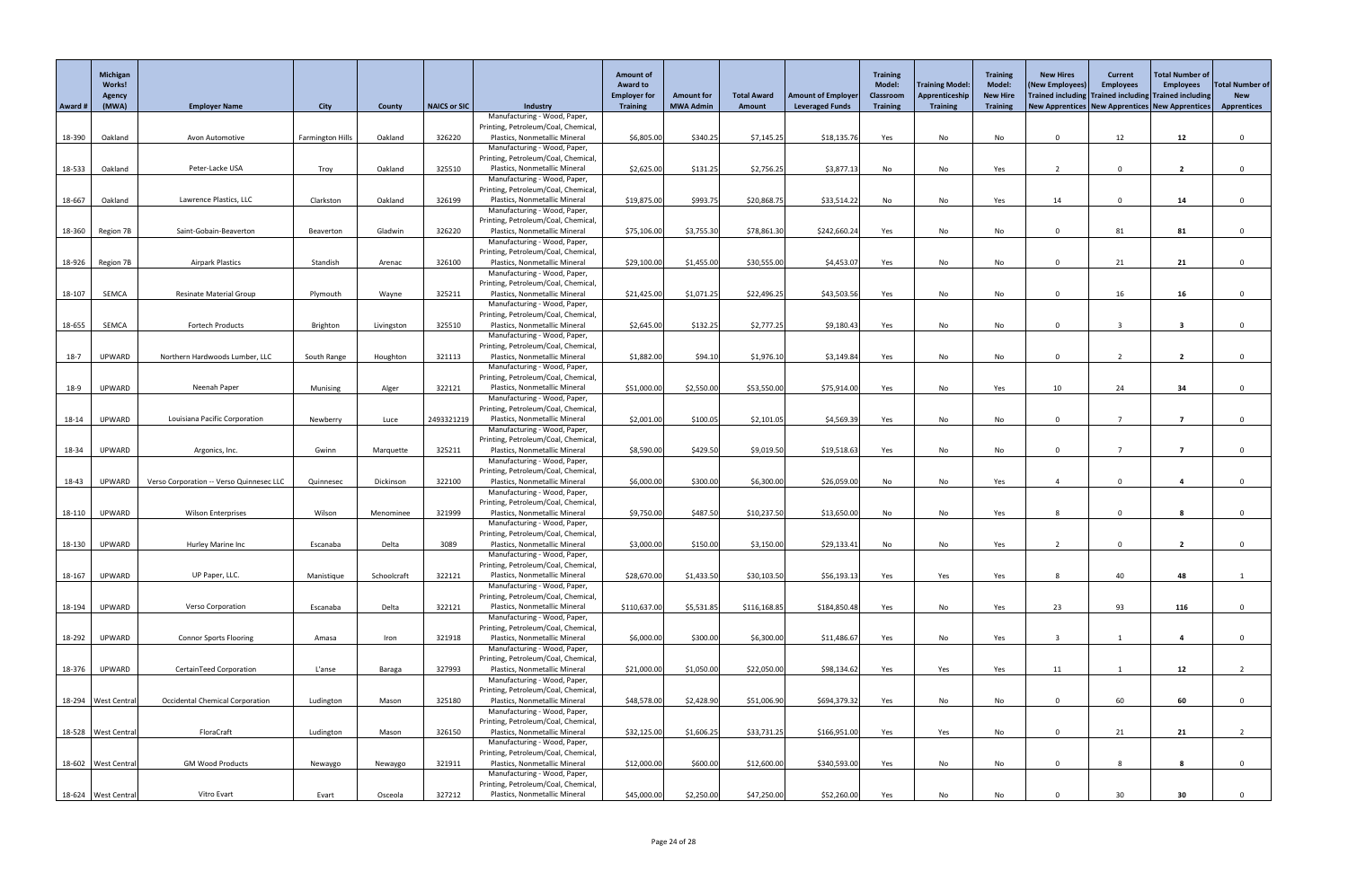| Award # | Michigan Works! Agency (MWA) | Employer Name | City | County | NAICS or SIC | Industry | Amount of Award to Employer for Training | Amount for MWA Admin | Total Award Amount | Amount of Employer Leveraged Funds | Training Model: Classroom Training | Training Model: Apprenticeship Training | Training Model: New Hire Training | New Hires (New Employees) Trained including New Apprentices | Current Employees Trained including New Apprentices | Total Number of Employees Trained including New Apprentices | Total Number of New Apprentices |
|---|---|---|---|---|---|---|---|---|---|---|---|---|---|---|---|---|---|
| 18-390 | Oakland | Avon Automotive | Farmington Hills | Oakland | 326220 | Manufacturing - Wood, Paper, Printing, Petroleum/Coal, Chemical, Plastics, Nonmetallic Mineral | $6,805.00 | $340.25 | $7,145.25 | $18,135.76 | Yes | No | No | 0 | 12 | 12 | 0 |
| 18-533 | Oakland | Peter-Lacke USA | Troy | Oakland | 325510 | Manufacturing - Wood, Paper, Printing, Petroleum/Coal, Chemical, Plastics, Nonmetallic Mineral | $2,625.00 | $131.25 | $2,756.25 | $3,877.13 | No | No | Yes | 2 | 0 | 2 | 0 |
| 18-667 | Oakland | Lawrence Plastics, LLC | Clarkston | Oakland | 326199 | Manufacturing - Wood, Paper, Printing, Petroleum/Coal, Chemical, Plastics, Nonmetallic Mineral | $19,875.00 | $993.75 | $20,868.75 | $33,514.22 | No | No | Yes | 14 | 0 | 14 | 0 |
| 18-360 | Region 7B | Saint-Gobain-Beaverton | Beaverton | Gladwin | 326220 | Manufacturing - Wood, Paper, Printing, Petroleum/Coal, Chemical, Plastics, Nonmetallic Mineral | $75,106.00 | $3,755.30 | $78,861.30 | $242,660.24 | Yes | No | No | 0 | 81 | 81 | 0 |
| 18-926 | Region 7B | Airpark Plastics | Standish | Arenac | 326100 | Manufacturing - Wood, Paper, Printing, Petroleum/Coal, Chemical, Plastics, Nonmetallic Mineral | $29,100.00 | $1,455.00 | $30,555.00 | $4,453.07 | Yes | No | No | 0 | 21 | 21 | 0 |
| 18-107 | SEMCA | Resinate Material Group | Plymouth | Wayne | 325211 | Manufacturing - Wood, Paper, Printing, Petroleum/Coal, Chemical, Plastics, Nonmetallic Mineral | $21,425.00 | $1,071.25 | $22,496.25 | $43,503.56 | Yes | No | No | 0 | 16 | 16 | 0 |
| 18-655 | SEMCA | Fortech Products | Brighton | Livingston | 325510 | Manufacturing - Wood, Paper, Printing, Petroleum/Coal, Chemical, Plastics, Nonmetallic Mineral | $2,645.00 | $132.25 | $2,777.25 | $9,180.43 | Yes | No | No | 0 | 3 | 3 | 0 |
| 18-7 | UPWARD | Northern Hardwoods Lumber, LLC | South Range | Houghton | 321113 | Manufacturing - Wood, Paper, Printing, Petroleum/Coal, Chemical, Plastics, Nonmetallic Mineral | $1,882.00 | $94.10 | $1,976.10 | $3,149.84 | Yes | No | No | 0 | 2 | 2 | 0 |
| 18-9 | UPWARD | Neenah Paper | Munising | Alger | 322121 | Manufacturing - Wood, Paper, Printing, Petroleum/Coal, Chemical, Plastics, Nonmetallic Mineral | $51,000.00 | $2,550.00 | $53,550.00 | $75,914.00 | Yes | No | Yes | 10 | 24 | 34 | 0 |
| 18-14 | UPWARD | Louisiana Pacific Corporation | Newberry | Luce | 2493321219 | Manufacturing - Wood, Paper, Printing, Petroleum/Coal, Chemical, Plastics, Nonmetallic Mineral | $2,001.00 | $100.05 | $2,101.05 | $4,569.39 | Yes | No | No | 0 | 7 | 7 | 0 |
| 18-34 | UPWARD | Argonics, Inc. | Gwinn | Marquette | 325211 | Manufacturing - Wood, Paper, Printing, Petroleum/Coal, Chemical, Plastics, Nonmetallic Mineral | $8,590.00 | $429.50 | $9,019.50 | $19,518.63 | Yes | No | No | 0 | 7 | 7 | 0 |
| 18-43 | UPWARD | Verso Corporation -- Verso Quinnesec LLC | Quinnesec | Dickinson | 322100 | Manufacturing - Wood, Paper, Printing, Petroleum/Coal, Chemical, Plastics, Nonmetallic Mineral | $6,000.00 | $300.00 | $6,300.00 | $26,059.00 | No | No | Yes | 4 | 0 | 4 | 0 |
| 18-110 | UPWARD | Wilson Enterprises | Wilson | Menominee | 321999 | Manufacturing - Wood, Paper, Printing, Petroleum/Coal, Chemical, Plastics, Nonmetallic Mineral | $9,750.00 | $487.50 | $10,237.50 | $13,650.00 | No | No | Yes | 8 | 0 | 8 | 0 |
| 18-130 | UPWARD | Hurley Marine Inc | Escanaba | Delta | 3089 | Manufacturing - Wood, Paper, Printing, Petroleum/Coal, Chemical, Plastics, Nonmetallic Mineral | $3,000.00 | $150.00 | $3,150.00 | $29,133.41 | No | No | Yes | 2 | 0 | 2 | 0 |
| 18-167 | UPWARD | UP Paper, LLC. | Manistique | Schoolcraft | 322121 | Manufacturing - Wood, Paper, Printing, Petroleum/Coal, Chemical, Plastics, Nonmetallic Mineral | $28,670.00 | $1,433.50 | $30,103.50 | $56,193.13 | Yes | Yes | Yes | 8 | 40 | 48 | 1 |
| 18-194 | UPWARD | Verso Corporation | Escanaba | Delta | 322121 | Manufacturing - Wood, Paper, Printing, Petroleum/Coal, Chemical, Plastics, Nonmetallic Mineral | $110,637.00 | $5,531.85 | $116,168.85 | $184,850.48 | Yes | No | Yes | 23 | 93 | 116 | 0 |
| 18-292 | UPWARD | Connor Sports Flooring | Amasa | Iron | 321918 | Manufacturing - Wood, Paper, Printing, Petroleum/Coal, Chemical, Plastics, Nonmetallic Mineral | $6,000.00 | $300.00 | $6,300.00 | $11,486.67 | Yes | No | Yes | 3 | 1 | 4 | 0 |
| 18-376 | UPWARD | CertainTeed Corporation | L'anse | Baraga | 327993 | Manufacturing - Wood, Paper, Printing, Petroleum/Coal, Chemical, Plastics, Nonmetallic Mineral | $21,000.00 | $1,050.00 | $22,050.00 | $98,134.62 | Yes | Yes | Yes | 11 | 1 | 12 | 2 |
| 18-294 | West Central | Occidental Chemical Corporation | Ludington | Mason | 325180 | Manufacturing - Wood, Paper, Printing, Petroleum/Coal, Chemical, Plastics, Nonmetallic Mineral | $48,578.00 | $2,428.90 | $51,006.90 | $694,379.32 | Yes | No | No | 0 | 60 | 60 | 0 |
| 18-528 | West Central | FloraCraft | Ludington | Mason | 326150 | Manufacturing - Wood, Paper, Printing, Petroleum/Coal, Chemical, Plastics, Nonmetallic Mineral | $32,125.00 | $1,606.25 | $33,731.25 | $166,951.00 | Yes | Yes | No | 0 | 21 | 21 | 2 |
| 18-602 | West Central | GM Wood Products | Newaygo | Newaygo | 321911 | Manufacturing - Wood, Paper, Printing, Petroleum/Coal, Chemical, Plastics, Nonmetallic Mineral | $12,000.00 | $600.00 | $12,600.00 | $340,593.00 | Yes | No | No | 0 | 8 | 8 | 0 |
| 18-624 | West Central | Vitro Evart | Evart | Osceola | 327212 | Manufacturing - Wood, Paper, Printing, Petroleum/Coal, Chemical, Plastics, Nonmetallic Mineral | $45,000.00 | $2,250.00 | $47,250.00 | $52,260.00 | Yes | No | No | 0 | 30 | 30 | 0 |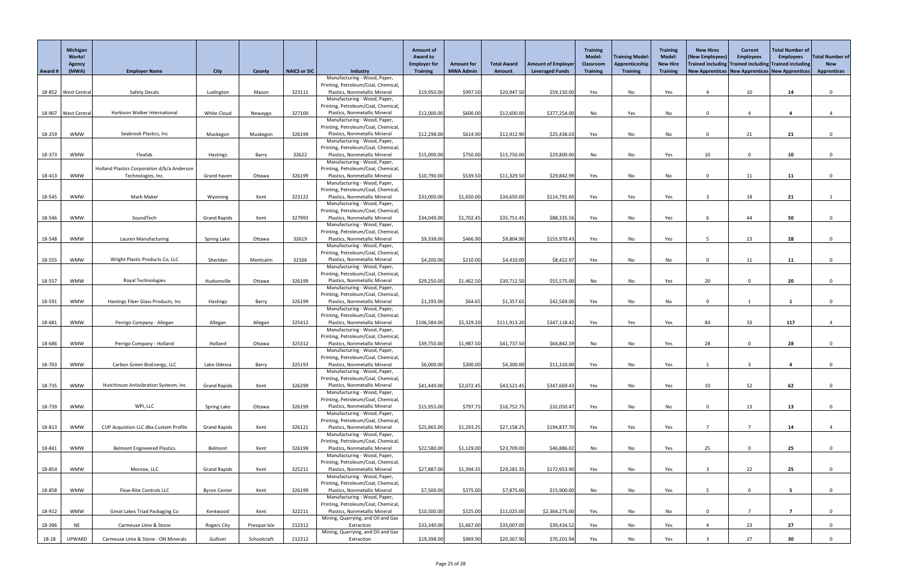| Award # | Michigan Works! Agency (MWA) | Employer Name | City | County | NAICS or SIC | Industry | Amount of Award to Employer for Training | Amount for MWA Admin | Total Award Amount | Amount of Employer Leveraged Funds | Training Model: Classroom Training | Training Model: Apprenticeship Training | Training Model: New Hire Training | New Hires (New Employees) Trained including New Apprentices | Current Employees Trained including New Apprentices | Total Number of Employees Trained including New Apprentices | Total Number of New Apprentices |
|---|---|---|---|---|---|---|---|---|---|---|---|---|---|---|---|---|---|
| 18-852 | West Central | Safety Decals | Ludington | Mason | 323111 | Manufacturing - Wood, Paper, Printing, Petroleum/Coal, Chemical, Plastics, Nonmetallic Mineral | $19,950.00 | $997.50 | $20,947.50 | $59,150.00 | Yes | No | Yes | 4 | 10 | 14 | 0 |
| 18-907 | West Central | Harbison Walker International | White Cloud | Newaygo | 327100 | Manufacturing - Wood, Paper, Printing, Petroleum/Coal, Chemical, Plastics, Nonmetallic Mineral | $12,000.00 | $600.00 | $12,600.00 | $377,254.00 | No | Yes | No | 0 | 4 | 4 | 4 |
| 18-259 | WMW | Seabrook Plastics, Inc | Muskegon | Muskegon | 326199 | Manufacturing - Wood, Paper, Printing, Petroleum/Coal, Chemical, Plastics, Nonmetallic Mineral | $12,298.00 | $614.90 | $12,912.90 | $25,438.03 | Yes | No | No | 0 | 21 | 21 | 0 |
| 18-373 | WMW | Flexfab | Hastings | Barry | 32622 | Manufacturing - Wood, Paper, Printing, Petroleum/Coal, Chemical, Plastics, Nonmetallic Mineral | $15,000.00 | $750.00 | $15,750.00 | $29,800.00 | No | No | Yes | 10 | 0 | 10 | 0 |
| 18-413 | WMW | Holland Plastics Corporation d/b/a Anderson Technologies, Inc. | Grand haven | Ottawa | 326199 | Manufacturing - Wood, Paper, Printing, Petroleum/Coal, Chemical, Plastics, Nonmetallic Mineral | $10,790.00 | $539.50 | $11,329.50 | $29,842.99 | Yes | No | No | 0 | 11 | 11 | 0 |
| 18-545 | WMW | Mark-Maker | Wyoming | Kent | 323122 | Manufacturing - Wood, Paper, Printing, Petroleum/Coal, Chemical, Plastics, Nonmetallic Mineral | $33,000.00 | $1,650.00 | $34,650.00 | $114,791.60 | Yes | Yes | Yes | 3 | 18 | 21 | 1 |
| 18-546 | WMW | SoundTech | Grand Rapids | Kent | 327993 | Manufacturing - Wood, Paper, Printing, Petroleum/Coal, Chemical, Plastics, Nonmetallic Mineral | $34,049.00 | $1,702.45 | $35,751.45 | $88,335.56 | Yes | No | Yes | 6 | 44 | 50 | 0 |
| 18-548 | WMW | Lauren Manufacturing | Spring Lake | Ottawa | 32619 | Manufacturing - Wood, Paper, Printing, Petroleum/Coal, Chemical, Plastics, Nonmetallic Mineral | $9,338.00 | $466.90 | $9,804.90 | $155,970.43 | Yes | No | Yes | 5 | 23 | 28 | 0 |
| 18-555 | WMW | Wright Plastic Products Co, LLC | Sheridan | Montcalm | 32166 | Manufacturing - Wood, Paper, Printing, Petroleum/Coal, Chemical, Plastics, Nonmetallic Mineral | $4,200.00 | $210.00 | $4,410.00 | $8,422.97 | Yes | No | No | 0 | 11 | 11 | 0 |
| 18-557 | WMW | Royal Technologies | Hudsonville | Ottawa | 326199 | Manufacturing - Wood, Paper, Printing, Petroleum/Coal, Chemical, Plastics, Nonmetallic Mineral | $29,250.00 | $1,462.50 | $30,712.50 | $55,575.00 | No | No | Yes | 20 | 0 | 20 | 0 |
| 18-591 | WMW | Hastings Fiber Glass Products, Inc | Hastings | Barry | 326199 | Manufacturing - Wood, Paper, Printing, Petroleum/Coal, Chemical, Plastics, Nonmetallic Mineral | $1,293.00 | $64.65 | $1,357.65 | $42,569.00 | Yes | No | No | 0 | 1 | 1 | 0 |
| 18-681 | WMW | Perrigo Company - Allegan | Allegan | Allegan | 325412 | Manufacturing - Wood, Paper, Printing, Petroleum/Coal, Chemical, Plastics, Nonmetallic Mineral | $106,584.00 | $5,329.20 | $111,913.20 | $347,118.42 | Yes | Yes | Yes | 84 | 33 | 117 | 4 |
| 18-686 | WMW | Perrigo Company - Holland | Holland | Ottawa | 325312 | Manufacturing - Wood, Paper, Printing, Petroleum/Coal, Chemical, Plastics, Nonmetallic Mineral | $39,750.00 | $1,987.50 | $41,737.50 | $64,842.19 | No | No | Yes | 28 | 0 | 28 | 0 |
| 18-703 | WMW | Carbon Green BioEnergy, LLC | Lake Odessa | Barry | 325193 | Manufacturing - Wood, Paper, Printing, Petroleum/Coal, Chemical, Plastics, Nonmetallic Mineral | $6,000.00 | $300.00 | $6,300.00 | $11,310.00 | Yes | No | Yes | 1 | 3 | 4 | 0 |
| 18-735 | WMW | Hutchinson Antivibration Systesm, inc | Grand Rapids | Kent | 326299 | Manufacturing - Wood, Paper, Printing, Petroleum/Coal, Chemical, Plastics, Nonmetallic Mineral | $41,449.00 | $2,072.45 | $43,521.45 | $347,669.43 | Yes | No | Yes | 10 | 52 | 62 | 0 |
| 18-739 | WMW | WPI, LLC | Spring Lake | Ottawa | 326199 | Manufacturing - Wood, Paper, Printing, Petroleum/Coal, Chemical, Plastics, Nonmetallic Mineral | $15,955.00 | $797.75 | $16,752.75 | $32,050.47 | Yes | No | No | 0 | 13 | 13 | 0 |
| 18-813 | WMW | CUP Acquistion LLC dba Custom Profile | Grand Rapids | Kent | 326121 | Manufacturing - Wood, Paper, Printing, Petroleum/Coal, Chemical, Plastics, Nonmetallic Mineral | $25,865.00 | $1,293.25 | $27,158.25 | $194,837.70 | Yes | Yes | Yes | 7 | 7 | 14 | 4 |
| 18-841 | WMW | Belmont Engineered Plastics | Belmont | Kent | 326199 | Manufacturing - Wood, Paper, Printing, Petroleum/Coal, Chemical, Plastics, Nonmetallic Mineral | $22,580.00 | $1,129.00 | $23,709.00 | $46,886.02 | No | No | Yes | 25 | 0 | 25 | 0 |
| 18-854 | WMW | Monroe, LLC | Grand Rapids | Kent | 325211 | Manufacturing - Wood, Paper, Printing, Petroleum/Coal, Chemical, Plastics, Nonmetallic Mineral | $27,887.00 | $1,394.35 | $29,281.35 | $172,953.90 | Yes | No | Yes | 3 | 22 | 25 | 0 |
| 18-858 | WMW | Flow-Rite Controls LLC | Byron Center | Kent | 326199 | Manufacturing - Wood, Paper, Printing, Petroleum/Coal, Chemical, Plastics, Nonmetallic Mineral | $7,500.00 | $375.00 | $7,875.00 | $15,900.00 | No | No | Yes | 5 | 0 | 5 | 0 |
| 18-912 | WMW | Great Lakes Triad Packaging Co | Kentwood | Kent | 322211 | Manufacturing - Wood, Paper, Printing, Petroleum/Coal, Chemical, Plastics, Nonmetallic Mineral | $10,500.00 | $525.00 | $11,025.00 | $2,364,275.00 | Yes | No | No | 0 | 7 | 7 | 0 |
| 18-396 | NE | Carmeuse Lime & Stone | Rogers City | Presque Isle | 212312 | Mining, Quarrying, and Oil and Gas Extraction | $33,340.00 | $1,667.00 | $35,007.00 | $39,434.52 | Yes | No | Yes | 4 | 23 | 27 | 0 |
| 18-18 | UPWARD | Carmeuse Lime & Stone - ON Minerals | Gulliver | Schoolcraft | 212312 | Mining, Quarrying, and Oil and Gas Extraction | $19,398.00 | $969.90 | $20,367.90 | $70,201.94 | Yes | No | Yes | 3 | 27 | 30 | 0 |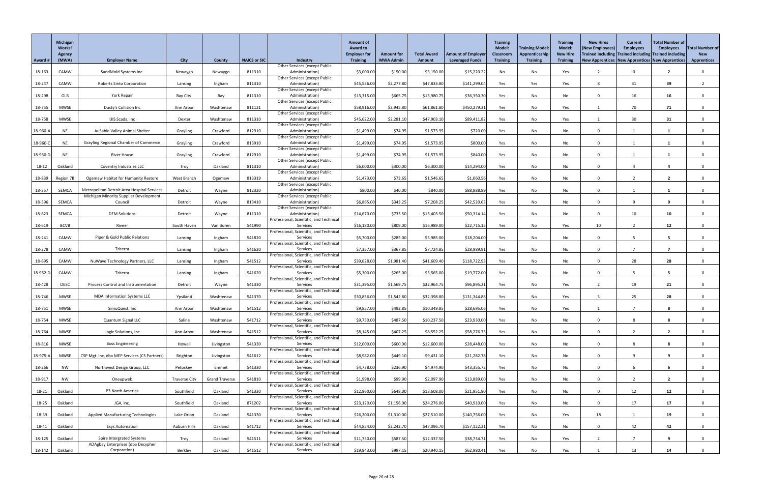| Award # | Michigan Works! Agency (MWA) | Employer Name | City | County | NAICS or SIC | Industry | Amount of Award to Employer for Training | Amount for MWA Admin | Total Award Amount | Amount of Employer Leveraged Funds | Training Model: Classroom Training | Training Model: Apprenticeship Training | Training Model: New Hire Training | New Hires (New Employees) Trained including New Apprentices | Current Employees Trained including New Apprentices | Total Number of Employees Trained including New Apprentices | Total Number of New Apprentices |
|---|---|---|---|---|---|---|---|---|---|---|---|---|---|---|---|---|---|
| 18-163 | CAMW | SandMold Systems Inc. | Newaygo | Newaygo | 811310 | Other Services (except Public Administration) | $3,000.00 | $150.00 | $3,150.00 | $15,220.22 | No | No | Yes | 2 | 0 | 2 | 0 |
| 18-247 | CAMW | Roberts Sinto Corporation | Lansing | Ingham | 811310 | Other Services (except Public Administration) | $45,556.00 | $2,277.80 | $47,833.80 | $141,299.04 | Yes | Yes | Yes | 8 | 31 | 39 | 2 |
| 18-298 | GLB | York Repair | Bay City | Bay | 811310 | Other Services (except Public Administration) | $13,315.00 | $665.75 | $13,980.75 | $36,350.30 | Yes | No | No | 0 | 16 | 16 | 0 |
| 18-755 | MWSE | Dusty's Collision Inc | Ann Arbor | Washtenaw | 811121 | Other Services (except Public Administration) | $58,916.00 | $2,945.80 | $61,861.80 | $450,279.31 | Yes | No | Yes | 1 | 70 | 71 | 0 |
| 18-758 | MWSE | UIS Scada, Inc | Dexter | Washtenaw | 811310 | Other Services (except Public Administration) | $45,622.00 | $2,281.10 | $47,903.10 | $89,411.82 | Yes | No | Yes | 1 | 30 | 31 | 0 |
| 18-960-A | NE | AuSable Valley Animal Shelter | Grayling | Crawford | 812910 | Other Services (except Public Administration) | $1,499.00 | $74.95 | $1,573.95 | $720.00 | Yes | No | No | 0 | 1 | 1 | 0 |
| 18-960-C | NE | Grayling Regional Chamber of Commerce | Grayling | Crawford | 813910 | Other Services (except Public Administration) | $1,499.00 | $74.95 | $1,573.95 | $800.00 | Yes | No | No | 0 | 1 | 1 | 0 |
| 18-960-D | NE | River House | Grayling | Crawford | 812910 | Other Services (except Public Administration) | $1,499.00 | $74.95 | $1,573.95 | $840.00 | Yes | No | No | 0 | 1 | 1 | 0 |
| 18-12 | Oakland | Coventry Industries LLC | Troy | Oakland | 811310 | Other Services (except Public Administration) | $6,000.00 | $300.00 | $6,300.00 | $14,294.00 | Yes | No | No | 0 | 4 | 4 | 0 |
| 18-839 | Region 7B | Ogemaw Habitat for Humanity Restore | West Branch | Ogemaw | 813319 | Other Services (except Public Administration) | $1,473.00 | $73.65 | $1,546.65 | $1,060.56 | Yes | No | No | 0 | 2 | 2 | 0 |
| 18-357 | SEMCA | Metropolitan Detroit Area Hospital Services | Detroit | Wayne | 812320 | Other Services (except Public Administration) | $800.00 | $40.00 | $840.00 | $88,888.89 | Yes | No | No | 0 | 1 | 1 | 0 |
| 18-596 | SEMCA | Michigan Minority Supplier Development Council | Detroit | Wayne | 813410 | Other Services (except Public Administration) | $6,865.00 | $343.25 | $7,208.25 | $42,520.63 | Yes | No | No | 0 | 9 | 9 | 0 |
| 18-623 | SEMCA | DFM Solutions | Detroit | Wayne | 811310 | Other Services (except Public Administration) | $14,670.00 | $733.50 | $15,403.50 | $50,314.14 | Yes | No | No | 0 | 10 | 10 | 0 |
| 18-619 | BCVB | Riveer | South Haven | Van Buren | 541990 | Professional, Scientific, and Technical Services | $16,180.00 | $809.00 | $16,989.00 | $22,715.15 | Yes | No | Yes | 10 | 2 | 12 | 0 |
| 18-241 | CAMW | Piper & Gold Public Relations | Lansing | Ingham | 541820 | Professional, Scientific, and Technical Services | $5,700.00 | $285.00 | $5,985.00 | $18,204.00 | Yes | No | No | 0 | 5 | 5 | 0 |
| 18-278 | CAMW | Triterra | Lansing | Ingham | 541620 | Professional, Scientific, and Technical Services | $7,357.00 | $367.85 | $7,724.85 | $28,989.91 | Yes | No | No | 0 | 7 | 7 | 0 |
| 18-695 | CAMW | NuWave Technology Partners, LLC | Lansing | Ingham | 541512 | Professional, Scientific, and Technical Services | $39,628.00 | $1,981.40 | $41,609.40 | $118,722.93 | Yes | No | No | 0 | 28 | 28 | 0 |
| 18-952-D | CAMW | Triterra | Lansing | Ingham | 541620 | Professional, Scientific, and Technical Services | $5,300.00 | $265.00 | $5,565.00 | $19,772.00 | Yes | No | No | 0 | 5 | 5 | 0 |
| 18-428 | DESC | Process Control and Instrumentation | Detroit | Wayne | 541330 | Professional, Scientific, and Technical Services | $31,395.00 | $1,569.75 | $32,964.75 | $96,895.21 | Yes | No | Yes | 2 | 19 | 21 | 0 |
| 18-746 | MWSE | MDA Information Systems LLC | Ypsilanti | Washtenaw | 541370 | Professional, Scientific, and Technical Services | $30,856.00 | $1,542.80 | $32,398.80 | $131,344.88 | Yes | No | Yes | 3 | 25 | 28 | 0 |
| 18-751 | MWSE | SimuQuest, Inc | Ann Arbor | Washtenaw | 541512 | Professional, Scientific, and Technical Services | $9,857.00 | $492.85 | $10,349.85 | $28,695.06 | Yes | No | Yes | 1 | 7 | 8 | 0 |
| 18-754 | MWSE | Quantum Signal LLC | Saline | Washtenaw | 541712 | Professional, Scientific, and Technical Services | $9,750.00 | $487.50 | $10,237.50 | $23,930.00 | Yes | No | No | 0 | 8 | 8 | 0 |
| 18-764 | MWSE | Logic Solutions, Inc | Ann Arbor | Washtenaw | 541512 | Professional, Scientific, and Technical Services | $8,145.00 | $407.25 | $8,552.25 | $58,276.73 | Yes | No | No | 0 | 2 | 2 | 0 |
| 18-816 | MWSE | Boss Engineering | Howell | Livingston | 541330 | Professional, Scientific, and Technical Services | $12,000.00 | $600.00 | $12,600.00 | $28,448.00 | Yes | No | No | 0 | 8 | 8 | 0 |
| 18-975-A | MWSE | CSP Mgt. Inc, dba MEP Services (CS Partners) | Brighton | Livingston | 541612 | Professional, Scientific, and Technical Services | $8,982.00 | $449.10 | $9,431.10 | $21,282.78 | Yes | No | No | 0 | 9 | 9 | 0 |
| 18-266 | NW | Northwest Design Group, LLC | Petoskey | Emmet | 541330 | Professional, Scientific, and Technical Services | $4,738.00 | $236.90 | $4,974.90 | $43,355.72 | Yes | No | No | 0 | 6 | 6 | 0 |
| 18-917 | NW | Oneupweb | Traverse City | Grand Traverse | 541810 | Professional, Scientific, and Technical Services | $1,998.00 | $99.90 | $2,097.90 | $13,889.00 | Yes | No | No | 0 | 2 | 2 | 0 |
| 18-21 | Oakland | P3 North America | Southfield | Oakland | 541330 | Professional, Scientific, and Technical Services | $12,960.00 | $648.00 | $13,608.00 | $21,951.90 | Yes | No | No | 0 | 12 | 12 | 0 |
| 18-25 | Oakland | JGA, Inc. | Southfield | Oakland | 871202 | Professional, Scientific, and Technical Services | $23,120.00 | $1,156.00 | $24,276.00 | $40,910.00 | Yes | No | No | 0 | 17 | 17 | 0 |
| 18-39 | Oakland | Applied Manufacturing Technologies | Lake Orion | Oakland | 541330 | Professional, Scientific, and Technical Services | $26,200.00 | $1,310.00 | $27,510.00 | $140,756.00 | Yes | No | Yes | 18 | 1 | 19 | 0 |
| 18-41 | Oakland | Esys Automation | Auburn Hills | Oakland | 541712 | Professional, Scientific, and Technical Services | $44,854.00 | $2,242.70 | $47,096.70 | $157,122.21 | Yes | No | No | 0 | 42 | 42 | 0 |
| 18-125 | Oakland | Spire Intergrated Systems | Troy | Oakland | 541511 | Professional, Scientific, and Technical Services | $11,750.00 | $587.50 | $12,337.50 | $38,734.71 | Yes | No | Yes | 2 | 7 | 9 | 0 |
| 18-142 | Oakland | ADAgbay Enterprises (dba Decypher Corporation) | Berkley | Oakland | 541512 | Professional, Scientific, and Technical Services | $19,943.00 | $997.15 | $20,940.15 | $62,980.41 | Yes | No | Yes | 1 | 13 | 14 | 0 |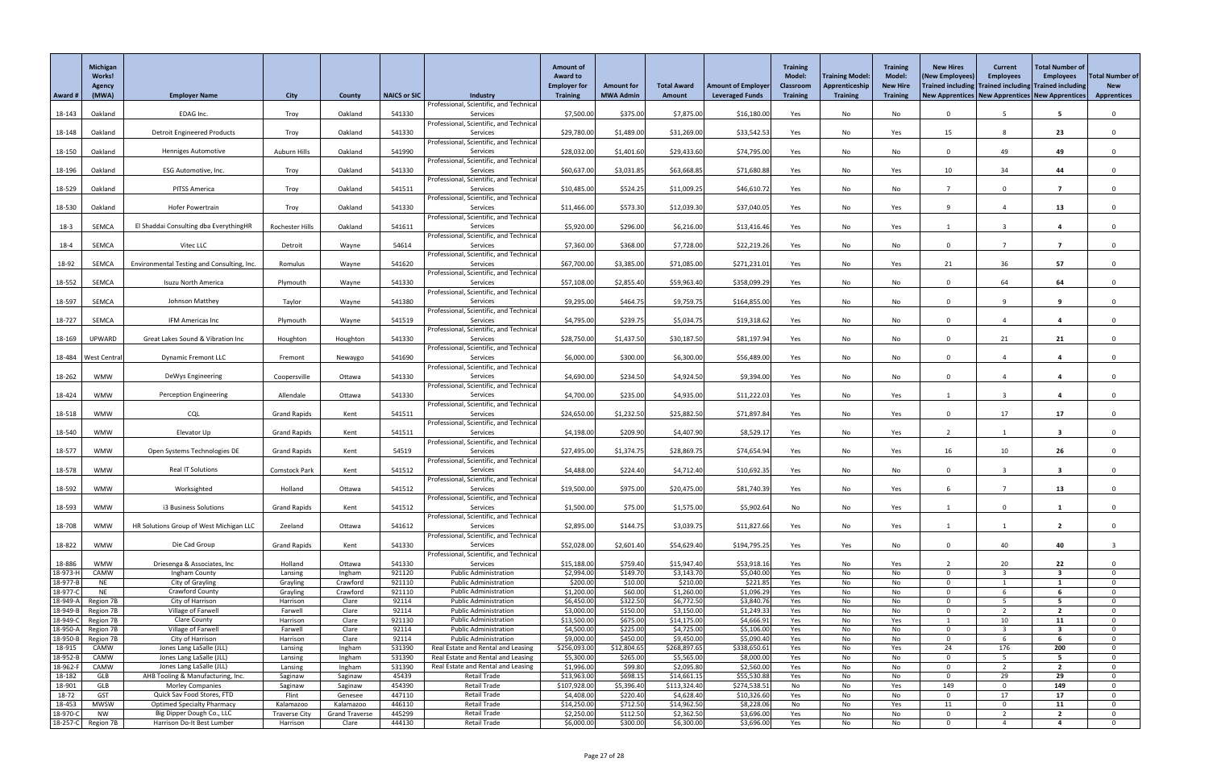| Award # | Michigan Works! Agency (MWA) | Employer Name | City | County | NAICS or SIC | Industry | Amount of Award to Employer for Training | Amount for MWA Admin | Total Award Amount | Amount of Employer Leveraged Funds | Training Model: Classroom Training | Training Model: Apprenticeship Training | Training Model: New Hire Training | New Hires (New Employees) Trained including New Apprentices | Current Employees Trained including New Apprentices | Total Number of Employees Trained including New Apprentices | Total Number of New Apprentices |
|---|---|---|---|---|---|---|---|---|---|---|---|---|---|---|---|---|---|
| 18-143 | Oakland | EDAG Inc. | Troy | Oakland | 541330 | Professional, Scientific, and Technical Services | $7,500.00 | $375.00 | $7,875.00 | $16,180.00 | Yes | No | No | 0 | 5 | 5 | 0 |
| 18-148 | Oakland | Detroit Engineered Products | Troy | Oakland | 541330 | Professional, Scientific, and Technical Services | $29,780.00 | $1,489.00 | $31,269.00 | $33,542.53 | Yes | No | Yes | 15 | 8 | 23 | 0 |
| 18-150 | Oakland | Henniges Automotive | Auburn Hills | Oakland | 541990 | Professional, Scientific, and Technical Services | $28,032.00 | $1,401.60 | $29,433.60 | $74,795.00 | Yes | No | No | 0 | 49 | 49 | 0 |
| 18-196 | Oakland | ESG Automotive, Inc. | Troy | Oakland | 541330 | Professional, Scientific, and Technical Services | $60,637.00 | $3,031.85 | $63,668.85 | $71,680.88 | Yes | No | Yes | 10 | 34 | 44 | 0 |
| 18-529 | Oakland | PITSS America | Troy | Oakland | 541511 | Professional, Scientific, and Technical Services | $10,485.00 | $524.25 | $11,009.25 | $46,610.72 | Yes | No | No | 7 | 0 | 7 | 0 |
| 18-530 | Oakland | Hofer Powertrain | Troy | Oakland | 541330 | Professional, Scientific, and Technical Services | $11,466.00 | $573.30 | $12,039.30 | $37,040.05 | Yes | No | Yes | 9 | 4 | 13 | 0 |
| 18-3 | SEMCA | El Shaddai Consulting dba EverythingHR | Rochester Hills | Oakland | 541611 | Professional, Scientific, and Technical Services | $5,920.00 | $296.00 | $6,216.00 | $13,416.46 | Yes | No | Yes | 1 | 3 | 4 | 0 |
| 18-4 | SEMCA | Vitec LLC | Detroit | Wayne | 54614 | Professional, Scientific, and Technical Services | $7,360.00 | $368.00 | $7,728.00 | $22,219.26 | Yes | No | No | 0 | 7 | 7 | 0 |
| 18-92 | SEMCA | Environmental Testing and Consulting, Inc. | Romulus | Wayne | 541620 | Professional, Scientific, and Technical Services | $67,700.00 | $3,385.00 | $71,085.00 | $271,231.01 | Yes | No | Yes | 21 | 36 | 57 | 0 |
| 18-552 | SEMCA | Isuzu North America | Plymouth | Wayne | 541330 | Professional, Scientific, and Technical Services | $57,108.00 | $2,855.40 | $59,963.40 | $358,099.29 | Yes | No | No | 0 | 64 | 64 | 0 |
| 18-597 | SEMCA | Johnson Matthey | Taylor | Wayne | 541380 | Professional, Scientific, and Technical Services | $9,295.00 | $464.75 | $9,759.75 | $164,855.00 | Yes | No | No | 0 | 9 | 9 | 0 |
| 18-727 | SEMCA | IFM Americas Inc | Plymouth | Wayne | 541519 | Professional, Scientific, and Technical Services | $4,795.00 | $239.75 | $5,034.75 | $19,318.62 | Yes | No | No | 0 | 4 | 4 | 0 |
| 18-169 | UPWARD | Great Lakes Sound & Vibration Inc | Houghton | Houghton | 541330 | Professional, Scientific, and Technical Services | $28,750.00 | $1,437.50 | $30,187.50 | $81,197.94 | Yes | No | No | 0 | 21 | 21 | 0 |
| 18-484 | West Central | Dynamic Fremont LLC | Fremont | Newaygo | 541690 | Professional, Scientific, and Technical Services | $6,000.00 | $300.00 | $6,300.00 | $56,489.00 | Yes | No | No | 0 | 4 | 4 | 0 |
| 18-262 | WMW | DeWys Engineering | Coopersville | Ottawa | 541330 | Professional, Scientific, and Technical Services | $4,690.00 | $234.50 | $4,924.50 | $9,394.00 | Yes | No | No | 0 | 4 | 4 | 0 |
| 18-424 | WMW | Perception Engineering | Allendale | Ottawa | 541330 | Professional, Scientific, and Technical Services | $4,700.00 | $235.00 | $4,935.00 | $11,222.03 | Yes | No | Yes | 1 | 3 | 4 | 0 |
| 18-518 | WMW | CQL | Grand Rapids | Kent | 541511 | Professional, Scientific, and Technical Services | $24,650.00 | $1,232.50 | $25,882.50 | $71,897.84 | Yes | No | Yes | 0 | 17 | 17 | 0 |
| 18-540 | WMW | Elevator Up | Grand Rapids | Kent | 541511 | Professional, Scientific, and Technical Services | $4,198.00 | $209.90 | $4,407.90 | $8,529.17 | Yes | No | Yes | 2 | 1 | 3 | 0 |
| 18-577 | WMW | Open Systems Technologies DE | Grand Rapids | Kent | 54519 | Professional, Scientific, and Technical Services | $27,495.00 | $1,374.75 | $28,869.75 | $74,654.94 | Yes | No | Yes | 16 | 10 | 26 | 0 |
| 18-578 | WMW | Real IT Solutions | Comstock Park | Kent | 541512 | Professional, Scientific, and Technical Services | $4,488.00 | $224.40 | $4,712.40 | $10,692.35 | Yes | No | No | 0 | 3 | 3 | 0 |
| 18-592 | WMW | Worksighted | Holland | Ottawa | 541512 | Professional, Scientific, and Technical Services | $19,500.00 | $975.00 | $20,475.00 | $81,740.39 | Yes | No | Yes | 6 | 7 | 13 | 0 |
| 18-593 | WMW | i3 Business Solutions | Grand Rapids | Kent | 541512 | Professional, Scientific, and Technical Services | $1,500.00 | $75.00 | $1,575.00 | $5,902.64 | No | No | Yes | 1 | 0 | 1 | 0 |
| 18-708 | WMW | HR Solutions Group of West Michigan LLC | Zeeland | Ottawa | 541612 | Professional, Scientific, and Technical Services | $2,895.00 | $144.75 | $3,039.75 | $11,827.66 | Yes | No | Yes | 1 | 1 | 2 | 0 |
| 18-822 | WMW | Die Cad Group | Grand Rapids | Kent | 541330 | Professional, Scientific, and Technical Services | $52,028.00 | $2,601.40 | $54,629.40 | $194,795.25 | Yes | Yes | No | 0 | 40 | 40 | 3 |
| 18-886 | WMW | Driesenga & Associates, Inc | Holland | Ottawa | 541330 | Professional, Scientific, and Technical Services | $15,188.00 | $759.40 | $15,947.40 | $53,918.16 | Yes | No | Yes | 2 | 20 | 22 | 0 |
| 18-973-H | CAMW | Ingham County | Lansing | Ingham | 921120 | Public Administration | $2,994.00 | $149.70 | $3,143.70 | $5,040.00 | Yes | No | No | 0 | 3 | 3 | 0 |
| 18-977-B | NE | City of Grayling | Grayling | Crawford | 921110 | Public Administration | $200.00 | $10.00 | $210.00 | $221.85 | Yes | No | No | 0 | 1 | 1 | 0 |
| 18-977-C | NE | Crawford County | Grayling | Crawford | 921110 | Public Administration | $1,200.00 | $60.00 | $1,260.00 | $1,096.29 | Yes | No | No | 0 | 6 | 6 | 0 |
| 18-949-A | Region 7B | City of Harrison | Harrison | Clare | 92114 | Public Administration | $6,450.00 | $322.50 | $6,772.50 | $3,840.76 | Yes | No | No | 0 | 5 | 5 | 0 |
| 18-949-B | Region 7B | Village of Farwell | Farwell | Clare | 92114 | Public Administration | $3,000.00 | $150.00 | $3,150.00 | $1,249.33 | Yes | No | No | 0 | 2 | 2 | 0 |
| 18-949-C | Region 7B | Clare County | Harrison | Clare | 921130 | Public Administration | $13,500.00 | $675.00 | $14,175.00 | $4,666.91 | Yes | No | Yes | 1 | 10 | 11 | 0 |
| 18-950-A | Region 7B | Village of Farwell | Farwell | Clare | 92114 | Public Administration | $4,500.00 | $225.00 | $4,725.00 | $5,106.00 | Yes | No | No | 0 | 3 | 3 | 0 |
| 18-950-B | Region 7B | City of Harrison | Harrison | Clare | 92114 | Public Administration | $9,000.00 | $450.00 | $9,450.00 | $5,090.40 | Yes | No | No | 0 | 6 | 6 | 0 |
| 18-915 | CAMW | Jones Lang LaSalle (JLL) | Lansing | Ingham | 531390 | Real Estate and Rental and Leasing | $256,093.00 | $12,804.65 | $268,897.65 | $338,650.61 | Yes | No | Yes | 24 | 176 | 200 | 0 |
| 18-952-B | CAMW | Jones Lang LaSalle (JLL) | Lansing | Ingham | 531390 | Real Estate and Rental and Leasing | $5,300.00 | $265.00 | $5,565.00 | $8,000.00 | Yes | No | No | 0 | 5 | 5 | 0 |
| 18-962-F | CAMW | Jones Lang LaSalle (JLL) | Lansing | Ingham | 531390 | Real Estate and Rental and Leasing | $1,996.00 | $99.80 | $2,095.80 | $2,560.00 | Yes | No | No | 0 | 2 | 2 | 0 |
| 18-182 | GLB | AHB Tooling & Manufacturing, Inc. | Saginaw | Saginaw | 45439 | Retail Trade | $13,963.00 | $698.15 | $14,661.15 | $55,530.88 | Yes | No | No | 0 | 29 | 29 | 0 |
| 18-901 | GLB | Morley Companies | Saginaw | Saginaw | 454390 | Retail Trade | $107,928.00 | $5,396.40 | $113,324.40 | $274,538.51 | No | No | Yes | 149 | 0 | 149 | 0 |
| 18-72 | GST | Quick Sav Food Stores, FTD | Flint | Genesee | 447110 | Retail Trade | $4,408.00 | $220.40 | $4,628.40 | $10,326.60 | Yes | No | No | 0 | 17 | 17 | 0 |
| 18-453 | MWSW | Optimed Specialty Pharmacy | Kalamazoo | Kalamazoo | 446110 | Retail Trade | $14,250.00 | $712.50 | $14,962.50 | $8,228.06 | No | No | Yes | 11 | 0 | 11 | 0 |
| 18-970-C | NW | Big Dipper Dough Co., LLC | Traverse City | Grand Traverse | 445299 | Retail Trade | $2,250.00 | $112.50 | $2,362.50 | $3,696.00 | Yes | No | No | 0 | 2 | 2 | 0 |
| 18-257-C | Region 7B | Harrison Do-It Best Lumber | Harrison | Clare | 444130 | Retail Trade | $6,000.00 | $300.00 | $6,300.00 | $3,696.00 | Yes | No | No | 0 | 4 | 4 | 0 |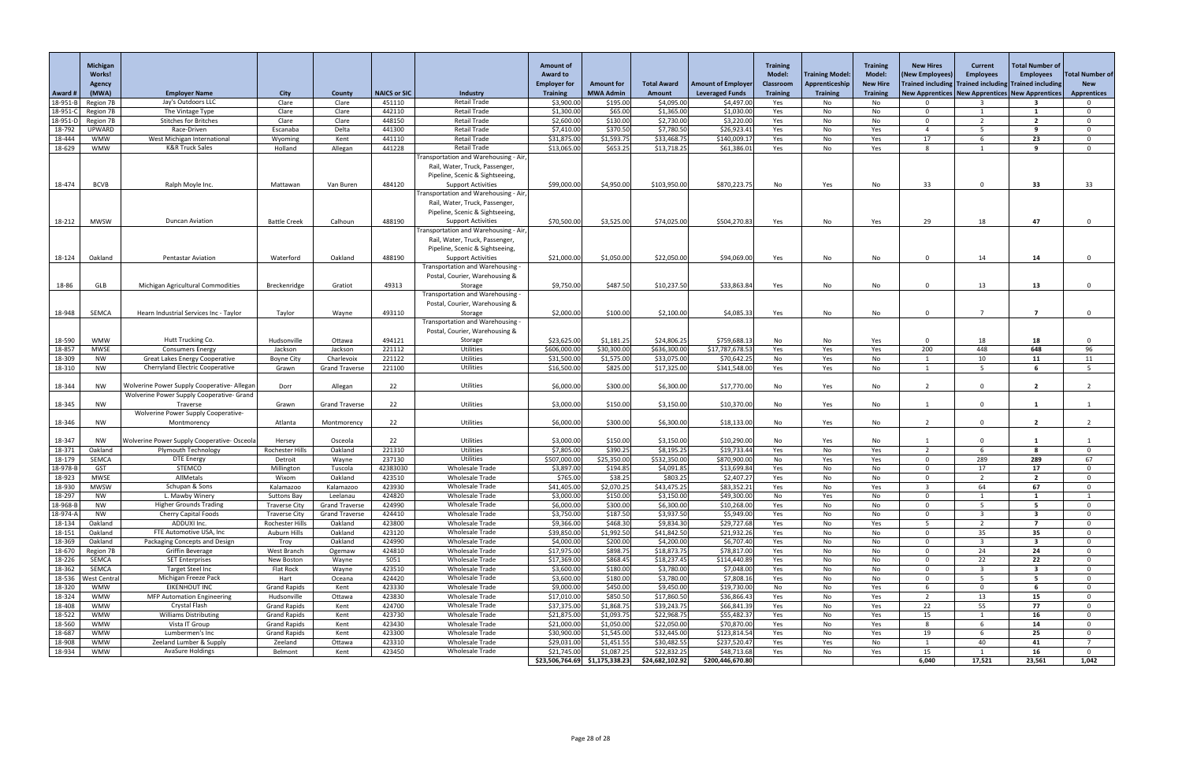| Award # | Michigan Works! Agency (MWA) | Employer Name | City | County | NAICS or SIC | Industry | Amount of Award to Employer for Training | Amount for MWA Admin | Total Award Amount | Amount of Employer Leveraged Funds | Training Model: Classroom Training | Training Model: Apprenticeship Training | Training Model: New Hire Training | New Hires (New Employees) Trained including New Apprentices | Current Employees Trained including New Apprentices | Total Number of Employees Trained including New Apprentices | Total Number of New Apprentices |
|---|---|---|---|---|---|---|---|---|---|---|---|---|---|---|---|---|---|
| 18-951-B | Region 7B | Jay's Outdoors LLC | Clare | Clare | 451110 | Retail Trade | $3,900.00 | $195.00 | $4,095.00 | $4,497.00 | Yes | No | No | 0 | 3 | 3 | 0 |
| 18-951-C | Region 7B | The Vintage Type | Clare | Clare | 442110 | Retail Trade | $1,300.00 | $65.00 | $1,365.00 | $1,030.00 | Yes | No | No | 0 | 1 | 1 | 0 |
| 18-951-D | Region 7B | Stitches for Britches | Clare | Clare | 448150 | Retail Trade | $2,600.00 | $130.00 | $2,730.00 | $3,220.00 | Yes | No | No | 0 | 2 | 2 | 0 |
| 18-792 | UPWARD | Race-Driven | Escanaba | Delta | 441300 | Retail Trade | $7,410.00 | $370.50 | $7,780.50 | $26,923.41 | Yes | No | Yes | 4 | 5 | 9 | 0 |
| 18-444 | WMW | West Michigan International | Wyoming | Kent | 441110 | Retail Trade | $31,875.00 | $1,593.75 | $33,468.75 | $140,009.17 | Yes | No | Yes | 17 | 6 | 23 | 0 |
| 18-629 | WMW | K&R Truck Sales | Holland | Allegan | 441228 | Retail Trade | $13,065.00 | $653.25 | $13,718.25 | $61,386.01 | Yes | No | Yes | 8 | 1 | 9 | 0 |
| 18-474 | BCVB | Ralph Moyle Inc. | Mattawan | Van Buren | 484120 | Transportation and Warehousing - Air, Rail, Water, Truck, Passenger, Pipeline, Scenic & Sightseeing, Support Activities | $99,000.00 | $4,950.00 | $103,950.00 | $870,223.75 | No | Yes | No | 33 | 0 | 33 | 33 |
| 18-212 | MWSW | Duncan Aviation | Battle Creek | Calhoun | 488190 | Transportation and Warehousing - Air, Rail, Water, Truck, Passenger, Pipeline, Scenic & Sightseeing, Support Activities | $70,500.00 | $3,525.00 | $74,025.00 | $504,270.83 | Yes | No | Yes | 29 | 18 | 47 | 0 |
| 18-124 | Oakland | Pentastar Aviation | Waterford | Oakland | 488190 | Transportation and Warehousing - Air, Rail, Water, Truck, Passenger, Pipeline, Scenic & Sightseeing, Support Activities | $21,000.00 | $1,050.00 | $22,050.00 | $94,069.00 | Yes | No | No | 0 | 14 | 14 | 0 |
| 18-86 | GLB | Michigan Agricultural Commodities | Breckenridge | Gratiot | 49313 | Transportation and Warehousing - Postal, Courier, Warehousing & Storage | $9,750.00 | $487.50 | $10,237.50 | $33,863.84 | Yes | No | No | 0 | 13 | 13 | 0 |
| 18-948 | SEMCA | Hearn Industrial Services Inc - Taylor | Taylor | Wayne | 493110 | Transportation and Warehousing - Postal, Courier, Warehousing & Storage | $2,000.00 | $100.00 | $2,100.00 | $4,085.33 | Yes | No | No | 0 | 7 | 7 | 0 |
| 18-590 | WMW | Hutt Trucking Co. | Hudsonville | Ottawa | 494121 | Transportation and Warehousing - Postal, Courier, Warehousing & Storage | $23,625.00 | $1,181.25 | $24,806.25 | $759,688.13 | No | No | Yes | 0 | 18 | 18 | 0 |
| 18-857 | MWSE | Consumers Energy | Jackson | Jackson | 221112 | Utilities | $606,000.00 | $30,300.00 | $636,300.00 | $17,787,678.53 | Yes | Yes | Yes | 200 | 448 | 648 | 96 |
| 18-309 | NW | Great Lakes Energy Cooperative | Boyne City | Charlevoix | 221122 | Utilities | $31,500.00 | $1,575.00 | $33,075.00 | $70,642.25 | No | Yes | No | 1 | 10 | 11 | 11 |
| 18-310 | NW | Cherryland Electric Cooperative | Grawn | Grand Traverse | 221100 | Utilities | $16,500.00 | $825.00 | $17,325.00 | $341,548.00 | Yes | Yes | No | 1 | 5 | 6 | 5 |
| 18-344 | NW | Wolverine Power Supply Cooperative- Allegan | Dorr | Allegan | 22 | Utilities | $6,000.00 | $300.00 | $6,300.00 | $17,770.00 | No | Yes | No | 2 | 0 | 2 | 2 |
| 18-345 | NW | Wolverine Power Supply Cooperative- Grand Traverse | Grawn | Grand Traverse | 22 | Utilities | $3,000.00 | $150.00 | $3,150.00 | $10,370.00 | No | Yes | No | 1 | 0 | 1 | 1 |
| 18-346 | NW | Wolverine Power Supply Cooperative- Montmorency | Atlanta | Montmorency | 22 | Utilities | $6,000.00 | $300.00 | $6,300.00 | $18,133.00 | No | Yes | No | 2 | 0 | 2 | 2 |
| 18-347 | NW | Wolverine Power Supply Cooperative- Osceola | Hersey | Osceola | 22 | Utilities | $3,000.00 | $150.00 | $3,150.00 | $10,290.00 | No | Yes | No | 1 | 0 | 1 | 1 |
| 18-371 | Oakland | Plymouth Technology | Rochester Hills | Oakland | 221310 | Utilities | $7,805.00 | $390.25 | $8,195.25 | $19,733.44 | Yes | No | Yes | 2 | 6 | 8 | 0 |
| 18-179 | SEMCA | DTE Energy | Detroit | Wayne | 237130 | Utilities | $507,000.00 | $25,350.00 | $532,350.00 | $870,900.00 | No | Yes | Yes | 0 | 289 | 289 | 67 |
| 18-978-B | GST | STEMCO | Millington | Tuscola | 42383030 | Wholesale Trade | $3,897.00 | $194.85 | $4,091.85 | $13,699.84 | Yes | No | No | 0 | 17 | 17 | 0 |
| 18-923 | MWSE | AllMetals | Wixom | Oakland | 423510 | Wholesale Trade | $765.00 | $38.25 | $803.25 | $2,407.27 | Yes | No | No | 0 | 2 | 2 | 0 |
| 18-930 | MWSW | Schupan & Sons | Kalamazoo | Kalamazoo | 423930 | Wholesale Trade | $41,405.00 | $2,070.25 | $43,475.25 | $83,352.21 | Yes | No | Yes | 3 | 64 | 67 | 0 |
| 18-297 | NW | L. Mawby Winery | Suttons Bay | Leelanau | 424820 | Wholesale Trade | $3,000.00 | $150.00 | $3,150.00 | $49,300.00 | No | Yes | No | 0 | 1 | 1 | 1 |
| 18-968-B | NW | Higher Grounds Trading | Traverse City | Grand Traverse | 424990 | Wholesale Trade | $6,000.00 | $300.00 | $6,300.00 | $10,268.00 | Yes | No | No | 0 | 5 | 5 | 0 |
| 18-974-A | NW | Cherry Capital Foods | Traverse City | Grand Traverse | 424410 | Wholesale Trade | $3,750.00 | $187.50 | $3,937.50 | $5,949.00 | Yes | No | No | 0 | 3 | 3 | 0 |
| 18-134 | Oakland | ADDUXI Inc. | Rochester Hills | Oakland | 423800 | Wholesale Trade | $9,366.00 | $468.30 | $9,834.30 | $29,727.68 | Yes | No | Yes | 5 | 2 | 7 | 0 |
| 18-151 | Oakland | FTE Automotive USA, Inc | Auburn Hills | Oakland | 423120 | Wholesale Trade | $39,850.00 | $1,992.50 | $41,842.50 | $21,932.26 | Yes | No | No | 0 | 35 | 35 | 0 |
| 18-369 | Oakland | Packaging Concepts and Design | Troy | Oakland | 424990 | Wholesale Trade | $4,000.00 | $200.00 | $4,200.00 | $6,707.40 | Yes | No | No | 0 | 3 | 3 | 0 |
| 18-670 | Region 7B | Griffin Beverage | West Branch | Ogemaw | 424810 | Wholesale Trade | $17,975.00 | $898.75 | $18,873.75 | $78,817.00 | Yes | No | No | 0 | 24 | 24 | 0 |
| 18-226 | SEMCA | SET Enterprises | New Boston | Wayne | 5051 | Wholesale Trade | $17,369.00 | $868.45 | $18,237.45 | $114,440.89 | Yes | No | No | 0 | 22 | 22 | 0 |
| 18-362 | SEMCA | Target Steel Inc | Flat Rock | Wayne | 423510 | Wholesale Trade | $3,600.00 | $180.00 | $3,780.00 | $7,048.00 | Yes | No | No | 0 | 3 | 3 | 0 |
| 18-536 | West Central | Michigan Freeze Pack | Hart | Oceana | 424420 | Wholesale Trade | $3,600.00 | $180.00 | $3,780.00 | $7,808.16 | Yes | No | No | 0 | 5 | 5 | 0 |
| 18-320 | WMW | EIKENHOUT INC | Grand Rapids | Kent | 423330 | Wholesale Trade | $9,000.00 | $450.00 | $9,450.00 | $19,730.00 | No | No | Yes | 6 | 0 | 6 | 0 |
| 18-324 | WMW | MFP Automation Engineering | Hudsonville | Ottawa | 423830 | Wholesale Trade | $17,010.00 | $850.50 | $17,860.50 | $36,866.43 | Yes | No | Yes | 2 | 13 | 15 | 0 |
| 18-408 | WMW | Crystal Flash | Grand Rapids | Kent | 424700 | Wholesale Trade | $37,375.00 | $1,868.75 | $39,243.75 | $66,841.39 | Yes | No | Yes | 22 | 55 | 77 | 0 |
| 18-522 | WMW | Williams Distributing | Grand Rapids | Kent | 423730 | Wholesale Trade | $21,875.00 | $1,093.75 | $22,968.75 | $55,482.37 | Yes | No | Yes | 15 | 1 | 16 | 0 |
| 18-560 | WMW | Vista IT Group | Grand Rapids | Kent | 423430 | Wholesale Trade | $21,000.00 | $1,050.00 | $22,050.00 | $70,870.00 | Yes | No | Yes | 8 | 6 | 14 | 0 |
| 18-687 | WMW | Lumbermen's Inc | Grand Rapids | Kent | 423300 | Wholesale Trade | $30,900.00 | $1,545.00 | $32,445.00 | $123,814.54 | Yes | No | Yes | 19 | 6 | 25 | 0 |
| 18-908 | WMW | Zeeland Lumber & Supply | Zeeland | Ottawa | 423310 | Wholesale Trade | $29,031.00 | $1,451.55 | $30,482.55 | $237,520.47 | Yes | Yes | No | 1 | 40 | 41 | 7 |
| 18-934 | WMW | AvaSure Holdings | Belmont | Kent | 423450 | Wholesale Trade | $21,745.00 | $1,087.25 | $22,832.25 | $48,713.68 | Yes | No | Yes | 15 | 1 | 16 | 0 |
| | | | | | | | $23,506,764.69 | $1,175,338.23 | $24,682,102.92 | $200,446,670.80 | | | | 6,040 | 17,521 | 23,561 | 1,042 |